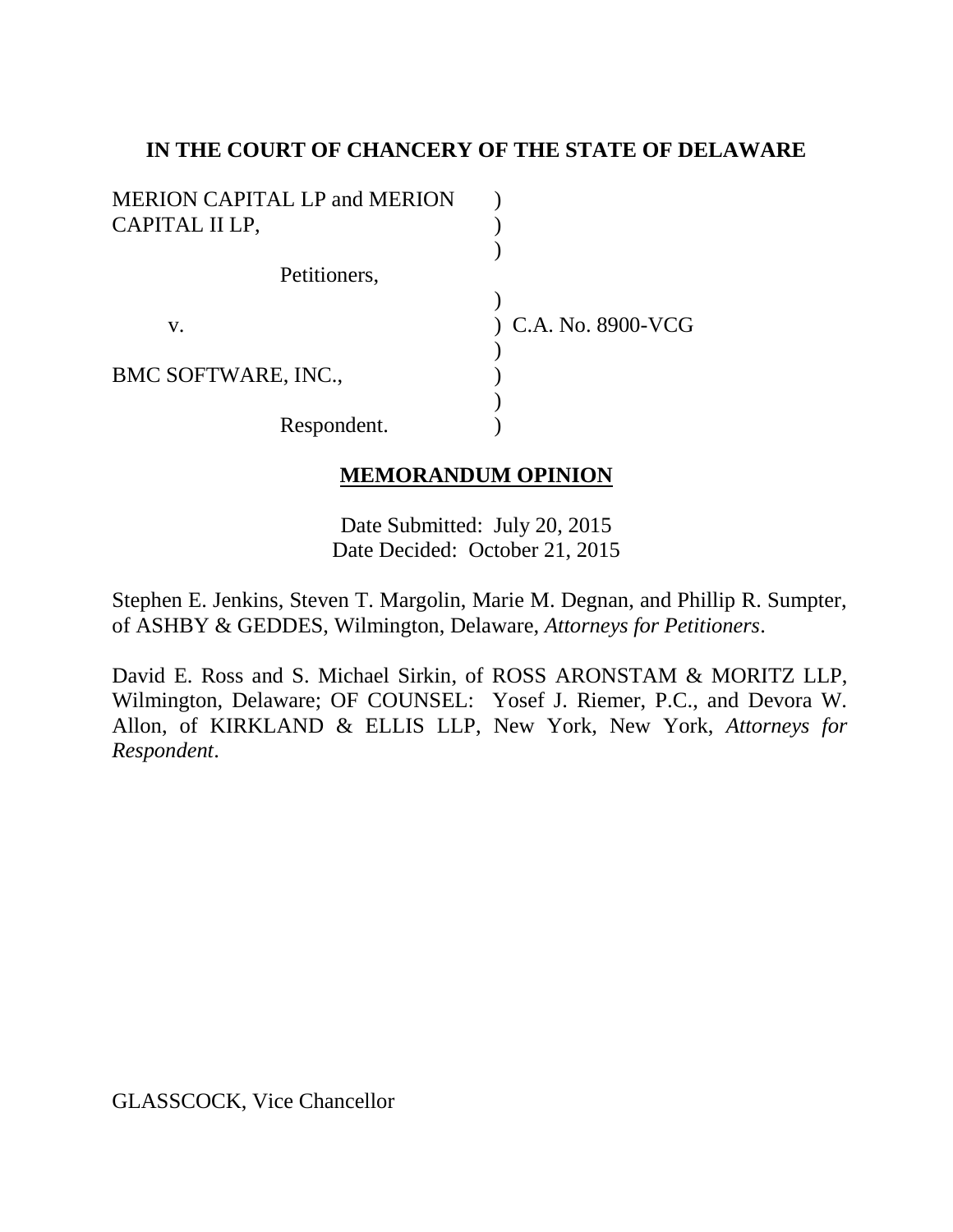**IN THE COURT OF CHANCERY OF THE STATE OF DELAWARE**

| | | |
|---|---|---|
| MERION CAPITAL LP and MERION CAPITAL II LP, | ) | |
| | ) | |
| Petitioners, | ) | |
| | ) | |
| v. | ) | C.A. No. 8900-VCG |
| | ) | |
| BMC SOFTWARE, INC., | ) | |
| | ) | |
| Respondent. | ) | |

**MEMORANDUM OPINION**

Date Submitted: July 20, 2015
Date Decided: October 21, 2015

Stephen E. Jenkins, Steven T. Margolin, Marie M. Degnan, and Phillip R. Sumpter, of ASHBY & GEDDES, Wilmington, Delaware, *Attorneys for Petitioners*.

David E. Ross and S. Michael Sirkin, of ROSS ARONSTAM & MORITZ LLP, Wilmington, Delaware; OF COUNSEL: Yosef J. Riemer, P.C., and Devora W. Allon, of KIRKLAND & ELLIS LLP, New York, New York, *Attorneys for Respondent*.

GLASSCOCK, Vice Chancellor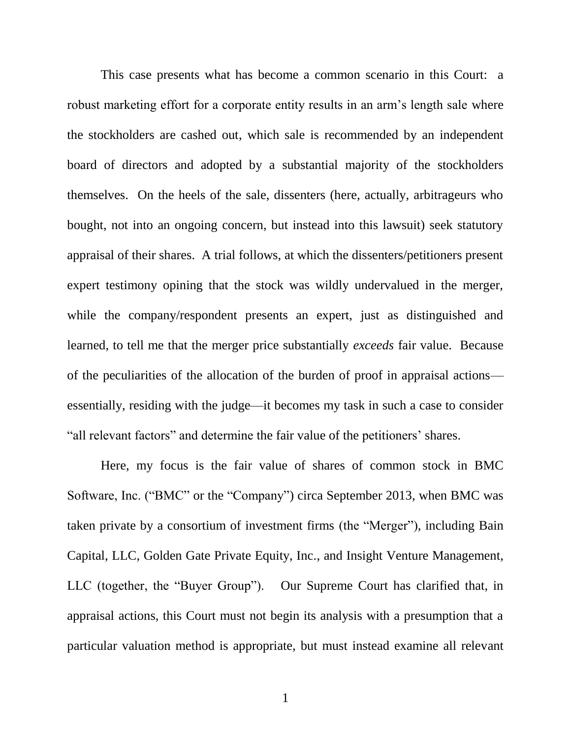This case presents what has become a common scenario in this Court: a robust marketing effort for a corporate entity results in an arm's length sale where the stockholders are cashed out, which sale is recommended by an independent board of directors and adopted by a substantial majority of the stockholders themselves. On the heels of the sale, dissenters (here, actually, arbitrageurs who bought, not into an ongoing concern, but instead into this lawsuit) seek statutory appraisal of their shares. A trial follows, at which the dissenters/petitioners present expert testimony opining that the stock was wildly undervalued in the merger, while the company/respondent presents an expert, just as distinguished and learned, to tell me that the merger price substantially *exceeds* fair value. Because of the peculiarities of the allocation of the burden of proof in appraisal actions—essentially, residing with the judge—it becomes my task in such a case to consider "all relevant factors" and determine the fair value of the petitioners' shares.

Here, my focus is the fair value of shares of common stock in BMC Software, Inc. ("BMC" or the "Company") circa September 2013, when BMC was taken private by a consortium of investment firms (the "Merger"), including Bain Capital, LLC, Golden Gate Private Equity, Inc., and Insight Venture Management, LLC (together, the "Buyer Group"). Our Supreme Court has clarified that, in appraisal actions, this Court must not begin its analysis with a presumption that a particular valuation method is appropriate, but must instead examine all relevant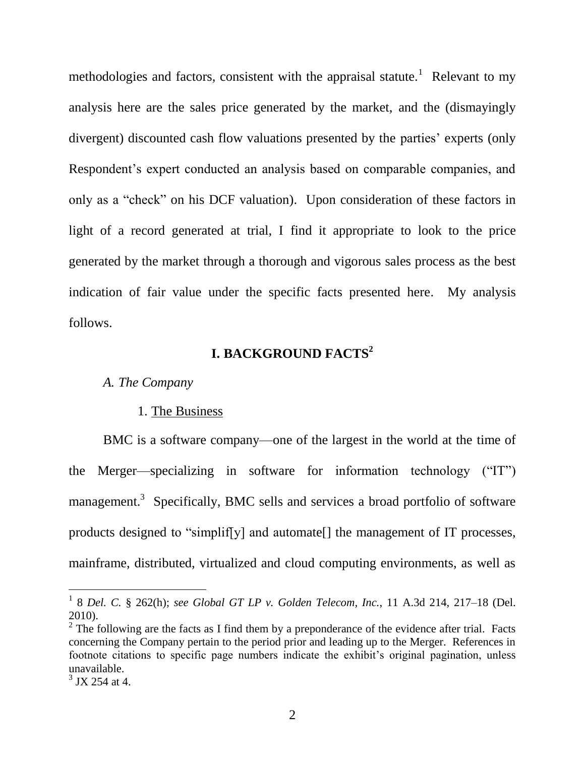methodologies and factors, consistent with the appraisal statute.[1] Relevant to my analysis here are the sales price generated by the market, and the (dismayingly divergent) discounted cash flow valuations presented by the parties' experts (only Respondent's expert conducted an analysis based on comparable companies, and only as a "check" on his DCF valuation). Upon consideration of these factors in light of a record generated at trial, I find it appropriate to look to the price generated by the market through a thorough and vigorous sales process as the best indication of fair value under the specific facts presented here. My analysis follows.

## I. BACKGROUND FACTS[2]

### *A. The Company*

#### 1. The Business

BMC is a software company—one of the largest in the world at the time of the Merger—specializing in software for information technology ("IT") management.[3] Specifically, BMC sells and services a broad portfolio of software products designed to "simplif[y] and automate[] the management of IT processes, mainframe, distributed, virtualized and cloud computing environments, as well as

---

[1] 8 *Del. C.* § 262(h); *see Global GT LP v. Golden Telecom, Inc.*, 11 A.3d 214, 217–18 (Del. 2010).

[2] The following are the facts as I find them by a preponderance of the evidence after trial. Facts concerning the Company pertain to the period prior and leading up to the Merger. References in footnote citations to specific page numbers indicate the exhibit's original pagination, unless unavailable.

[3] JX 254 at 4.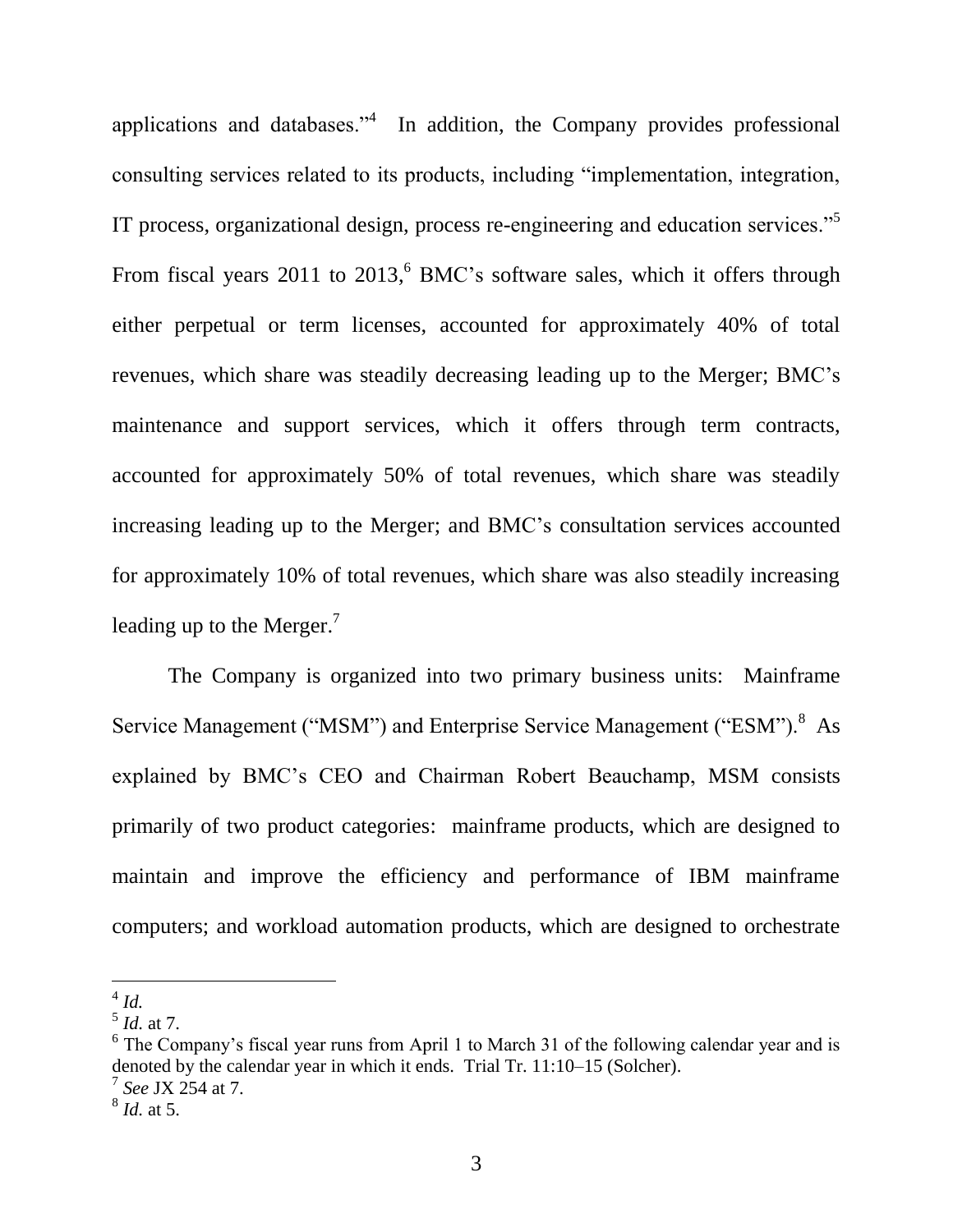applications and databases."[4] In addition, the Company provides professional consulting services related to its products, including "implementation, integration, IT process, organizational design, process re-engineering and education services."[5] From fiscal years 2011 to 2013,[6] BMC's software sales, which it offers through either perpetual or term licenses, accounted for approximately 40% of total revenues, which share was steadily decreasing leading up to the Merger; BMC's maintenance and support services, which it offers through term contracts, accounted for approximately 50% of total revenues, which share was steadily increasing leading up to the Merger; and BMC's consultation services accounted for approximately 10% of total revenues, which share was also steadily increasing leading up to the Merger.[7]

The Company is organized into two primary business units: Mainframe Service Management ("MSM") and Enterprise Service Management ("ESM").[8] As explained by BMC's CEO and Chairman Robert Beauchamp, MSM consists primarily of two product categories: mainframe products, which are designed to maintain and improve the efficiency and performance of IBM mainframe computers; and workload automation products, which are designed to orchestrate

---

[4] *Id.*

[5] *Id.* at 7.

[6] The Company's fiscal year runs from April 1 to March 31 of the following calendar year and is denoted by the calendar year in which it ends. Trial Tr. 11:10–15 (Solcher).

[7] *See* JX 254 at 7.

[8] *Id.* at 5.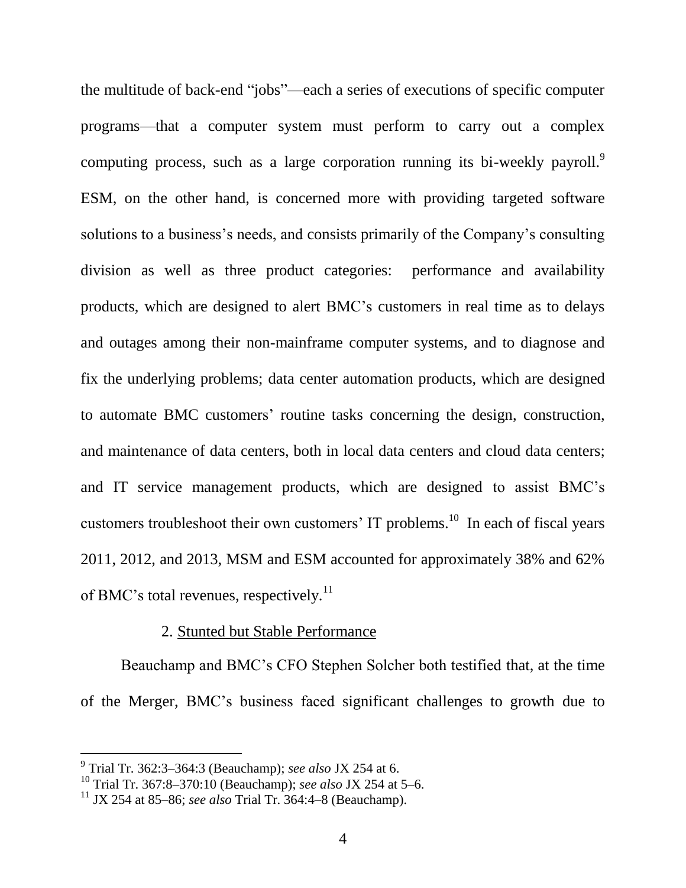the multitude of back-end "jobs"—each a series of executions of specific computer programs—that a computer system must perform to carry out a complex computing process, such as a large corporation running its bi-weekly payroll.[9] ESM, on the other hand, is concerned more with providing targeted software solutions to a business's needs, and consists primarily of the Company's consulting division as well as three product categories: performance and availability products, which are designed to alert BMC's customers in real time as to delays and outages among their non-mainframe computer systems, and to diagnose and fix the underlying problems; data center automation products, which are designed to automate BMC customers' routine tasks concerning the design, construction, and maintenance of data centers, both in local data centers and cloud data centers; and IT service management products, which are designed to assist BMC's customers troubleshoot their own customers' IT problems.[10] In each of fiscal years 2011, 2012, and 2013, MSM and ESM accounted for approximately 38% and 62% of BMC's total revenues, respectively.[11]

2. Stunted but Stable Performance

Beauchamp and BMC's CFO Stephen Solcher both testified that, at the time of the Merger, BMC's business faced significant challenges to growth due to

---

[9] Trial Tr. 362:3–364:3 (Beauchamp); *see also* JX 254 at 6.

[10] Trial Tr. 367:8–370:10 (Beauchamp); *see also* JX 254 at 5–6.

[11] JX 254 at 85–86; *see also* Trial Tr. 364:4–8 (Beauchamp).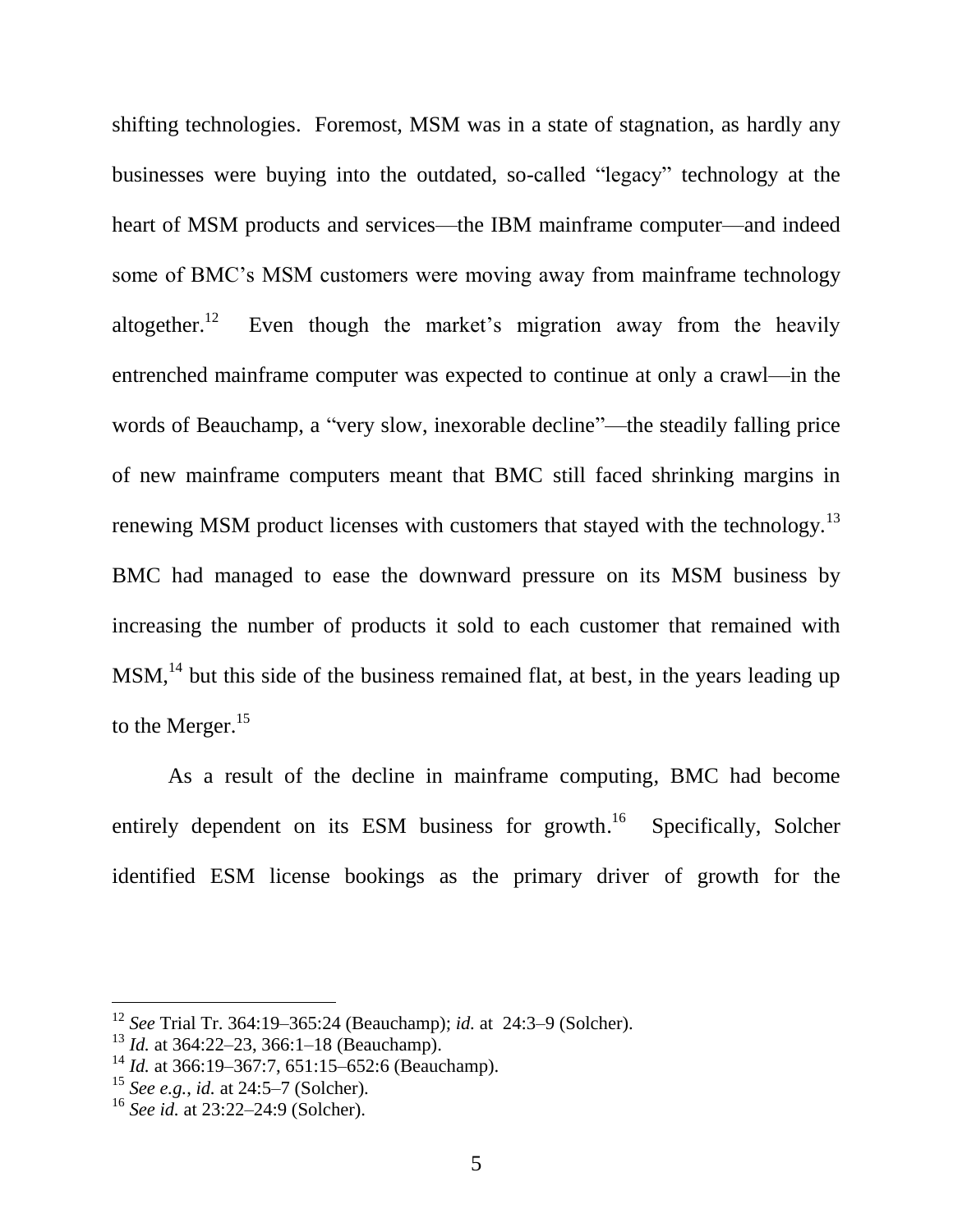shifting technologies. Foremost, MSM was in a state of stagnation, as hardly any businesses were buying into the outdated, so-called "legacy" technology at the heart of MSM products and services—the IBM mainframe computer—and indeed some of BMC's MSM customers were moving away from mainframe technology altogether.[12] Even though the market's migration away from the heavily entrenched mainframe computer was expected to continue at only a crawl—in the words of Beauchamp, a "very slow, inexorable decline"—the steadily falling price of new mainframe computers meant that BMC still faced shrinking margins in renewing MSM product licenses with customers that stayed with the technology.[13] BMC had managed to ease the downward pressure on its MSM business by increasing the number of products it sold to each customer that remained with MSM,[14] but this side of the business remained flat, at best, in the years leading up to the Merger.[15]

As a result of the decline in mainframe computing, BMC had become entirely dependent on its ESM business for growth.[16] Specifically, Solcher identified ESM license bookings as the primary driver of growth for the

---

[12] *See* Trial Tr. 364:19–365:24 (Beauchamp); *id.* at 24:3–9 (Solcher).

[13] *Id.* at 364:22–23, 366:1–18 (Beauchamp).

[14] *Id.* at 366:19–367:7, 651:15–652:6 (Beauchamp).

[15] *See e.g.*, *id.* at 24:5–7 (Solcher).

[16] *See id.* at 23:22–24:9 (Solcher).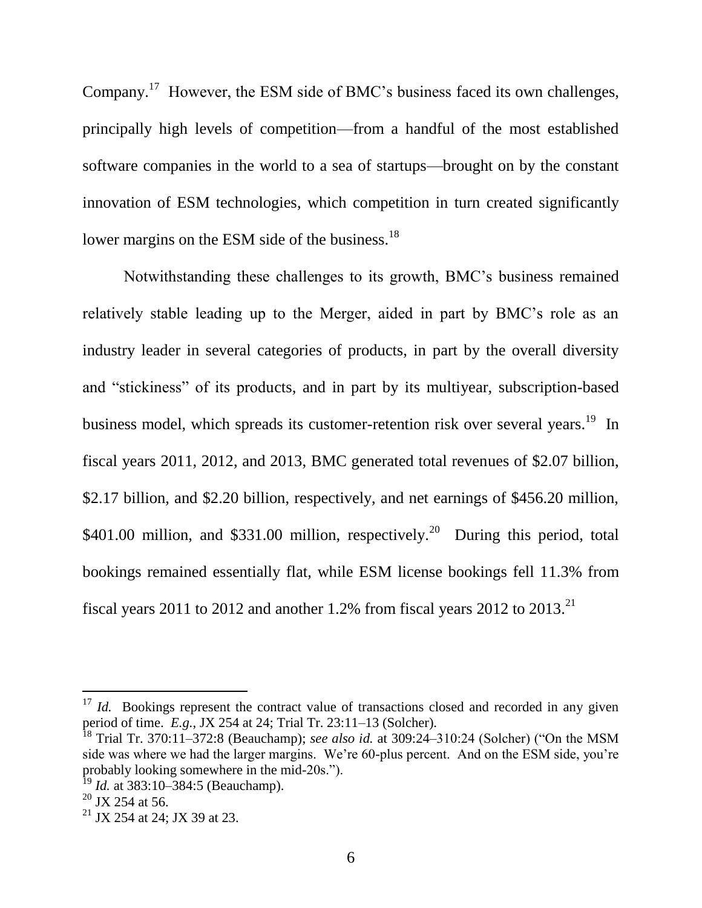Company.[17] However, the ESM side of BMC's business faced its own challenges, principally high levels of competition—from a handful of the most established software companies in the world to a sea of startups—brought on by the constant innovation of ESM technologies, which competition in turn created significantly lower margins on the ESM side of the business.[18]

Notwithstanding these challenges to its growth, BMC's business remained relatively stable leading up to the Merger, aided in part by BMC's role as an industry leader in several categories of products, in part by the overall diversity and "stickiness" of its products, and in part by its multiyear, subscription-based business model, which spreads its customer-retention risk over several years.[19] In fiscal years 2011, 2012, and 2013, BMC generated total revenues of \$2.07 billion, \$2.17 billion, and \$2.20 billion, respectively, and net earnings of \$456.20 million, \$401.00 million, and \$331.00 million, respectively.[20] During this period, total bookings remained essentially flat, while ESM license bookings fell 11.3% from fiscal years 2011 to 2012 and another 1.2% from fiscal years 2012 to 2013.[21]

---

[17] *Id.* Bookings represent the contract value of transactions closed and recorded in any given period of time. *E.g.*, JX 254 at 24; Trial Tr. 23:11–13 (Solcher).

[18] Trial Tr. 370:11–372:8 (Beauchamp); *see also id.* at 309:24–310:24 (Solcher) ("On the MSM side was where we had the larger margins. We're 60-plus percent. And on the ESM side, you're probably looking somewhere in the mid-20s.").

[19] *Id.* at 383:10–384:5 (Beauchamp).

[20] JX 254 at 56.

[21] JX 254 at 24; JX 39 at 23.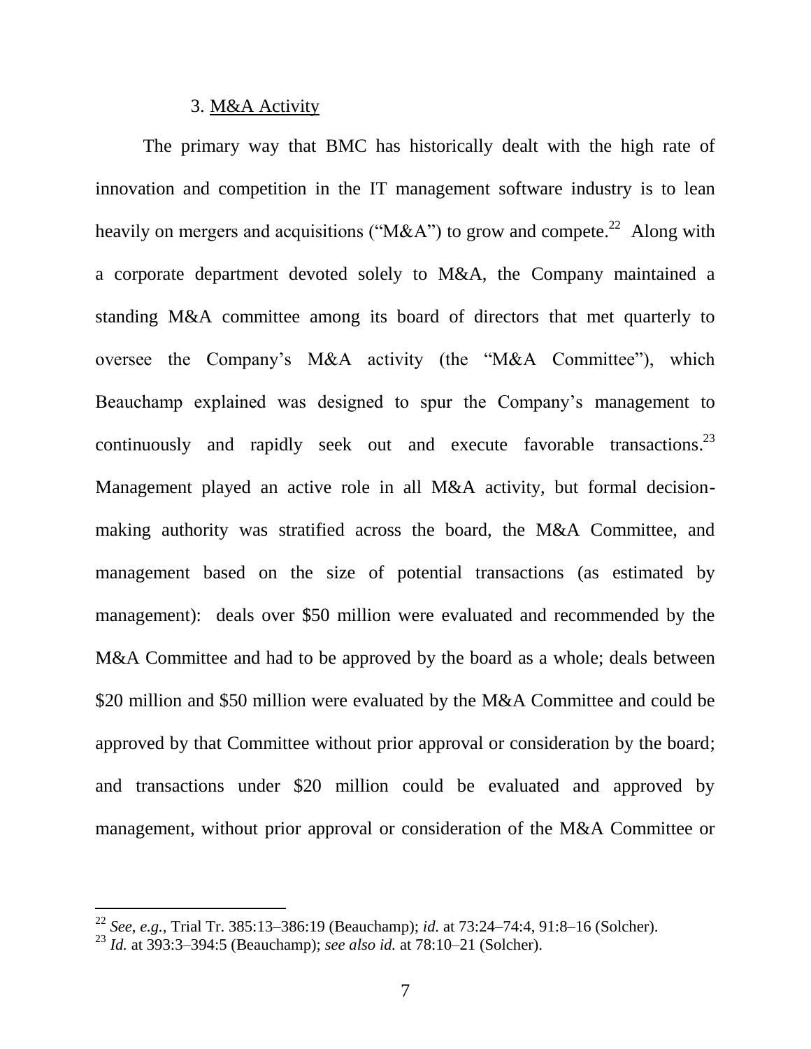### 3. M&A Activity

The primary way that BMC has historically dealt with the high rate of innovation and competition in the IT management software industry is to lean heavily on mergers and acquisitions ("M&A") to grow and compete.[22] Along with a corporate department devoted solely to M&A, the Company maintained a standing M&A committee among its board of directors that met quarterly to oversee the Company's M&A activity (the "M&A Committee"), which Beauchamp explained was designed to spur the Company's management to continuously and rapidly seek out and execute favorable transactions.[23] Management played an active role in all M&A activity, but formal decision-making authority was stratified across the board, the M&A Committee, and management based on the size of potential transactions (as estimated by management): deals over $50 million were evaluated and recommended by the M&A Committee and had to be approved by the board as a whole; deals between $20 million and $50 million were evaluated by the M&A Committee and could be approved by that Committee without prior approval or consideration by the board; and transactions under $20 million could be evaluated and approved by management, without prior approval or consideration of the M&A Committee or

---

[22] *See, e.g.*, Trial Tr. 385:13–386:19 (Beauchamp); *id.* at 73:24–74:4, 91:8–16 (Solcher).

[23] *Id.* at 393:3–394:5 (Beauchamp); *see also id.* at 78:10–21 (Solcher).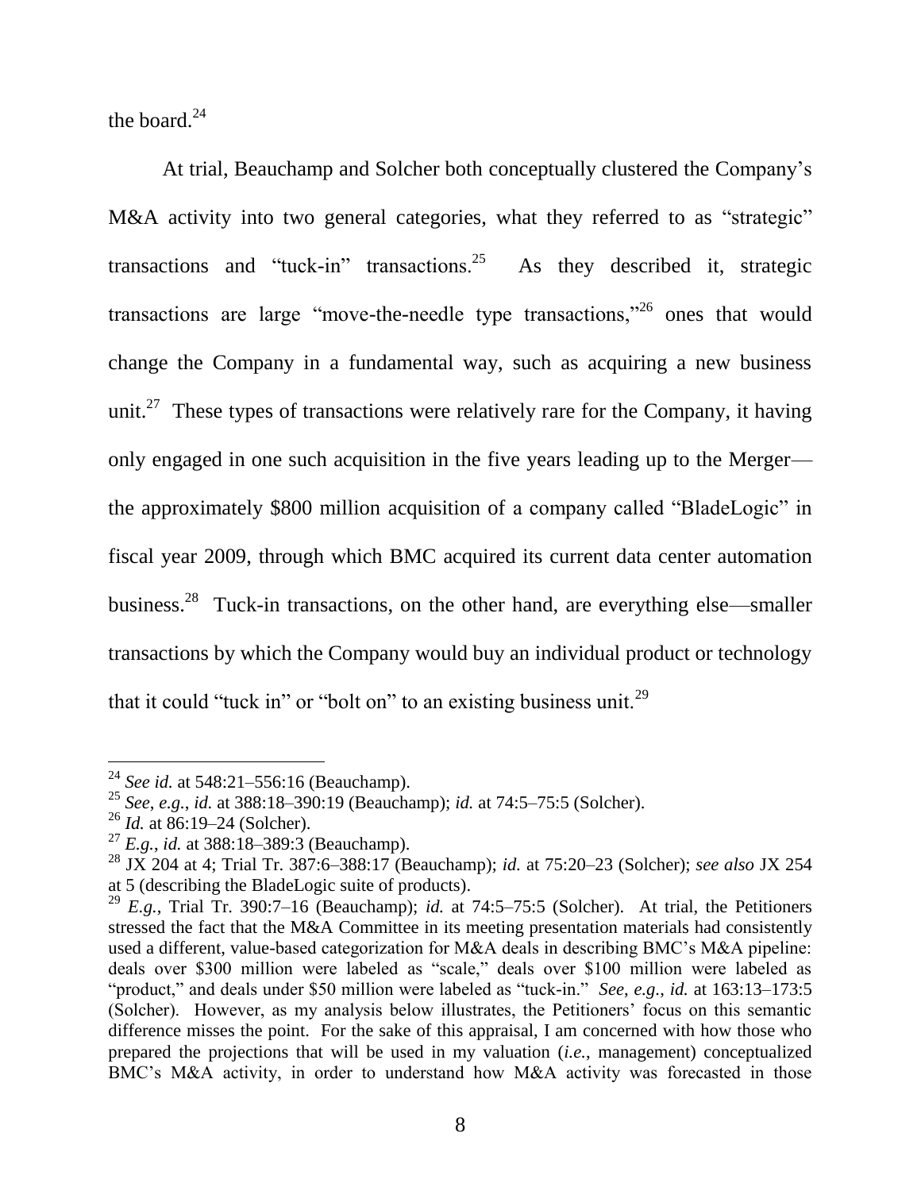the board.[24]

At trial, Beauchamp and Solcher both conceptually clustered the Company's M&A activity into two general categories, what they referred to as "strategic" transactions and "tuck-in" transactions.[25] As they described it, strategic transactions are large "move-the-needle type transactions,"[26] ones that would change the Company in a fundamental way, such as acquiring a new business unit.[27] These types of transactions were relatively rare for the Company, it having only engaged in one such acquisition in the five years leading up to the Merger—the approximately $800 million acquisition of a company called "BladeLogic" in fiscal year 2009, through which BMC acquired its current data center automation business.[28] Tuck-in transactions, on the other hand, are everything else—smaller transactions by which the Company would buy an individual product or technology that it could "tuck in" or "bolt on" to an existing business unit.[29]

---

[24] *See id.* at 548:21–556:16 (Beauchamp).

[25] *See, e.g.*, *id.* at 388:18–390:19 (Beauchamp); *id.* at 74:5–75:5 (Solcher).

[26] *Id.* at 86:19–24 (Solcher).

[27] *E.g.*, *id.* at 388:18–389:3 (Beauchamp).

[28] JX 204 at 4; Trial Tr. 387:6–388:17 (Beauchamp); *id.* at 75:20–23 (Solcher); *see also* JX 254 at 5 (describing the BladeLogic suite of products).

[29] *E.g.*, Trial Tr. 390:7–16 (Beauchamp); *id.* at 74:5–75:5 (Solcher). At trial, the Petitioners stressed the fact that the M&A Committee in its meeting presentation materials had consistently used a different, value-based categorization for M&A deals in describing BMC's M&A pipeline: deals over $300 million were labeled as "scale," deals over $100 million were labeled as "product," and deals under $50 million were labeled as "tuck-in." *See, e.g.*, *id.* at 163:13–173:5 (Solcher). However, as my analysis below illustrates, the Petitioners' focus on this semantic difference misses the point. For the sake of this appraisal, I am concerned with how those who prepared the projections that will be used in my valuation (*i.e.*, management) conceptualized BMC's M&A activity, in order to understand how M&A activity was forecasted in those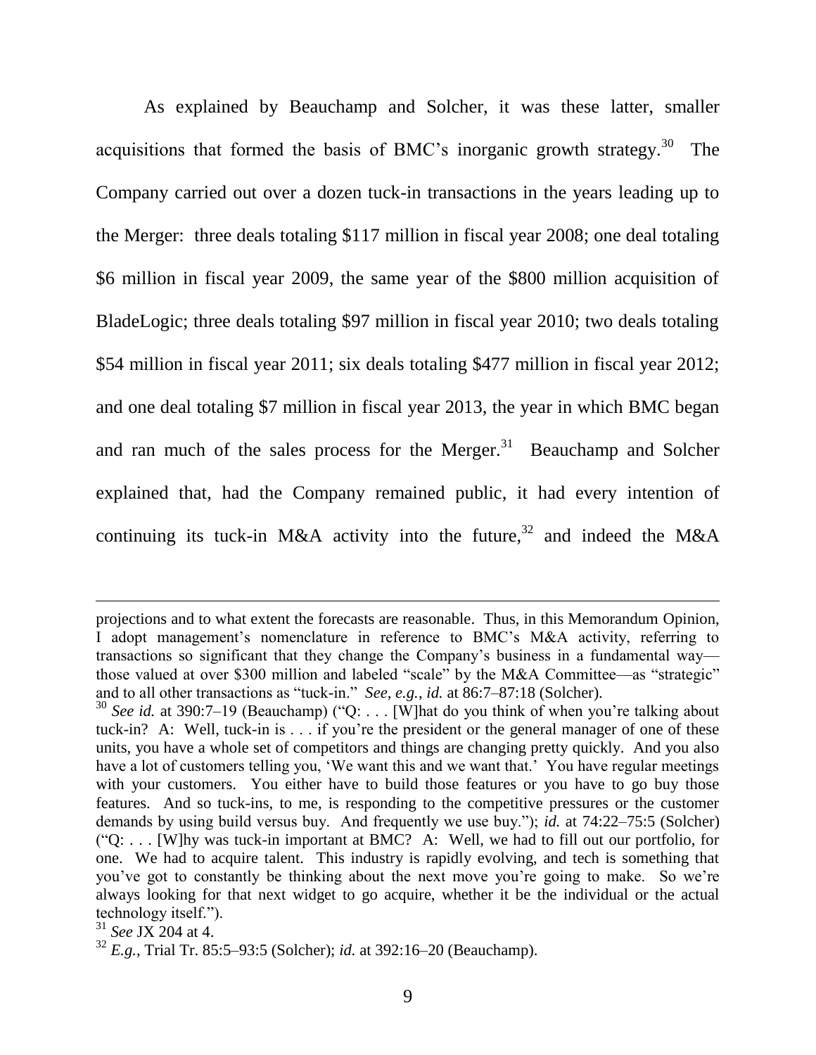As explained by Beauchamp and Solcher, it was these latter, smaller acquisitions that formed the basis of BMC's inorganic growth strategy.[30] The Company carried out over a dozen tuck-in transactions in the years leading up to the Merger: three deals totaling $117 million in fiscal year 2008; one deal totaling $6 million in fiscal year 2009, the same year of the $800 million acquisition of BladeLogic; three deals totaling $97 million in fiscal year 2010; two deals totaling $54 million in fiscal year 2011; six deals totaling $477 million in fiscal year 2012; and one deal totaling $7 million in fiscal year 2013, the year in which BMC began and ran much of the sales process for the Merger.[31] Beauchamp and Solcher explained that, had the Company remained public, it had every intention of continuing its tuck-in M&A activity into the future,[32] and indeed the M&A

---

projections and to what extent the forecasts are reasonable. Thus, in this Memorandum Opinion, I adopt management's nomenclature in reference to BMC's M&A activity, referring to transactions so significant that they change the Company's business in a fundamental way—those valued at over $300 million and labeled "scale" by the M&A Committee—as "strategic" and to all other transactions as "tuck-in." *See*, *e.g.*, *id.* at 86:7–87:18 (Solcher).

[30] *See id.* at 390:7–19 (Beauchamp) ("Q: . . . [W]hat do you think of when you're talking about tuck-in? A: Well, tuck-in is . . . if you're the president or the general manager of one of these units, you have a whole set of competitors and things are changing pretty quickly. And you also have a lot of customers telling you, 'We want this and we want that.' You have regular meetings with your customers. You either have to build those features or you have to go buy those features. And so tuck-ins, to me, is responding to the competitive pressures or the customer demands by using build versus buy. And frequently we use buy."); *id.* at 74:22–75:5 (Solcher) ("Q: . . . [W]hy was tuck-in important at BMC? A: Well, we had to fill out our portfolio, for one. We had to acquire talent. This industry is rapidly evolving, and tech is something that you've got to constantly be thinking about the next move you're going to make. So we're always looking for that next widget to go acquire, whether it be the individual or the actual technology itself.").

[31] *See* JX 204 at 4.

[32] *E.g.*, Trial Tr. 85:5–93:5 (Solcher); *id.* at 392:16–20 (Beauchamp).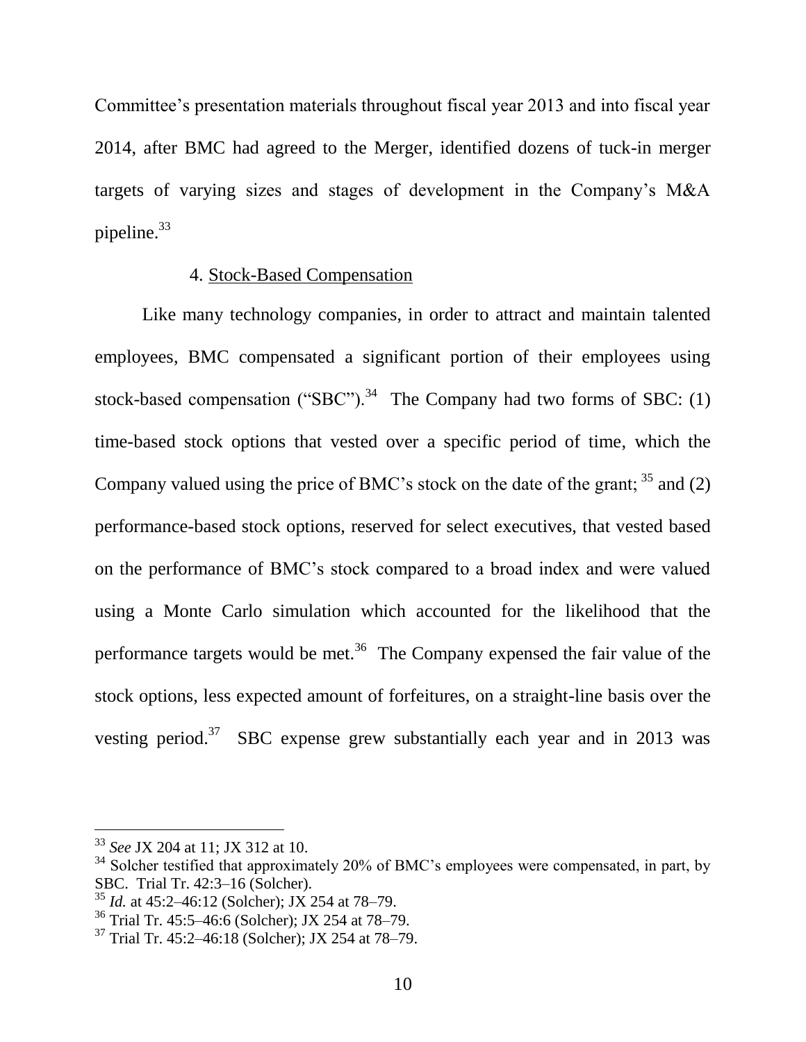Committee's presentation materials throughout fiscal year 2013 and into fiscal year 2014, after BMC had agreed to the Merger, identified dozens of tuck-in merger targets of varying sizes and stages of development in the Company's M&A pipeline.[33]

4. Stock-Based Compensation

Like many technology companies, in order to attract and maintain talented employees, BMC compensated a significant portion of their employees using stock-based compensation ("SBC").[34] The Company had two forms of SBC: (1) time-based stock options that vested over a specific period of time, which the Company valued using the price of BMC's stock on the date of the grant; [35] and (2) performance-based stock options, reserved for select executives, that vested based on the performance of BMC's stock compared to a broad index and were valued using a Monte Carlo simulation which accounted for the likelihood that the performance targets would be met.[36] The Company expensed the fair value of the stock options, less expected amount of forfeitures, on a straight-line basis over the vesting period.[37] SBC expense grew substantially each year and in 2013 was

---

[33] *See* JX 204 at 11; JX 312 at 10.

[34] Solcher testified that approximately 20% of BMC's employees were compensated, in part, by SBC. Trial Tr. 42:3–16 (Solcher).

[35] *Id.* at 45:2–46:12 (Solcher); JX 254 at 78–79.

[36] Trial Tr. 45:5–46:6 (Solcher); JX 254 at 78–79.

[37] Trial Tr. 45:2–46:18 (Solcher); JX 254 at 78–79.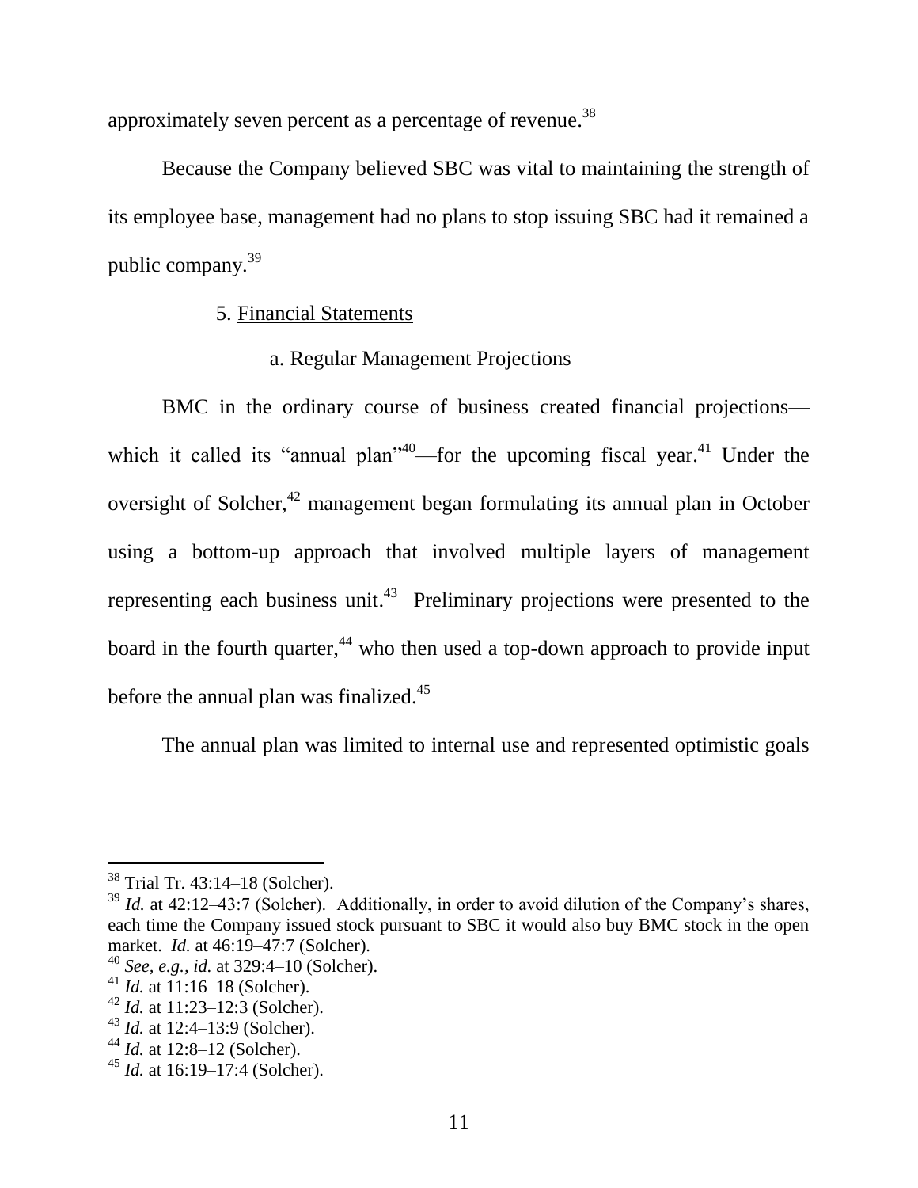approximately seven percent as a percentage of revenue.[38]

Because the Company believed SBC was vital to maintaining the strength of its employee base, management had no plans to stop issuing SBC had it remained a public company.[39]

5. Financial Statements

a. Regular Management Projections

BMC in the ordinary course of business created financial projections—which it called its "annual plan"[40]—for the upcoming fiscal year.[41] Under the oversight of Solcher,[42] management began formulating its annual plan in October using a bottom-up approach that involved multiple layers of management representing each business unit.[43] Preliminary projections were presented to the board in the fourth quarter,[44] who then used a top-down approach to provide input before the annual plan was finalized.[45]

The annual plan was limited to internal use and represented optimistic goals

---

[38] Trial Tr. 43:14–18 (Solcher).

[39] *Id.* at 42:12–43:7 (Solcher). Additionally, in order to avoid dilution of the Company's shares, each time the Company issued stock pursuant to SBC it would also buy BMC stock in the open market. *Id.* at 46:19–47:7 (Solcher).

[40] *See, e.g.*, *id.* at 329:4–10 (Solcher).

[41] *Id.* at 11:16–18 (Solcher).

[42] *Id.* at 11:23–12:3 (Solcher).

[43] *Id.* at 12:4–13:9 (Solcher).

[44] *Id.* at 12:8–12 (Solcher).

[45] *Id.* at 16:19–17:4 (Solcher).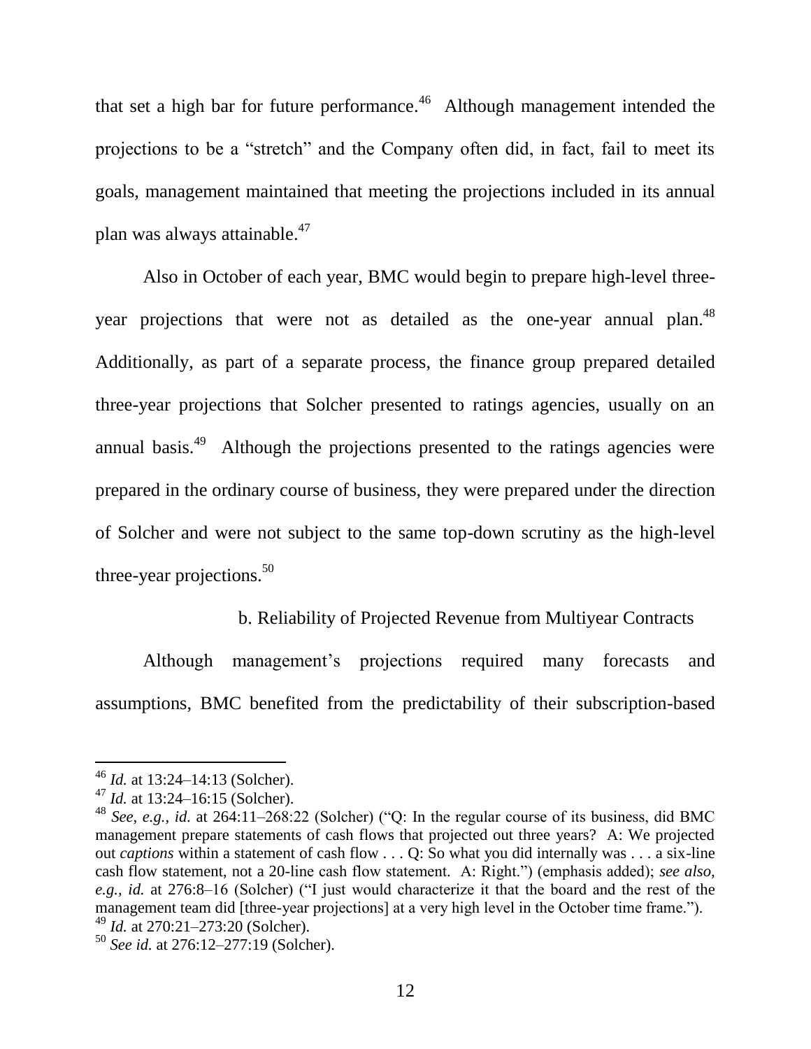that set a high bar for future performance.[46] Although management intended the projections to be a "stretch" and the Company often did, in fact, fail to meet its goals, management maintained that meeting the projections included in its annual plan was always attainable.[47]

Also in October of each year, BMC would begin to prepare high-level three-year projections that were not as detailed as the one-year annual plan.[48] Additionally, as part of a separate process, the finance group prepared detailed three-year projections that Solcher presented to ratings agencies, usually on an annual basis.[49] Although the projections presented to the ratings agencies were prepared in the ordinary course of business, they were prepared under the direction of Solcher and were not subject to the same top-down scrutiny as the high-level three-year projections.[50]

b. Reliability of Projected Revenue from Multiyear Contracts

Although management's projections required many forecasts and assumptions, BMC benefited from the predictability of their subscription-based

---

[46] *Id.* at 13:24–14:13 (Solcher).

[47] *Id.* at 13:24–16:15 (Solcher).

[48] *See, e.g.*, *id.* at 264:11–268:22 (Solcher) ("Q: In the regular course of its business, did BMC management prepare statements of cash flows that projected out three years? A: We projected out *captions* within a statement of cash flow . . . Q: So what you did internally was . . . a six-line cash flow statement, not a 20-line cash flow statement. A: Right.") (emphasis added); *see also, e.g.*, *id.* at 276:8–16 (Solcher) ("I just would characterize it that the board and the rest of the management team did [three-year projections] at a very high level in the October time frame.").

[49] *Id.* at 270:21–273:20 (Solcher).

[50] *See id.* at 276:12–277:19 (Solcher).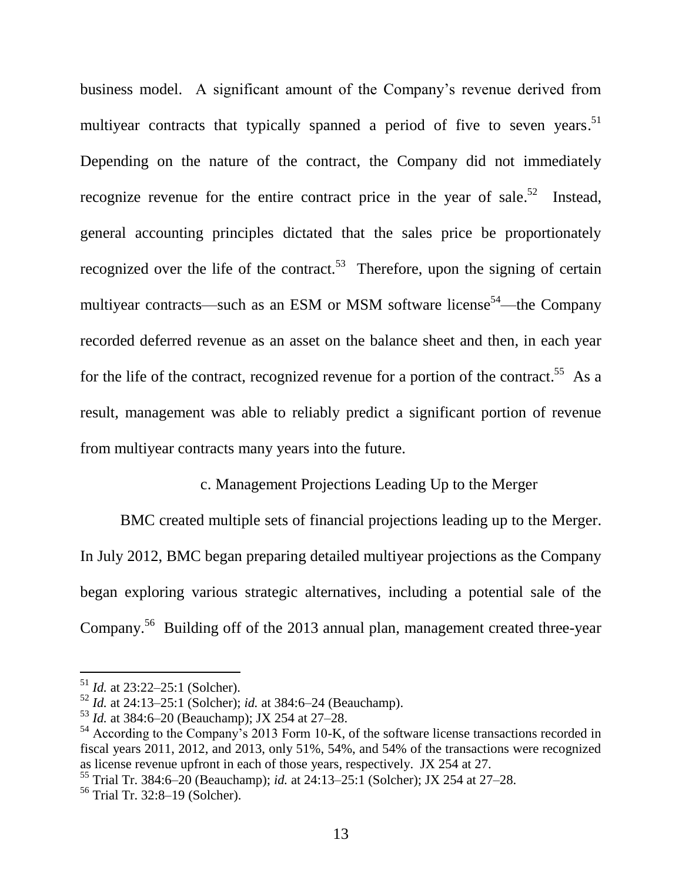business model. A significant amount of the Company's revenue derived from multiyear contracts that typically spanned a period of five to seven years.[51] Depending on the nature of the contract, the Company did not immediately recognize revenue for the entire contract price in the year of sale.[52] Instead, general accounting principles dictated that the sales price be proportionately recognized over the life of the contract.[53] Therefore, upon the signing of certain multiyear contracts—such as an ESM or MSM software license[54]—the Company recorded deferred revenue as an asset on the balance sheet and then, in each year for the life of the contract, recognized revenue for a portion of the contract.[55] As a result, management was able to reliably predict a significant portion of revenue from multiyear contracts many years into the future.

#### c. Management Projections Leading Up to the Merger

BMC created multiple sets of financial projections leading up to the Merger. In July 2012, BMC began preparing detailed multiyear projections as the Company began exploring various strategic alternatives, including a potential sale of the Company.[56] Building off of the 2013 annual plan, management created three-year

---

[51] *Id.* at 23:22–25:1 (Solcher).

[52] *Id.* at 24:13–25:1 (Solcher); *id.* at 384:6–24 (Beauchamp).

[53] *Id.* at 384:6–20 (Beauchamp); JX 254 at 27–28.

[54] According to the Company's 2013 Form 10-K, of the software license transactions recorded in fiscal years 2011, 2012, and 2013, only 51%, 54%, and 54% of the transactions were recognized as license revenue upfront in each of those years, respectively. JX 254 at 27.

[55] Trial Tr. 384:6–20 (Beauchamp); *id.* at 24:13–25:1 (Solcher); JX 254 at 27–28.

[56] Trial Tr. 32:8–19 (Solcher).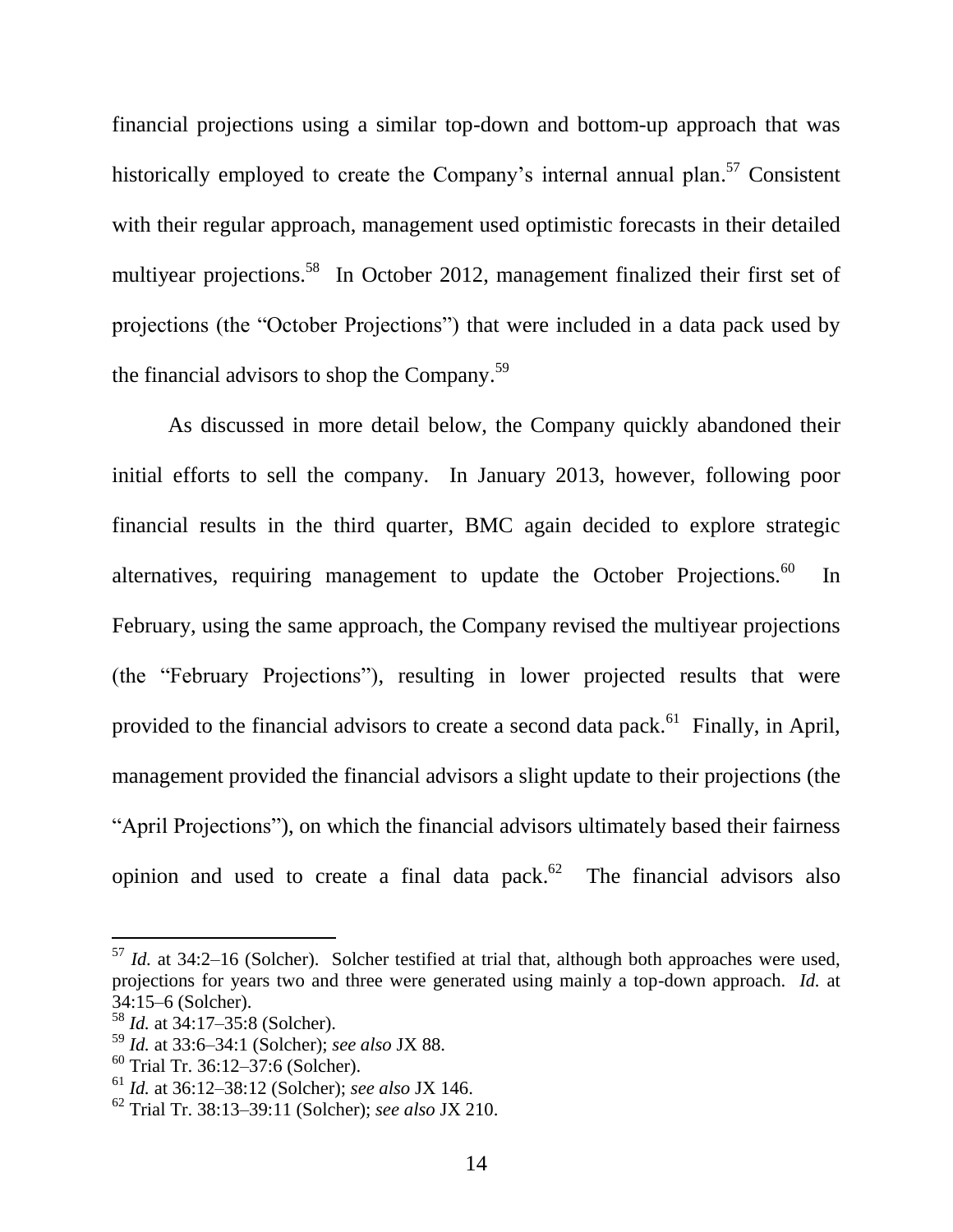financial projections using a similar top-down and bottom-up approach that was historically employed to create the Company's internal annual plan.[57] Consistent with their regular approach, management used optimistic forecasts in their detailed multiyear projections.[58] In October 2012, management finalized their first set of projections (the "October Projections") that were included in a data pack used by the financial advisors to shop the Company.[59]

As discussed in more detail below, the Company quickly abandoned their initial efforts to sell the company. In January 2013, however, following poor financial results in the third quarter, BMC again decided to explore strategic alternatives, requiring management to update the October Projections.[60] In February, using the same approach, the Company revised the multiyear projections (the "February Projections"), resulting in lower projected results that were provided to the financial advisors to create a second data pack.[61] Finally, in April, management provided the financial advisors a slight update to their projections (the "April Projections"), on which the financial advisors ultimately based their fairness opinion and used to create a final data pack.[62] The financial advisors also

---

[57] *Id.* at 34:2–16 (Solcher). Solcher testified at trial that, although both approaches were used, projections for years two and three were generated using mainly a top-down approach. *Id.* at 34:15–6 (Solcher).

[58] *Id.* at 34:17–35:8 (Solcher).

[59] *Id.* at 33:6–34:1 (Solcher); *see also* JX 88.

[60] Trial Tr. 36:12–37:6 (Solcher).

[61] *Id.* at 36:12–38:12 (Solcher); *see also* JX 146.

[62] Trial Tr. 38:13–39:11 (Solcher); *see also* JX 210.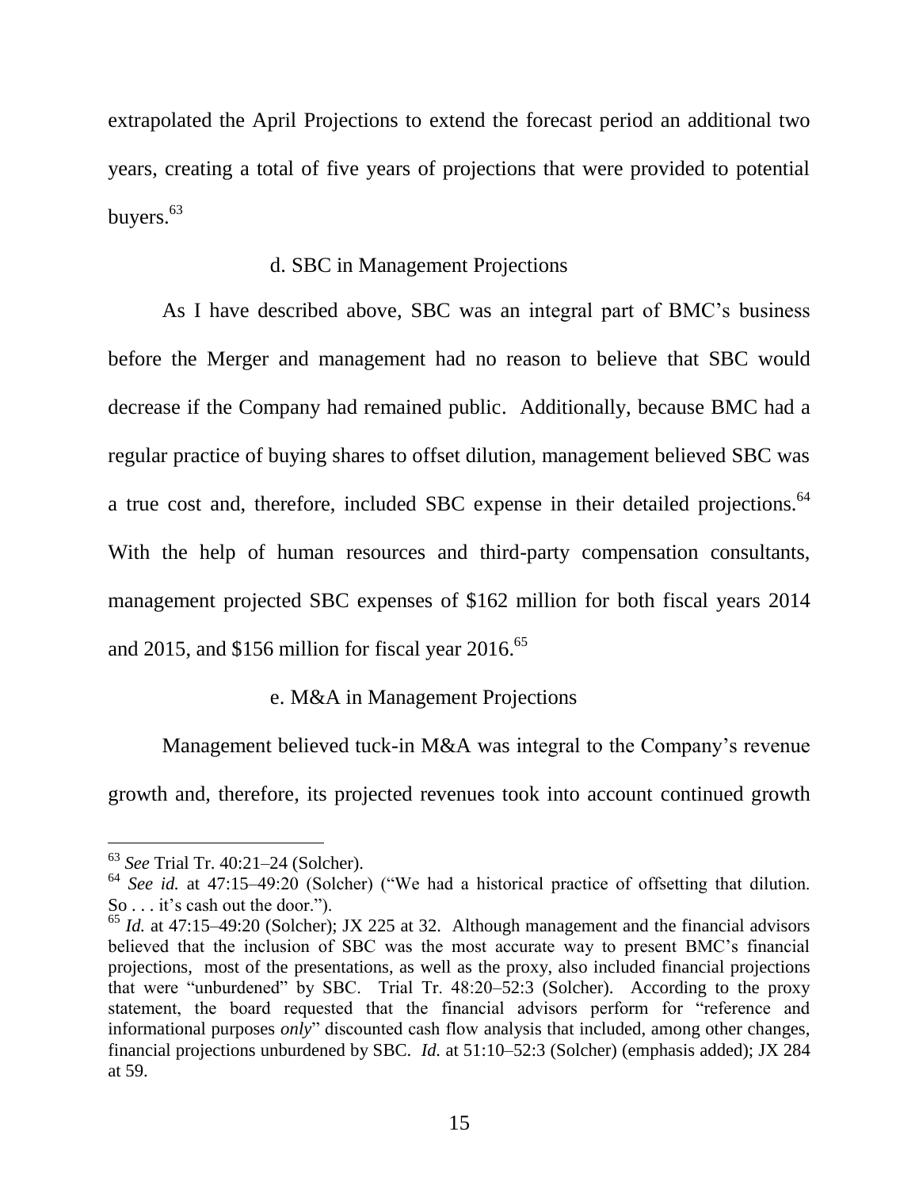extrapolated the April Projections to extend the forecast period an additional two years, creating a total of five years of projections that were provided to potential buyers.[63]

d. SBC in Management Projections

As I have described above, SBC was an integral part of BMC's business before the Merger and management had no reason to believe that SBC would decrease if the Company had remained public. Additionally, because BMC had a regular practice of buying shares to offset dilution, management believed SBC was a true cost and, therefore, included SBC expense in their detailed projections.[64] With the help of human resources and third-party compensation consultants, management projected SBC expenses of $162 million for both fiscal years 2014 and 2015, and $156 million for fiscal year 2016.[65]

e. M&A in Management Projections

Management believed tuck-in M&A was integral to the Company's revenue growth and, therefore, its projected revenues took into account continued growth

---

[63] *See* Trial Tr. 40:21–24 (Solcher).

[64] *See id.* at 47:15–49:20 (Solcher) ("We had a historical practice of offsetting that dilution. So . . . it's cash out the door.").

[65] *Id.* at 47:15–49:20 (Solcher); JX 225 at 32. Although management and the financial advisors believed that the inclusion of SBC was the most accurate way to present BMC's financial projections, most of the presentations, as well as the proxy, also included financial projections that were "unburdened" by SBC. Trial Tr. 48:20–52:3 (Solcher). According to the proxy statement, the board requested that the financial advisors perform for "reference and informational purposes *only*" discounted cash flow analysis that included, among other changes, financial projections unburdened by SBC. *Id.* at 51:10–52:3 (Solcher) (emphasis added); JX 284 at 59.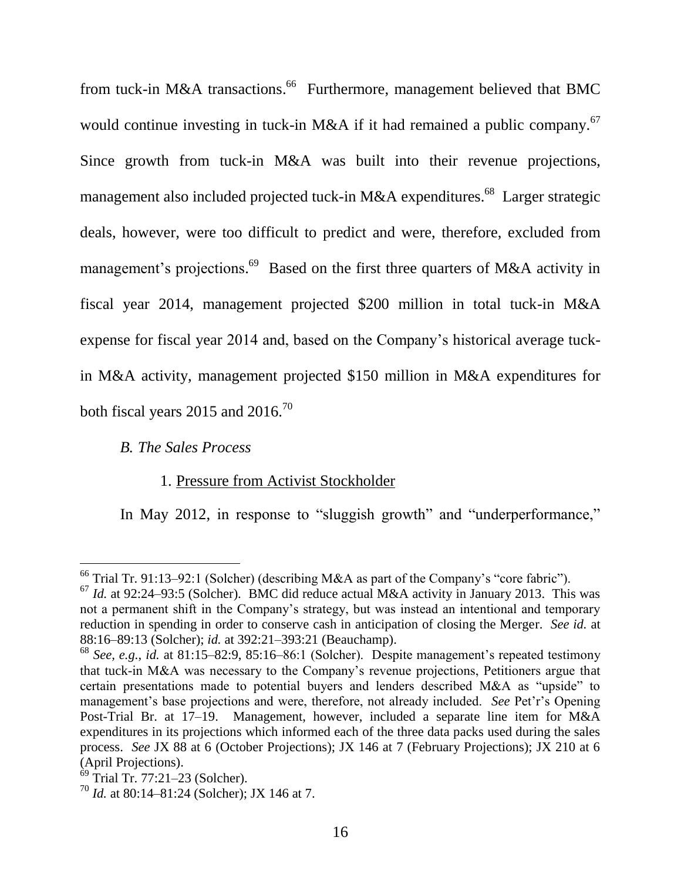from tuck-in M&A transactions.[66] Furthermore, management believed that BMC would continue investing in tuck-in M&A if it had remained a public company.[67] Since growth from tuck-in M&A was built into their revenue projections, management also included projected tuck-in M&A expenditures.[68] Larger strategic deals, however, were too difficult to predict and were, therefore, excluded from management's projections.[69] Based on the first three quarters of M&A activity in fiscal year 2014, management projected $200 million in total tuck-in M&A expense for fiscal year 2014 and, based on the Company's historical average tuck-in M&A activity, management projected $150 million in M&A expenditures for both fiscal years 2015 and 2016.[70]

### *B. The Sales Process*

#### 1. Pressure from Activist Stockholder

In May 2012, in response to "sluggish growth" and "underperformance,"

---

[66] Trial Tr. 91:13–92:1 (Solcher) (describing M&A as part of the Company's "core fabric").

[67] *Id.* at 92:24–93:5 (Solcher). BMC did reduce actual M&A activity in January 2013. This was not a permanent shift in the Company's strategy, but was instead an intentional and temporary reduction in spending in order to conserve cash in anticipation of closing the Merger. *See id.* at 88:16–89:13 (Solcher); *id.* at 392:21–393:21 (Beauchamp).

[68] *See, e.g.*, *id.* at 81:15–82:9, 85:16–86:1 (Solcher). Despite management's repeated testimony that tuck-in M&A was necessary to the Company's revenue projections, Petitioners argue that certain presentations made to potential buyers and lenders described M&A as "upside" to management's base projections and were, therefore, not already included. *See* Pet'r's Opening Post-Trial Br. at 17–19. Management, however, included a separate line item for M&A expenditures in its projections which informed each of the three data packs used during the sales process. *See* JX 88 at 6 (October Projections); JX 146 at 7 (February Projections); JX 210 at 6 (April Projections).

[69] Trial Tr. 77:21–23 (Solcher).

[70] *Id.* at 80:14–81:24 (Solcher); JX 146 at 7.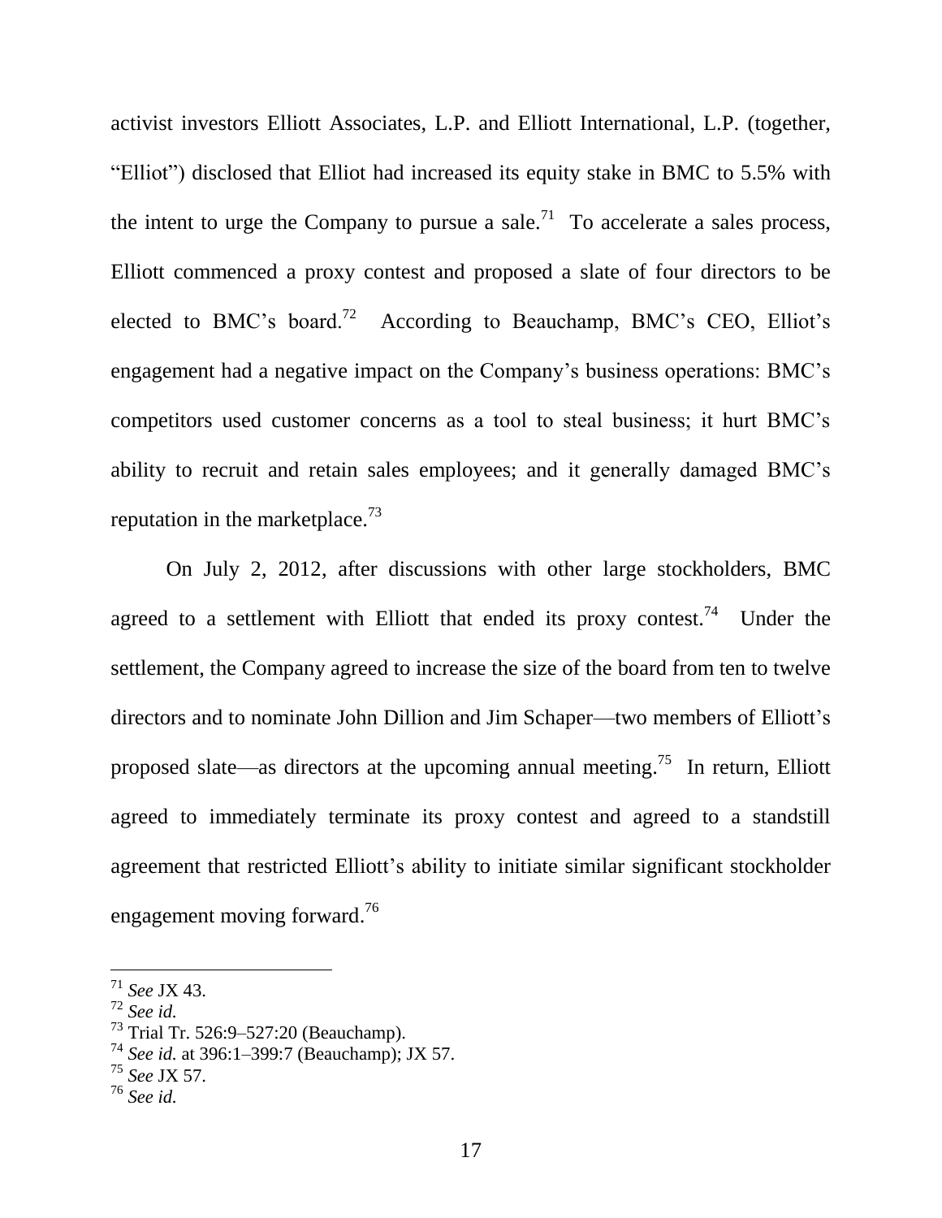activist investors Elliott Associates, L.P. and Elliott International, L.P. (together, "Elliot") disclosed that Elliot had increased its equity stake in BMC to 5.5% with the intent to urge the Company to pursue a sale.[71] To accelerate a sales process, Elliott commenced a proxy contest and proposed a slate of four directors to be elected to BMC's board.[72] According to Beauchamp, BMC's CEO, Elliot's engagement had a negative impact on the Company's business operations: BMC's competitors used customer concerns as a tool to steal business; it hurt BMC's ability to recruit and retain sales employees; and it generally damaged BMC's reputation in the marketplace.[73]

On July 2, 2012, after discussions with other large stockholders, BMC agreed to a settlement with Elliott that ended its proxy contest.[74] Under the settlement, the Company agreed to increase the size of the board from ten to twelve directors and to nominate John Dillion and Jim Schaper—two members of Elliott's proposed slate—as directors at the upcoming annual meeting.[75] In return, Elliott agreed to immediately terminate its proxy contest and agreed to a standstill agreement that restricted Elliott's ability to initiate similar significant stockholder engagement moving forward.[76]

---

[71] *See* JX 43.

[72] *See id.*

[73] Trial Tr. 526:9–527:20 (Beauchamp).

[74] *See id.* at 396:1–399:7 (Beauchamp); JX 57.

[75] *See* JX 57.

[76] *See id.*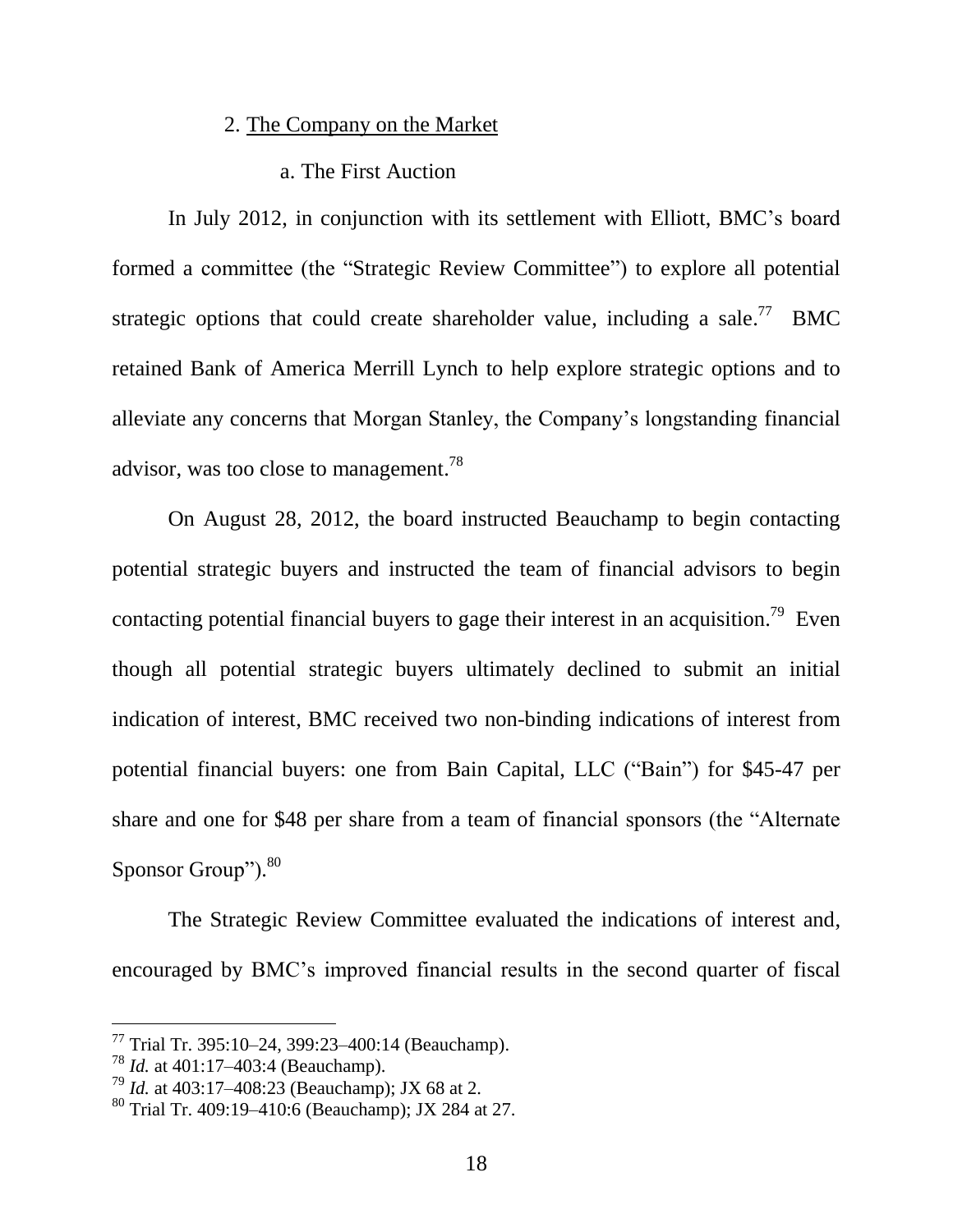2. The Company on the Market

a. The First Auction

In July 2012, in conjunction with its settlement with Elliott, BMC's board formed a committee (the "Strategic Review Committee") to explore all potential strategic options that could create shareholder value, including a sale.[77] BMC retained Bank of America Merrill Lynch to help explore strategic options and to alleviate any concerns that Morgan Stanley, the Company's longstanding financial advisor, was too close to management.[78]

On August 28, 2012, the board instructed Beauchamp to begin contacting potential strategic buyers and instructed the team of financial advisors to begin contacting potential financial buyers to gage their interest in an acquisition.[79] Even though all potential strategic buyers ultimately declined to submit an initial indication of interest, BMC received two non-binding indications of interest from potential financial buyers: one from Bain Capital, LLC ("Bain") for $45-47 per share and one for $48 per share from a team of financial sponsors (the "Alternate Sponsor Group").[80]

The Strategic Review Committee evaluated the indications of interest and, encouraged by BMC's improved financial results in the second quarter of fiscal

---

[77] Trial Tr. 395:10–24, 399:23–400:14 (Beauchamp).

[78] *Id.* at 401:17–403:4 (Beauchamp).

[79] *Id.* at 403:17–408:23 (Beauchamp); JX 68 at 2.

[80] Trial Tr. 409:19–410:6 (Beauchamp); JX 284 at 27.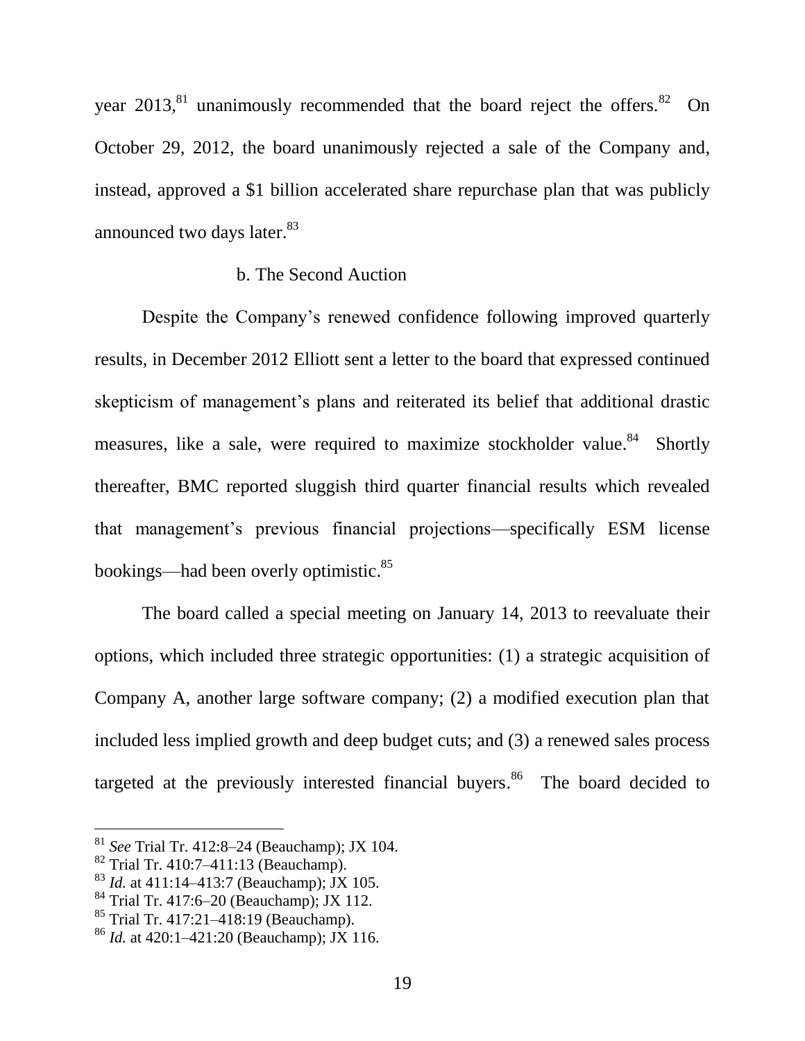year 2013,[81] unanimously recommended that the board reject the offers.[82] On October 29, 2012, the board unanimously rejected a sale of the Company and, instead, approved a $1 billion accelerated share repurchase plan that was publicly announced two days later.[83]

b. The Second Auction

Despite the Company's renewed confidence following improved quarterly results, in December 2012 Elliott sent a letter to the board that expressed continued skepticism of management's plans and reiterated its belief that additional drastic measures, like a sale, were required to maximize stockholder value.[84] Shortly thereafter, BMC reported sluggish third quarter financial results which revealed that management's previous financial projections—specifically ESM license bookings—had been overly optimistic.[85]

The board called a special meeting on January 14, 2013 to reevaluate their options, which included three strategic opportunities: (1) a strategic acquisition of Company A, another large software company; (2) a modified execution plan that included less implied growth and deep budget cuts; and (3) a renewed sales process targeted at the previously interested financial buyers.[86] The board decided to

---

[81] *See* Trial Tr. 412:8–24 (Beauchamp); JX 104.

[82] Trial Tr. 410:7–411:13 (Beauchamp).

[83] *Id.* at 411:14–413:7 (Beauchamp); JX 105.

[84] Trial Tr. 417:6–20 (Beauchamp); JX 112.

[85] Trial Tr. 417:21–418:19 (Beauchamp).

[86] *Id.* at 420:1–421:20 (Beauchamp); JX 116.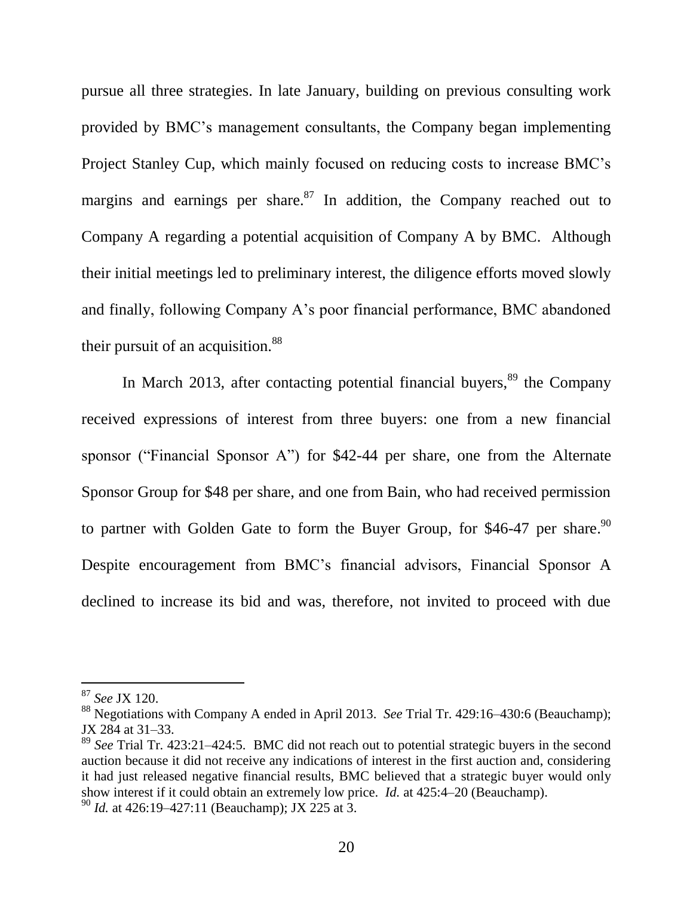pursue all three strategies. In late January, building on previous consulting work provided by BMC's management consultants, the Company began implementing Project Stanley Cup, which mainly focused on reducing costs to increase BMC's margins and earnings per share.[87] In addition, the Company reached out to Company A regarding a potential acquisition of Company A by BMC. Although their initial meetings led to preliminary interest, the diligence efforts moved slowly and finally, following Company A's poor financial performance, BMC abandoned their pursuit of an acquisition.[88]

In March 2013, after contacting potential financial buyers,[89] the Company received expressions of interest from three buyers: one from a new financial sponsor ("Financial Sponsor A") for $42-44 per share, one from the Alternate Sponsor Group for $48 per share, and one from Bain, who had received permission to partner with Golden Gate to form the Buyer Group, for $46-47 per share.[90] Despite encouragement from BMC's financial advisors, Financial Sponsor A declined to increase its bid and was, therefore, not invited to proceed with due

---

[87] *See* JX 120.

[88] Negotiations with Company A ended in April 2013. *See* Trial Tr. 429:16–430:6 (Beauchamp); JX 284 at 31–33.

[89] *See* Trial Tr. 423:21–424:5. BMC did not reach out to potential strategic buyers in the second auction because it did not receive any indications of interest in the first auction and, considering it had just released negative financial results, BMC believed that a strategic buyer would only show interest if it could obtain an extremely low price. *Id.* at 425:4–20 (Beauchamp).

[90] *Id.* at 426:19–427:11 (Beauchamp); JX 225 at 3.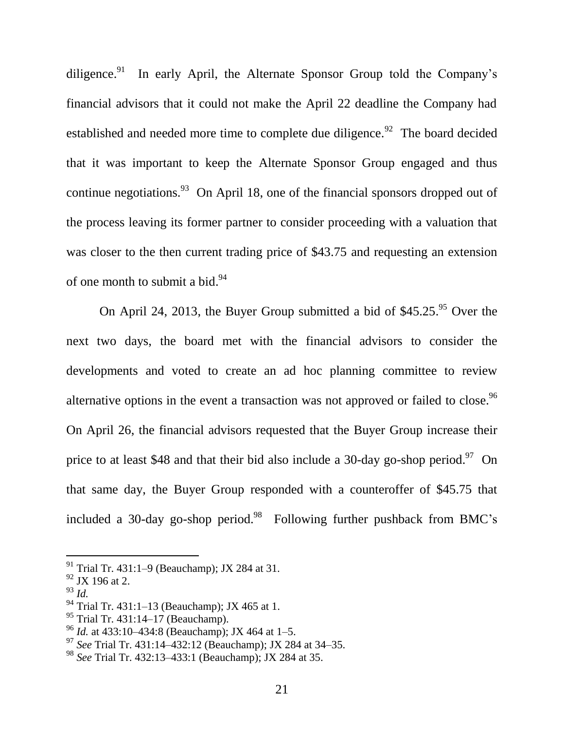diligence.[91] In early April, the Alternate Sponsor Group told the Company's financial advisors that it could not make the April 22 deadline the Company had established and needed more time to complete due diligence.[92] The board decided that it was important to keep the Alternate Sponsor Group engaged and thus continue negotiations.[93] On April 18, one of the financial sponsors dropped out of the process leaving its former partner to consider proceeding with a valuation that was closer to the then current trading price of $43.75 and requesting an extension of one month to submit a bid.[94]

On April 24, 2013, the Buyer Group submitted a bid of $45.25.[95] Over the next two days, the board met with the financial advisors to consider the developments and voted to create an ad hoc planning committee to review alternative options in the event a transaction was not approved or failed to close.[96] On April 26, the financial advisors requested that the Buyer Group increase their price to at least $48 and that their bid also include a 30-day go-shop period.[97] On that same day, the Buyer Group responded with a counteroffer of $45.75 that included a 30-day go-shop period.[98] Following further pushback from BMC's

---

[91] Trial Tr. 431:1–9 (Beauchamp); JX 284 at 31.

[92] JX 196 at 2.

[93] *Id.*

[94] Trial Tr. 431:1–13 (Beauchamp); JX 465 at 1.

[95] Trial Tr. 431:14–17 (Beauchamp).

[96] *Id.* at 433:10–434:8 (Beauchamp); JX 464 at 1–5.

[97] *See* Trial Tr. 431:14–432:12 (Beauchamp); JX 284 at 34–35.

[98] *See* Trial Tr. 432:13–433:1 (Beauchamp); JX 284 at 35.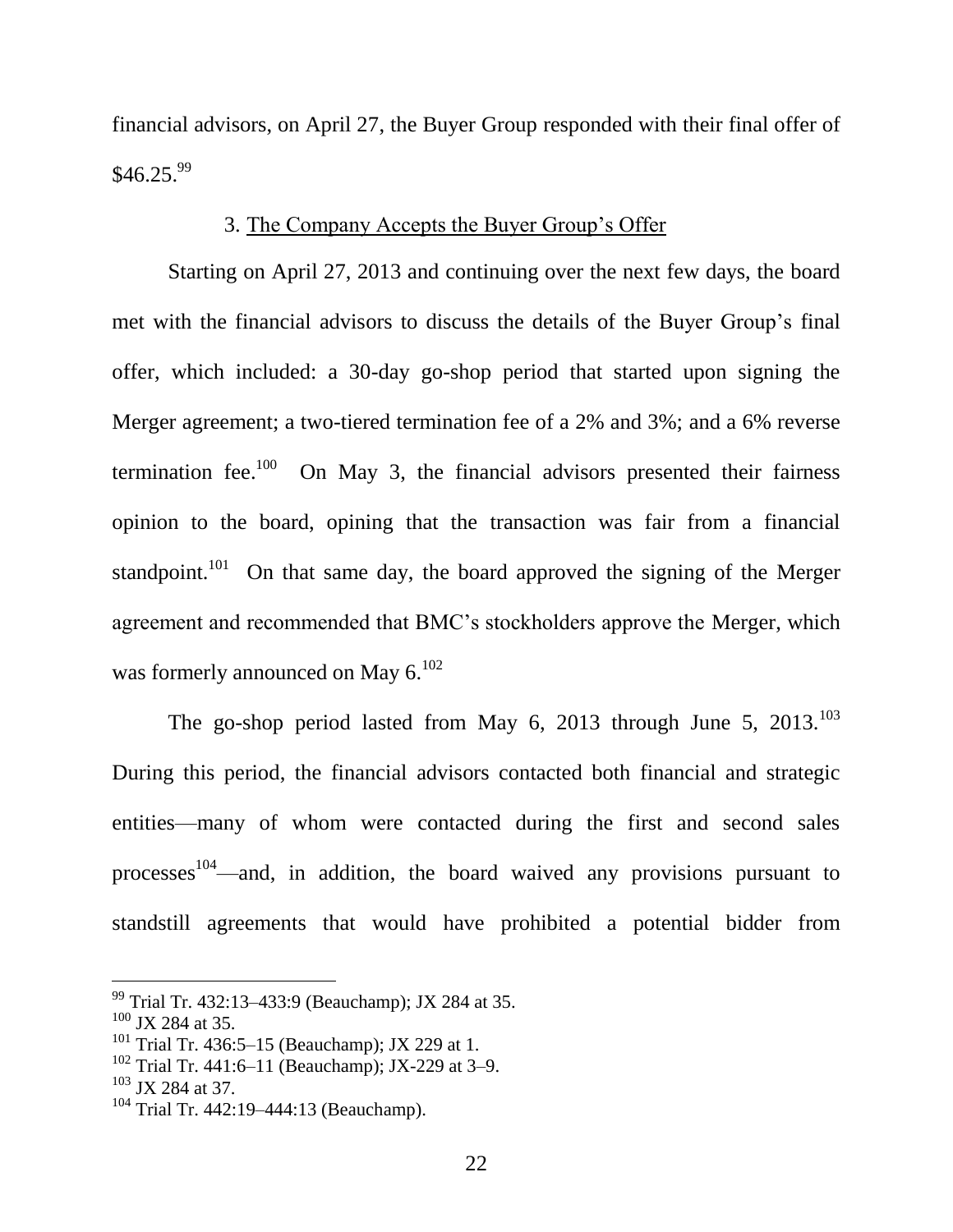financial advisors, on April 27, the Buyer Group responded with their final offer of $46.25.[99]

### 3. The Company Accepts the Buyer Group's Offer

Starting on April 27, 2013 and continuing over the next few days, the board met with the financial advisors to discuss the details of the Buyer Group's final offer, which included: a 30-day go-shop period that started upon signing the Merger agreement; a two-tiered termination fee of a 2% and 3%; and a 6% reverse termination fee.[100] On May 3, the financial advisors presented their fairness opinion to the board, opining that the transaction was fair from a financial standpoint.[101] On that same day, the board approved the signing of the Merger agreement and recommended that BMC's stockholders approve the Merger, which was formerly announced on May 6.[102]

The go-shop period lasted from May 6, 2013 through June 5, 2013.[103] During this period, the financial advisors contacted both financial and strategic entities—many of whom were contacted during the first and second sales processes[104]—and, in addition, the board waived any provisions pursuant to standstill agreements that would have prohibited a potential bidder from

---

[99] Trial Tr. 432:13–433:9 (Beauchamp); JX 284 at 35.

[100] JX 284 at 35.

[101] Trial Tr. 436:5–15 (Beauchamp); JX 229 at 1.

[102] Trial Tr. 441:6–11 (Beauchamp); JX-229 at 3–9.

[103] JX 284 at 37.

[104] Trial Tr. 442:19–444:13 (Beauchamp).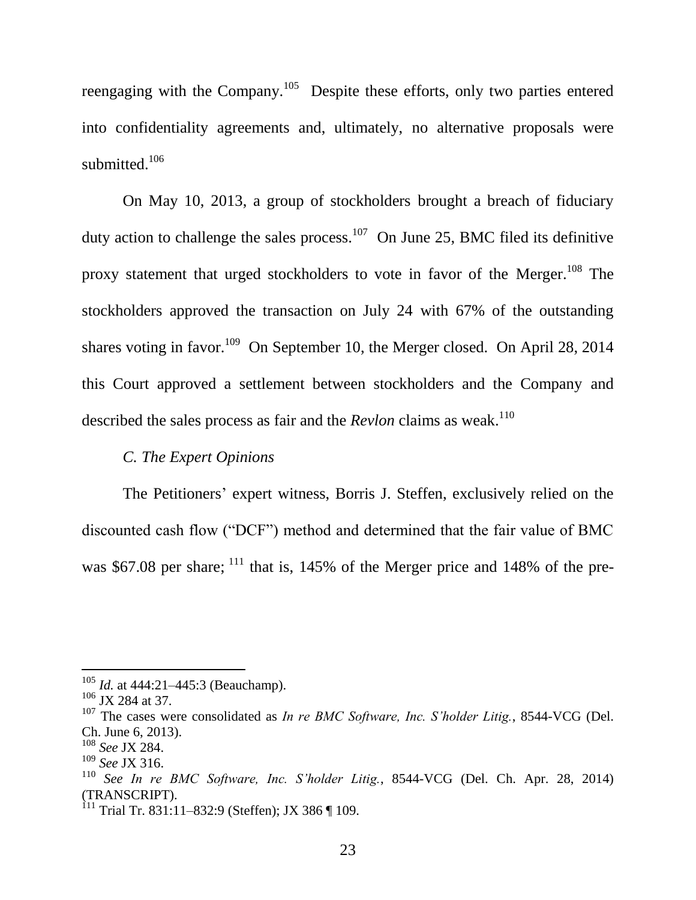reengaging with the Company.[105] Despite these efforts, only two parties entered into confidentiality agreements and, ultimately, no alternative proposals were submitted.[106]

On May 10, 2013, a group of stockholders brought a breach of fiduciary duty action to challenge the sales process.[107] On June 25, BMC filed its definitive proxy statement that urged stockholders to vote in favor of the Merger.[108] The stockholders approved the transaction on July 24 with 67% of the outstanding shares voting in favor.[109] On September 10, the Merger closed. On April 28, 2014 this Court approved a settlement between stockholders and the Company and described the sales process as fair and the *Revlon* claims as weak.[110]

*C. The Expert Opinions*

The Petitioners' expert witness, Borris J. Steffen, exclusively relied on the discounted cash flow ("DCF") method and determined that the fair value of BMC was $67.08 per share; [111] that is, 145% of the Merger price and 148% of the pre-

---

[105] *Id.* at 444:21–445:3 (Beauchamp).

[106] JX 284 at 37.

[107] The cases were consolidated as *In re BMC Software, Inc. S'holder Litig.*, 8544-VCG (Del. Ch. June 6, 2013).

[108] *See* JX 284.

[109] *See* JX 316.

[110] *See In re BMC Software, Inc. S'holder Litig.*, 8544-VCG (Del. Ch. Apr. 28, 2014) (TRANSCRIPT).

[111] Trial Tr. 831:11–832:9 (Steffen); JX 386 ¶ 109.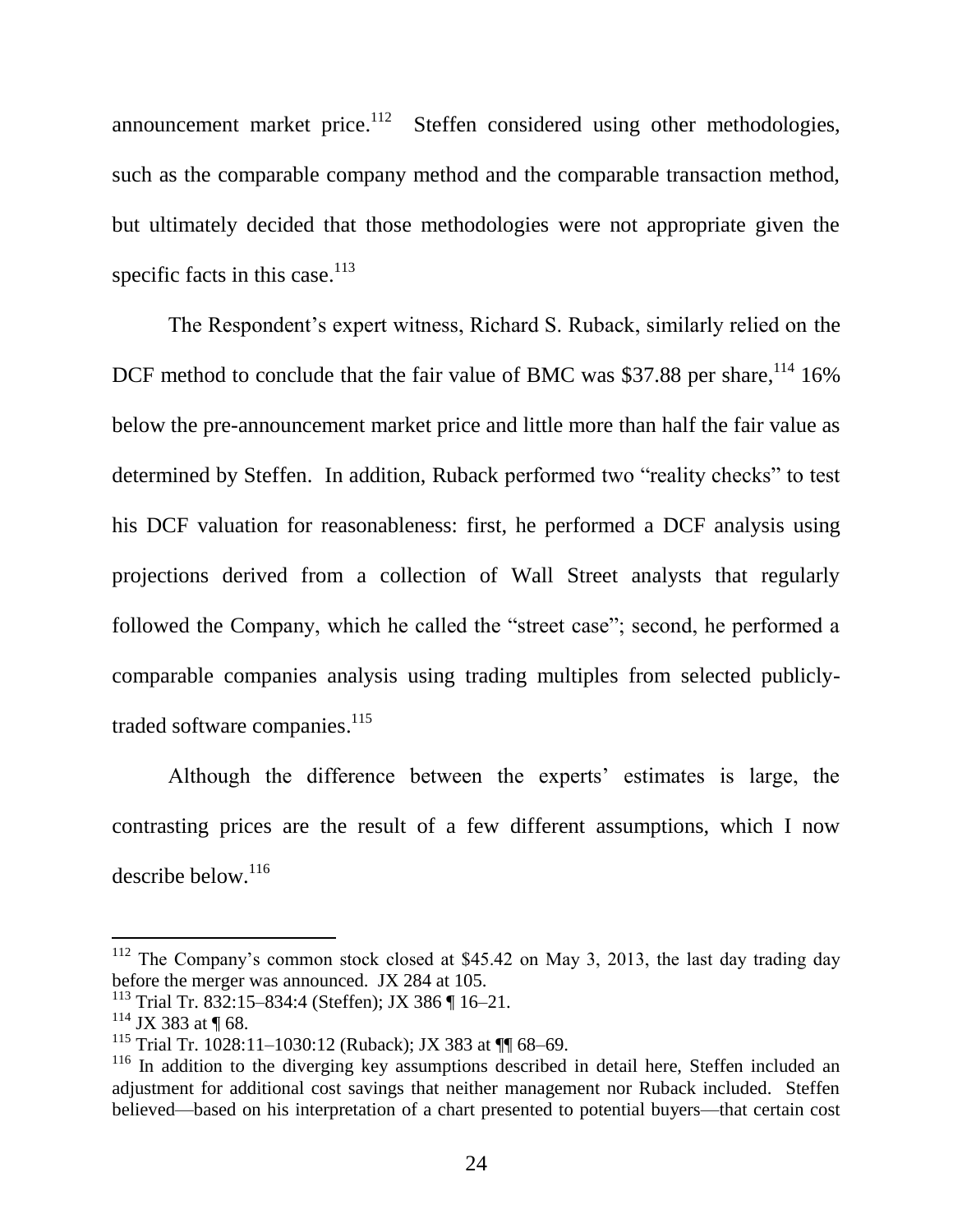announcement market price.[112] Steffen considered using other methodologies, such as the comparable company method and the comparable transaction method, but ultimately decided that those methodologies were not appropriate given the specific facts in this case.[113]

The Respondent's expert witness, Richard S. Ruback, similarly relied on the DCF method to conclude that the fair value of BMC was $37.88 per share,[114] 16% below the pre-announcement market price and little more than half the fair value as determined by Steffen. In addition, Ruback performed two "reality checks" to test his DCF valuation for reasonableness: first, he performed a DCF analysis using projections derived from a collection of Wall Street analysts that regularly followed the Company, which he called the "street case"; second, he performed a comparable companies analysis using trading multiples from selected publicly-traded software companies.[115]

Although the difference between the experts' estimates is large, the contrasting prices are the result of a few different assumptions, which I now describe below.[116]

---

[112] The Company's common stock closed at $45.42 on May 3, 2013, the last day trading day before the merger was announced. JX 284 at 105.

[113] Trial Tr. 832:15–834:4 (Steffen); JX 386 ¶ 16–21.

[114] JX 383 at ¶ 68.

[115] Trial Tr. 1028:11–1030:12 (Ruback); JX 383 at ¶¶ 68–69.

[116] In addition to the diverging key assumptions described in detail here, Steffen included an adjustment for additional cost savings that neither management nor Ruback included. Steffen believed—based on his interpretation of a chart presented to potential buyers—that certain cost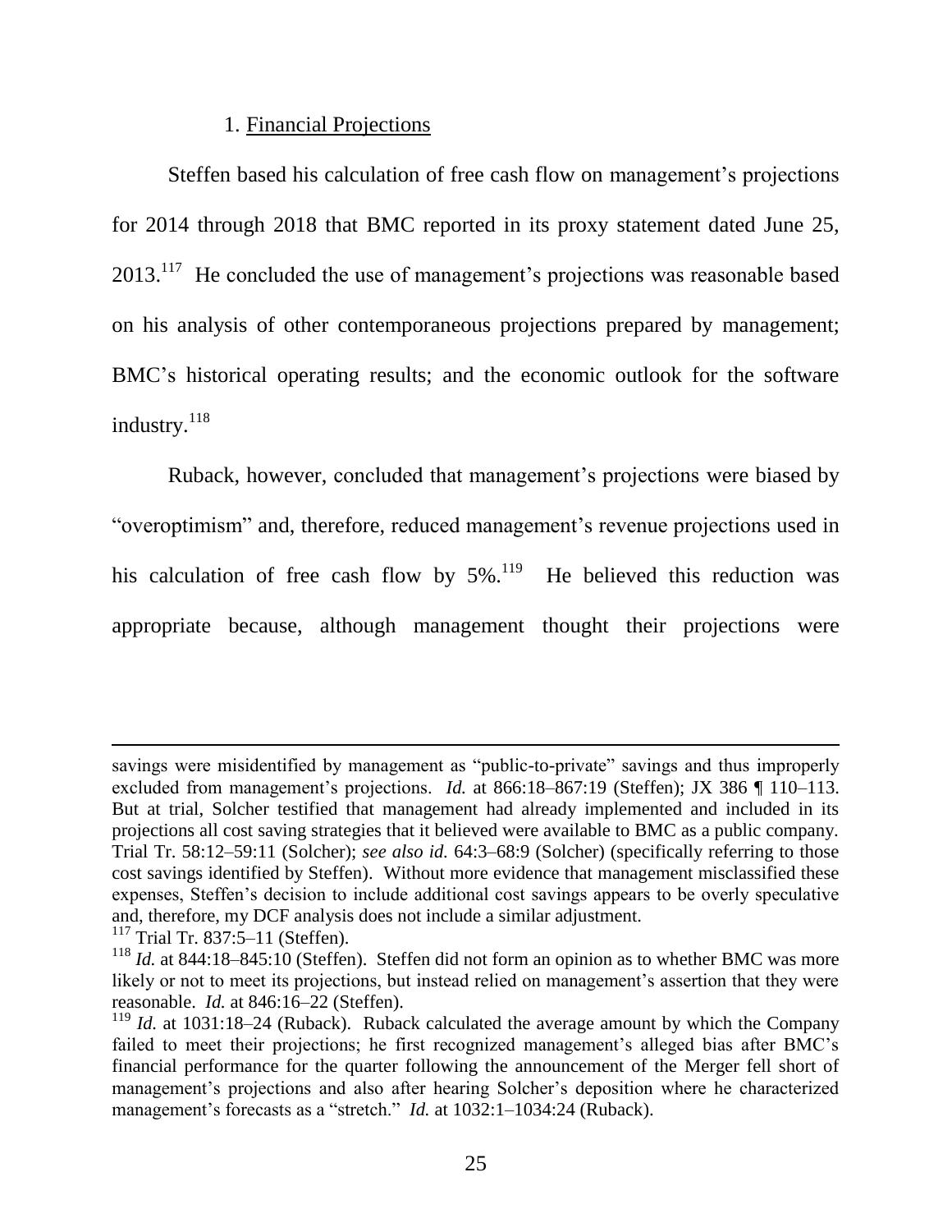### 1. Financial Projections

Steffen based his calculation of free cash flow on management's projections for 2014 through 2018 that BMC reported in its proxy statement dated June 25, 2013.[117] He concluded the use of management's projections was reasonable based on his analysis of other contemporaneous projections prepared by management; BMC's historical operating results; and the economic outlook for the software industry.[118]

Ruback, however, concluded that management's projections were biased by "overoptimism" and, therefore, reduced management's revenue projections used in his calculation of free cash flow by 5%.[119] He believed this reduction was appropriate because, although management thought their projections were

---

savings were misidentified by management as "public-to-private" savings and thus improperly excluded from management's projections. *Id.* at 866:18–867:19 (Steffen); JX 386 ¶ 110–113. But at trial, Solcher testified that management had already implemented and included in its projections all cost saving strategies that it believed were available to BMC as a public company. Trial Tr. 58:12–59:11 (Solcher); *see also id.* 64:3–68:9 (Solcher) (specifically referring to those cost savings identified by Steffen). Without more evidence that management misclassified these expenses, Steffen's decision to include additional cost savings appears to be overly speculative and, therefore, my DCF analysis does not include a similar adjustment.

[117] Trial Tr. 837:5–11 (Steffen).

[118] *Id.* at 844:18–845:10 (Steffen). Steffen did not form an opinion as to whether BMC was more likely or not to meet its projections, but instead relied on management's assertion that they were reasonable. *Id.* at 846:16–22 (Steffen).

[119] *Id.* at 1031:18–24 (Ruback). Ruback calculated the average amount by which the Company failed to meet their projections; he first recognized management's alleged bias after BMC's financial performance for the quarter following the announcement of the Merger fell short of management's projections and also after hearing Solcher's deposition where he characterized management's forecasts as a "stretch." *Id.* at 1032:1–1034:24 (Ruback).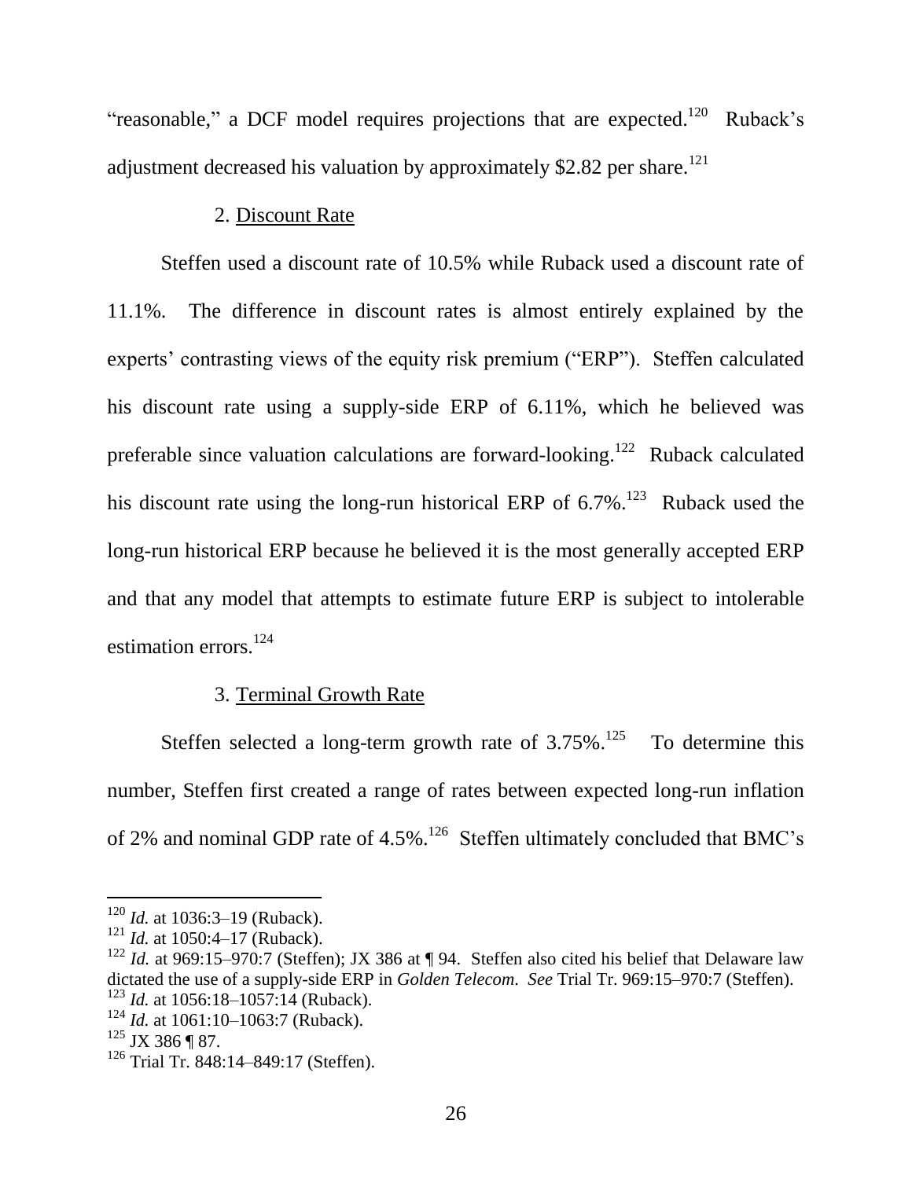"reasonable," a DCF model requires projections that are expected.[120] Ruback's adjustment decreased his valuation by approximately $2.82 per share.[121]

### 2. Discount Rate

Steffen used a discount rate of 10.5% while Ruback used a discount rate of 11.1%. The difference in discount rates is almost entirely explained by the experts' contrasting views of the equity risk premium ("ERP"). Steffen calculated his discount rate using a supply-side ERP of 6.11%, which he believed was preferable since valuation calculations are forward-looking.[122] Ruback calculated his discount rate using the long-run historical ERP of 6.7%.[123] Ruback used the long-run historical ERP because he believed it is the most generally accepted ERP and that any model that attempts to estimate future ERP is subject to intolerable estimation errors.[124]

### 3. Terminal Growth Rate

Steffen selected a long-term growth rate of 3.75%.[125] To determine this number, Steffen first created a range of rates between expected long-run inflation of 2% and nominal GDP rate of 4.5%.[126] Steffen ultimately concluded that BMC's

---

[120] *Id.* at 1036:3–19 (Ruback).

[121] *Id.* at 1050:4–17 (Ruback).

[122] *Id.* at 969:15–970:7 (Steffen); JX 386 at ¶ 94. Steffen also cited his belief that Delaware law dictated the use of a supply-side ERP in *Golden Telecom*. *See* Trial Tr. 969:15–970:7 (Steffen).

[123] *Id.* at 1056:18–1057:14 (Ruback).

[124] *Id.* at 1061:10–1063:7 (Ruback).

[125] JX 386 ¶ 87.

[126] Trial Tr. 848:14–849:17 (Steffen).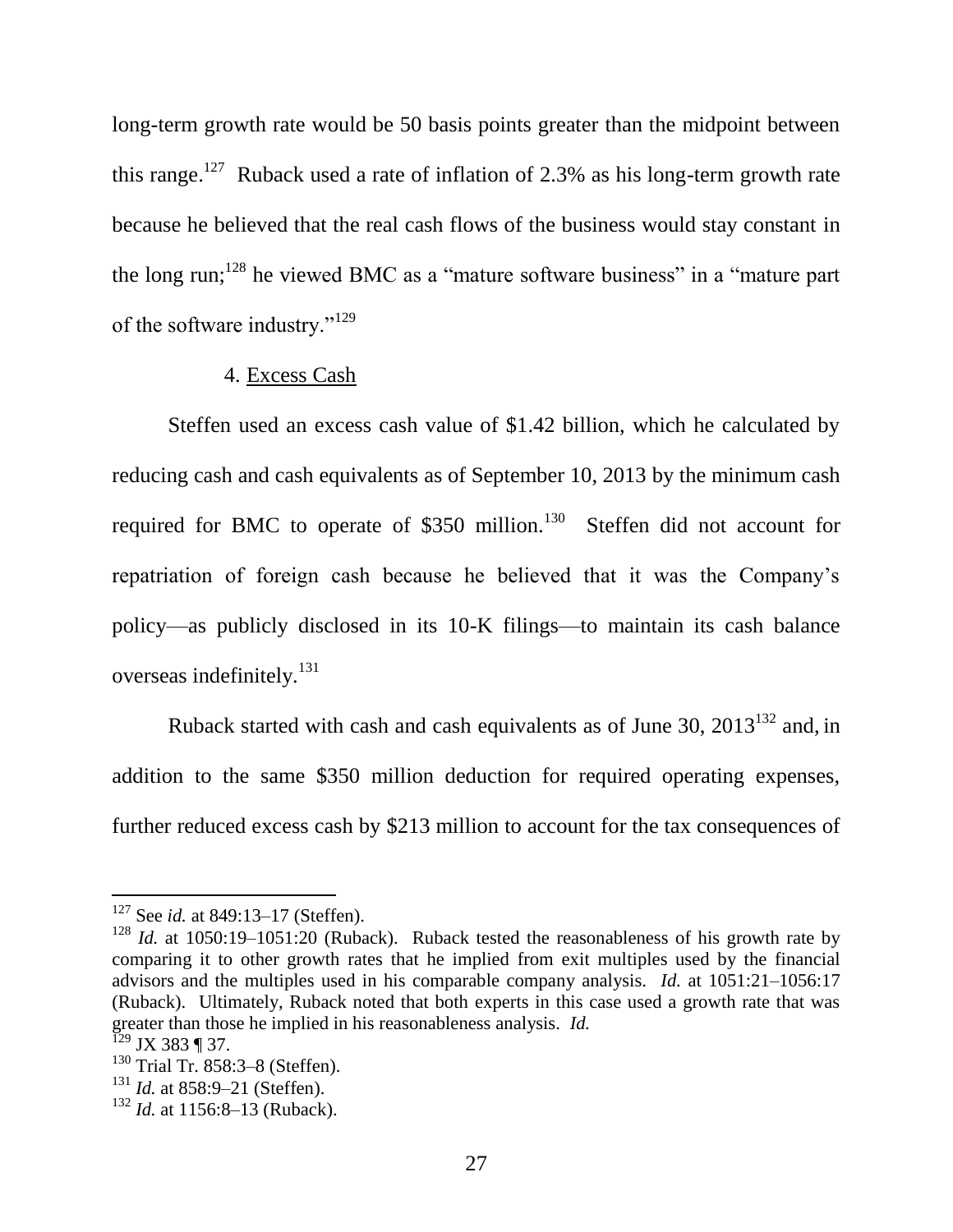long-term growth rate would be 50 basis points greater than the midpoint between this range.[127] Ruback used a rate of inflation of 2.3% as his long-term growth rate because he believed that the real cash flows of the business would stay constant in the long run;[128] he viewed BMC as a "mature software business" in a "mature part of the software industry."[129]

4. Excess Cash

Steffen used an excess cash value of $1.42 billion, which he calculated by reducing cash and cash equivalents as of September 10, 2013 by the minimum cash required for BMC to operate of $350 million.[130] Steffen did not account for repatriation of foreign cash because he believed that it was the Company's policy—as publicly disclosed in its 10-K filings—to maintain its cash balance overseas indefinitely.[131]

Ruback started with cash and cash equivalents as of June 30, 2013[132] and, in addition to the same $350 million deduction for required operating expenses, further reduced excess cash by $213 million to account for the tax consequences of

---

[127] See *id.* at 849:13–17 (Steffen).

[128] *Id.* at 1050:19–1051:20 (Ruback). Ruback tested the reasonableness of his growth rate by comparing it to other growth rates that he implied from exit multiples used by the financial advisors and the multiples used in his comparable company analysis. *Id.* at 1051:21–1056:17 (Ruback). Ultimately, Ruback noted that both experts in this case used a growth rate that was greater than those he implied in his reasonableness analysis. *Id.*

[129] JX 383 ¶ 37.

[130] Trial Tr. 858:3–8 (Steffen).

[131] *Id.* at 858:9–21 (Steffen).

[132] *Id.* at 1156:8–13 (Ruback).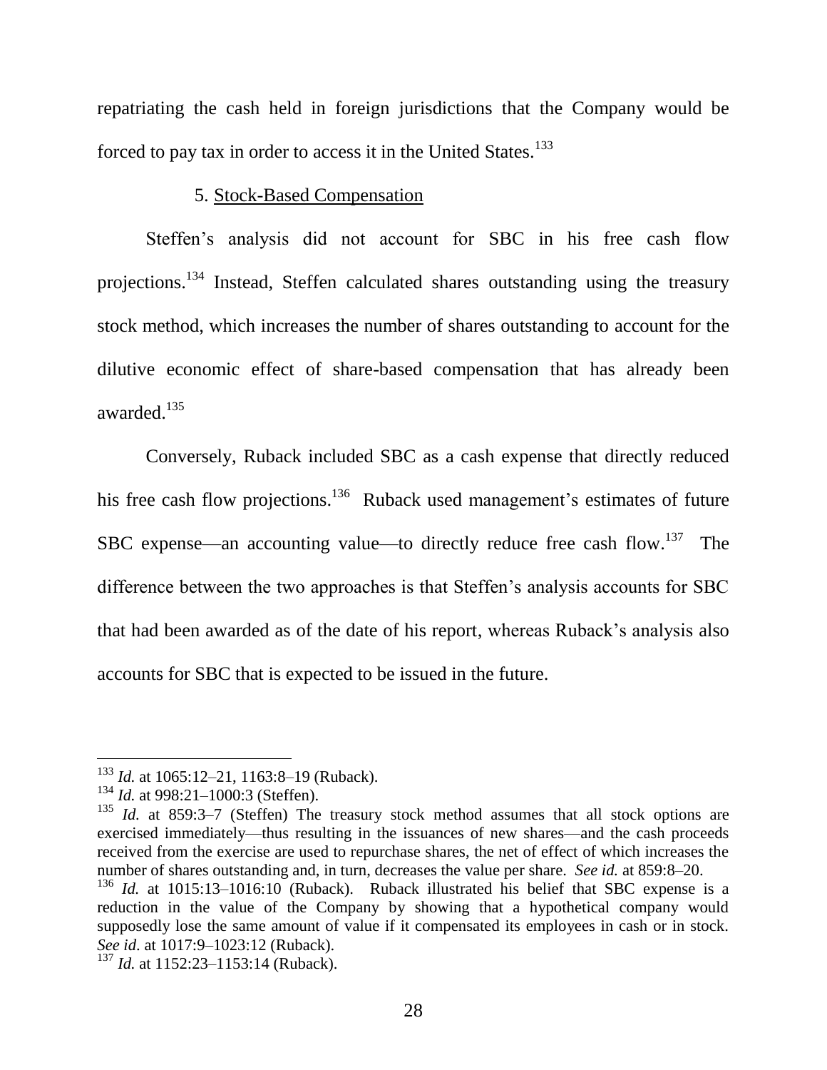repatriating the cash held in foreign jurisdictions that the Company would be forced to pay tax in order to access it in the United States.[133]

5. Stock-Based Compensation

Steffen's analysis did not account for SBC in his free cash flow projections.[134] Instead, Steffen calculated shares outstanding using the treasury stock method, which increases the number of shares outstanding to account for the dilutive economic effect of share-based compensation that has already been awarded.[135]

Conversely, Ruback included SBC as a cash expense that directly reduced his free cash flow projections.[136] Ruback used management's estimates of future SBC expense—an accounting value—to directly reduce free cash flow.[137] The difference between the two approaches is that Steffen's analysis accounts for SBC that had been awarded as of the date of his report, whereas Ruback's analysis also accounts for SBC that is expected to be issued in the future.

---

[133] *Id.* at 1065:12–21, 1163:8–19 (Ruback).

[134] *Id.* at 998:21–1000:3 (Steffen).

[135] *Id.* at 859:3–7 (Steffen) The treasury stock method assumes that all stock options are exercised immediately—thus resulting in the issuances of new shares—and the cash proceeds received from the exercise are used to repurchase shares, the net of effect of which increases the number of shares outstanding and, in turn, decreases the value per share. *See id.* at 859:8–20.

[136] *Id.* at 1015:13–1016:10 (Ruback). Ruback illustrated his belief that SBC expense is a reduction in the value of the Company by showing that a hypothetical company would supposedly lose the same amount of value if it compensated its employees in cash or in stock. *See id*. at 1017:9–1023:12 (Ruback).

[137] *Id.* at 1152:23–1153:14 (Ruback).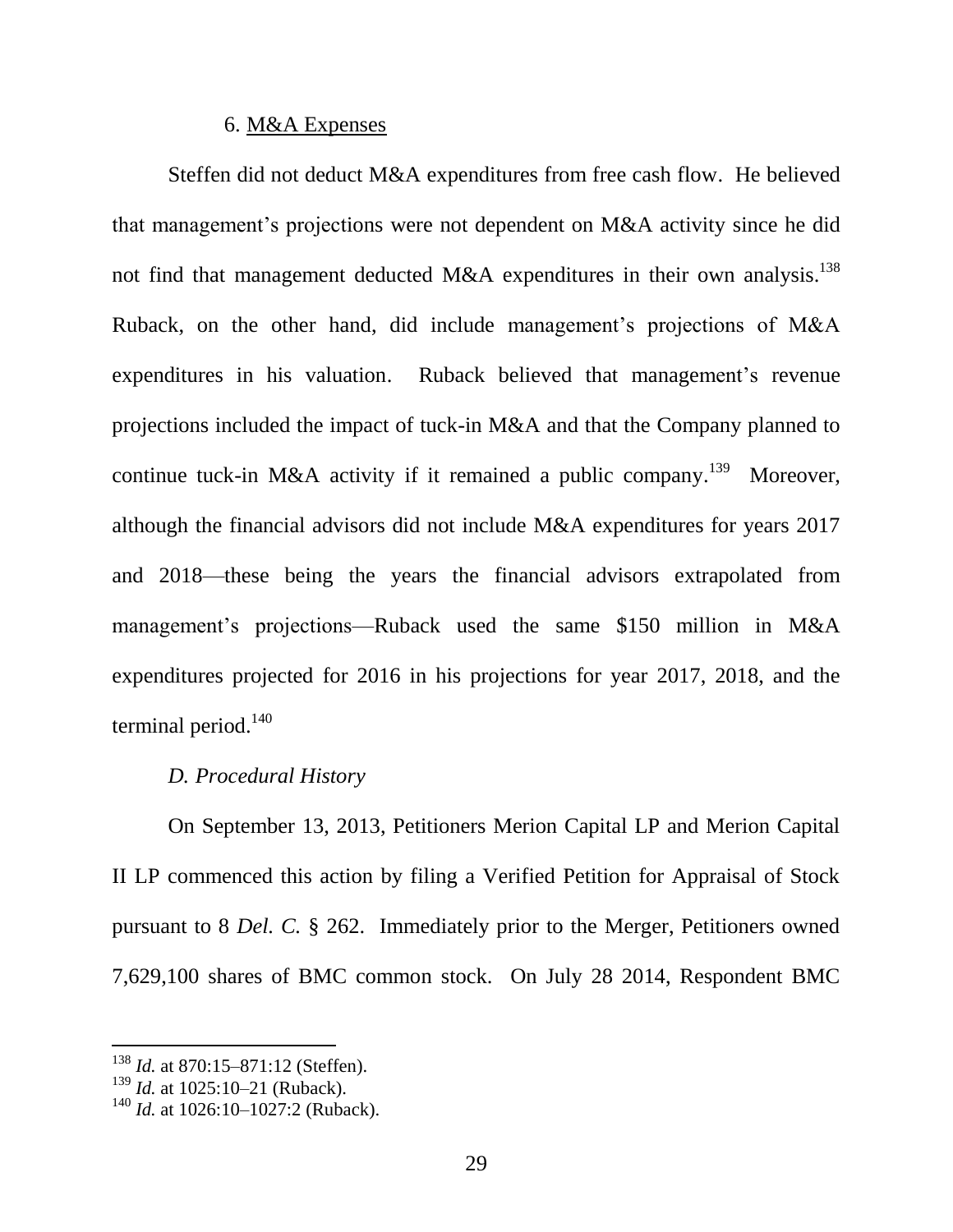6. M&A Expenses

Steffen did not deduct M&A expenditures from free cash flow. He believed that management's projections were not dependent on M&A activity since he did not find that management deducted M&A expenditures in their own analysis.[138] Ruback, on the other hand, did include management's projections of M&A expenditures in his valuation. Ruback believed that management's revenue projections included the impact of tuck-in M&A and that the Company planned to continue tuck-in M&A activity if it remained a public company.[139] Moreover, although the financial advisors did not include M&A expenditures for years 2017 and 2018—these being the years the financial advisors extrapolated from management's projections—Ruback used the same $150 million in M&A expenditures projected for 2016 in his projections for year 2017, 2018, and the terminal period.[140]

*D. Procedural History*

On September 13, 2013, Petitioners Merion Capital LP and Merion Capital II LP commenced this action by filing a Verified Petition for Appraisal of Stock pursuant to 8 *Del. C.* § 262. Immediately prior to the Merger, Petitioners owned 7,629,100 shares of BMC common stock. On July 28 2014, Respondent BMC

---

[138] *Id.* at 870:15–871:12 (Steffen).

[139] *Id.* at 1025:10–21 (Ruback).

[140] *Id.* at 1026:10–1027:2 (Ruback).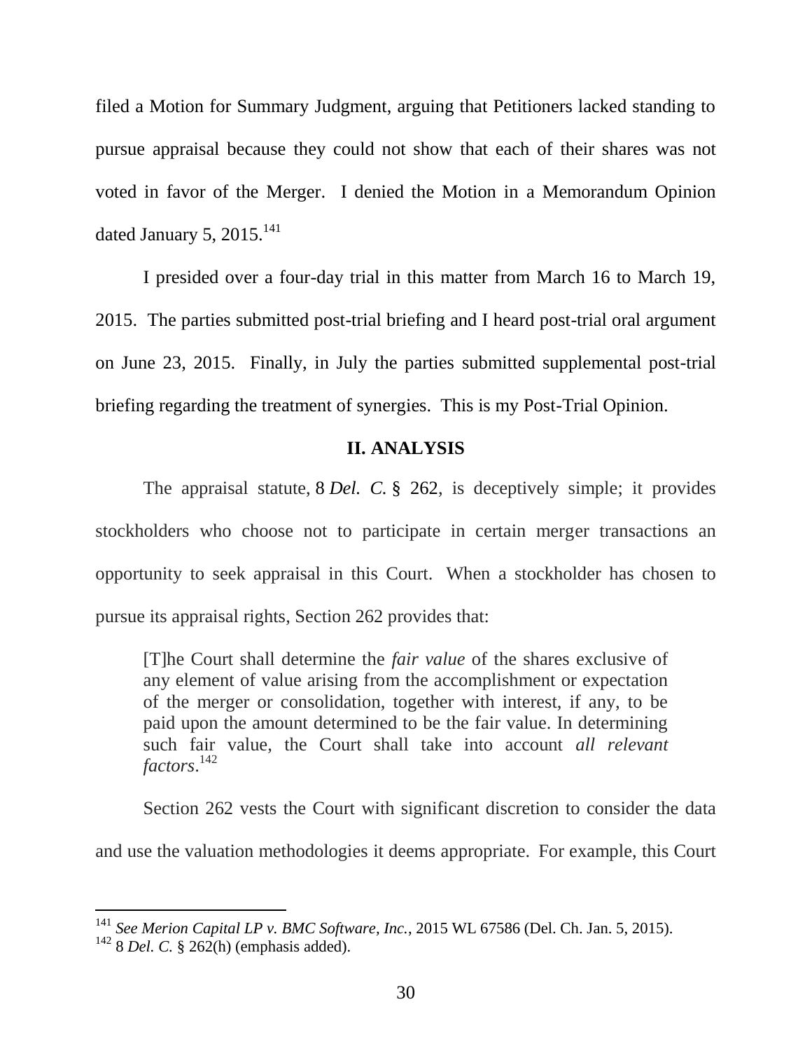filed a Motion for Summary Judgment, arguing that Petitioners lacked standing to pursue appraisal because they could not show that each of their shares was not voted in favor of the Merger. I denied the Motion in a Memorandum Opinion dated January 5, 2015.[141]

I presided over a four-day trial in this matter from March 16 to March 19, 2015. The parties submitted post-trial briefing and I heard post-trial oral argument on June 23, 2015. Finally, in July the parties submitted supplemental post-trial briefing regarding the treatment of synergies. This is my Post-Trial Opinion.

## II. ANALYSIS

The appraisal statute, 8 *Del. C.* § 262, is deceptively simple; it provides stockholders who choose not to participate in certain merger transactions an opportunity to seek appraisal in this Court. When a stockholder has chosen to pursue its appraisal rights, Section 262 provides that:

> [T]he Court shall determine the *fair value* of the shares exclusive of any element of value arising from the accomplishment or expectation of the merger or consolidation, together with interest, if any, to be paid upon the amount determined to be the fair value. In determining such fair value, the Court shall take into account *all relevant factors*.[142]

Section 262 vests the Court with significant discretion to consider the data and use the valuation methodologies it deems appropriate. For example, this Court

---

[141] *See Merion Capital LP v. BMC Software, Inc.*, 2015 WL 67586 (Del. Ch. Jan. 5, 2015).

[142] 8 *Del. C.* § 262(h) (emphasis added).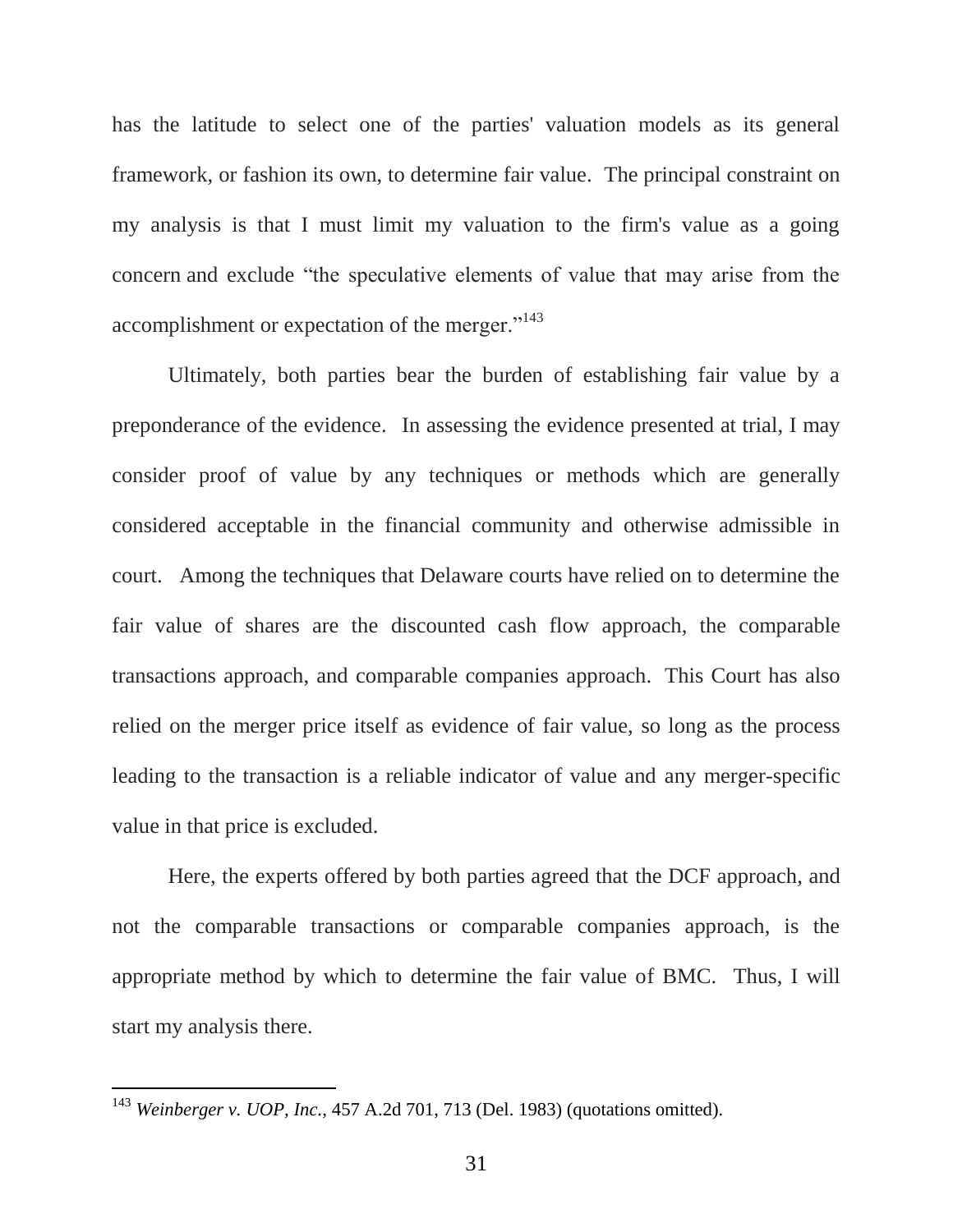has the latitude to select one of the parties' valuation models as its general framework, or fashion its own, to determine fair value. The principal constraint on my analysis is that I must limit my valuation to the firm's value as a going concern and exclude "the speculative elements of value that may arise from the accomplishment or expectation of the merger."[143]

Ultimately, both parties bear the burden of establishing fair value by a preponderance of the evidence. In assessing the evidence presented at trial, I may consider proof of value by any techniques or methods which are generally considered acceptable in the financial community and otherwise admissible in court. Among the techniques that Delaware courts have relied on to determine the fair value of shares are the discounted cash flow approach, the comparable transactions approach, and comparable companies approach. This Court has also relied on the merger price itself as evidence of fair value, so long as the process leading to the transaction is a reliable indicator of value and any merger-specific value in that price is excluded.

Here, the experts offered by both parties agreed that the DCF approach, and not the comparable transactions or comparable companies approach, is the appropriate method by which to determine the fair value of BMC. Thus, I will start my analysis there.

---

[143] *Weinberger v. UOP, Inc.*, 457 A.2d 701, 713 (Del. 1983) (quotations omitted).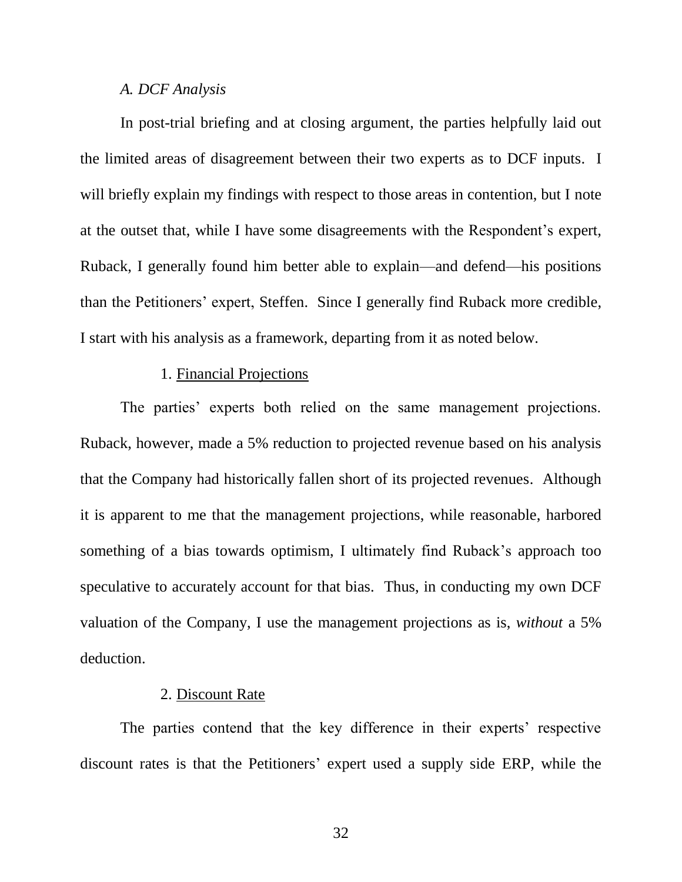### *A. DCF Analysis*

In post-trial briefing and at closing argument, the parties helpfully laid out the limited areas of disagreement between their two experts as to DCF inputs. I will briefly explain my findings with respect to those areas in contention, but I note at the outset that, while I have some disagreements with the Respondent's expert, Ruback, I generally found him better able to explain—and defend—his positions than the Petitioners' expert, Steffen. Since I generally find Ruback more credible, I start with his analysis as a framework, departing from it as noted below.

#### 1. Financial Projections

The parties' experts both relied on the same management projections. Ruback, however, made a 5% reduction to projected revenue based on his analysis that the Company had historically fallen short of its projected revenues. Although it is apparent to me that the management projections, while reasonable, harbored something of a bias towards optimism, I ultimately find Ruback's approach too speculative to accurately account for that bias. Thus, in conducting my own DCF valuation of the Company, I use the management projections as is, *without* a 5% deduction.

#### 2. Discount Rate

The parties contend that the key difference in their experts' respective discount rates is that the Petitioners' expert used a supply side ERP, while the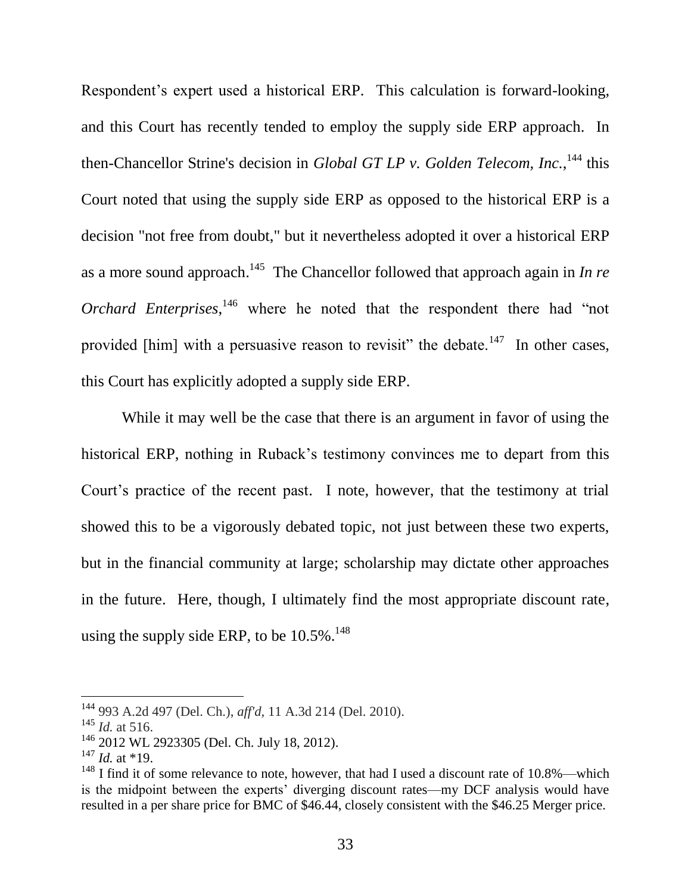Respondent's expert used a historical ERP. This calculation is forward-looking, and this Court has recently tended to employ the supply side ERP approach. In then-Chancellor Strine's decision in *Global GT LP v. Golden Telecom, Inc.*,[144] this Court noted that using the supply side ERP as opposed to the historical ERP is a decision "not free from doubt," but it nevertheless adopted it over a historical ERP as a more sound approach.[145] The Chancellor followed that approach again in *In re Orchard Enterprises*,[146] where he noted that the respondent there had "not provided [him] with a persuasive reason to revisit" the debate.[147] In other cases, this Court has explicitly adopted a supply side ERP.

While it may well be the case that there is an argument in favor of using the historical ERP, nothing in Ruback's testimony convinces me to depart from this Court's practice of the recent past. I note, however, that the testimony at trial showed this to be a vigorously debated topic, not just between these two experts, but in the financial community at large; scholarship may dictate other approaches in the future. Here, though, I ultimately find the most appropriate discount rate, using the supply side ERP, to be 10.5%.[148]

---

[144] 993 A.2d 497 (Del. Ch.), *aff'd*, 11 A.3d 214 (Del. 2010).

[145] *Id.* at 516.

[146] 2012 WL 2923305 (Del. Ch. July 18, 2012).

[147] *Id.* at *19.

[148] I find it of some relevance to note, however, that had I used a discount rate of 10.8%—which is the midpoint between the experts' diverging discount rates—my DCF analysis would have resulted in a per share price for BMC of $46.44, closely consistent with the $46.25 Merger price.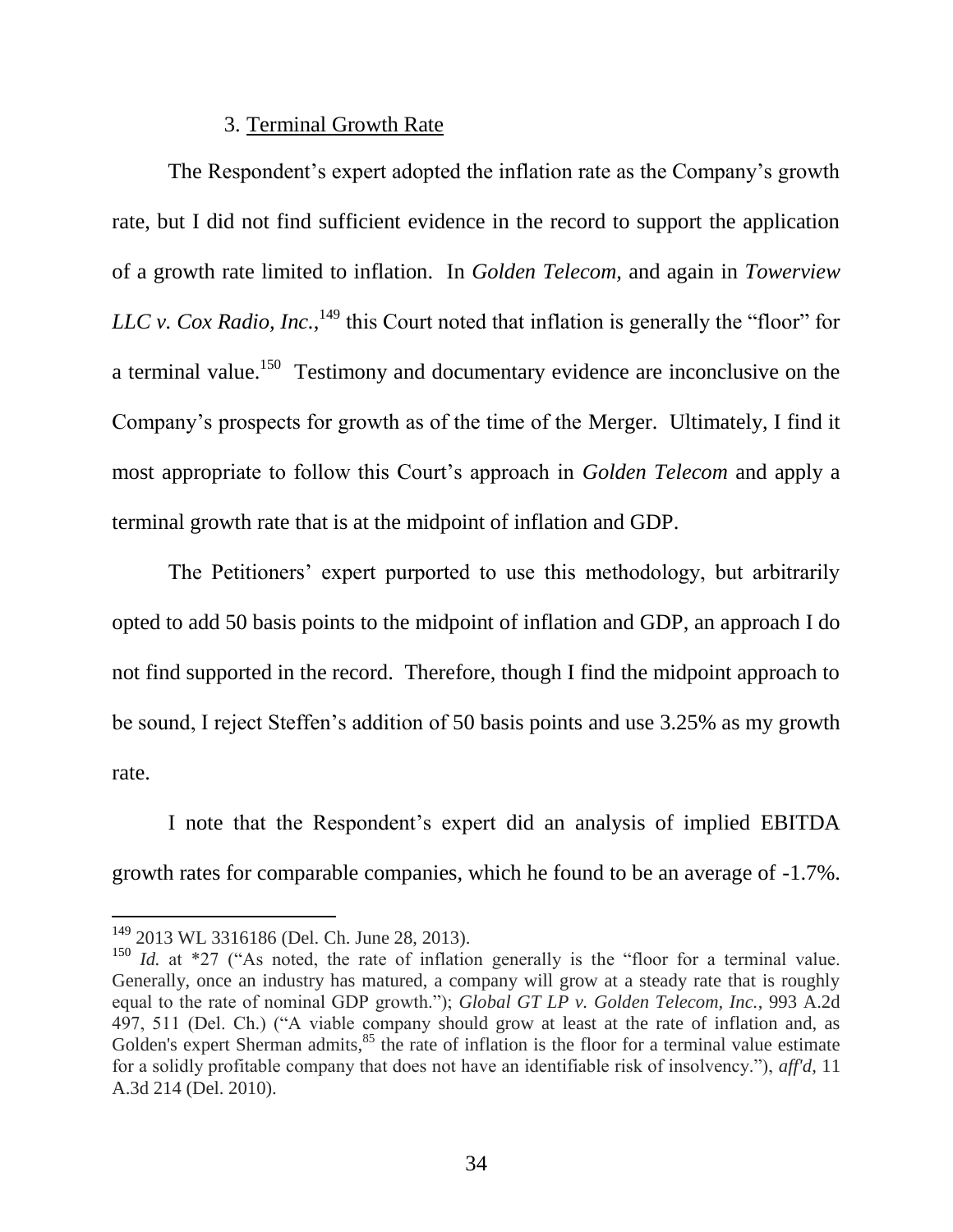### 3. Terminal Growth Rate

The Respondent's expert adopted the inflation rate as the Company's growth rate, but I did not find sufficient evidence in the record to support the application of a growth rate limited to inflation. In *Golden Telecom,* and again in *Towerview LLC v. Cox Radio, Inc.*,[149] this Court noted that inflation is generally the "floor" for a terminal value.[150] Testimony and documentary evidence are inconclusive on the Company's prospects for growth as of the time of the Merger. Ultimately, I find it most appropriate to follow this Court's approach in *Golden Telecom* and apply a terminal growth rate that is at the midpoint of inflation and GDP.

The Petitioners' expert purported to use this methodology, but arbitrarily opted to add 50 basis points to the midpoint of inflation and GDP, an approach I do not find supported in the record. Therefore, though I find the midpoint approach to be sound, I reject Steffen's addition of 50 basis points and use 3.25% as my growth rate.

I note that the Respondent's expert did an analysis of implied EBITDA growth rates for comparable companies, which he found to be an average of -1.7%.

---

[149] 2013 WL 3316186 (Del. Ch. June 28, 2013).

[150] *Id.* at *27 ("As noted, the rate of inflation generally is the "floor for a terminal value. Generally, once an industry has matured, a company will grow at a steady rate that is roughly equal to the rate of nominal GDP growth."); *Global GT LP v. Golden Telecom, Inc.*, 993 A.2d 497, 511 (Del. Ch.) ("A viable company should grow at least at the rate of inflation and, as Golden's expert Sherman admits,[85] the rate of inflation is the floor for a terminal value estimate for a solidly profitable company that does not have an identifiable risk of insolvency."), *aff'd*, 11 A.3d 214 (Del. 2010).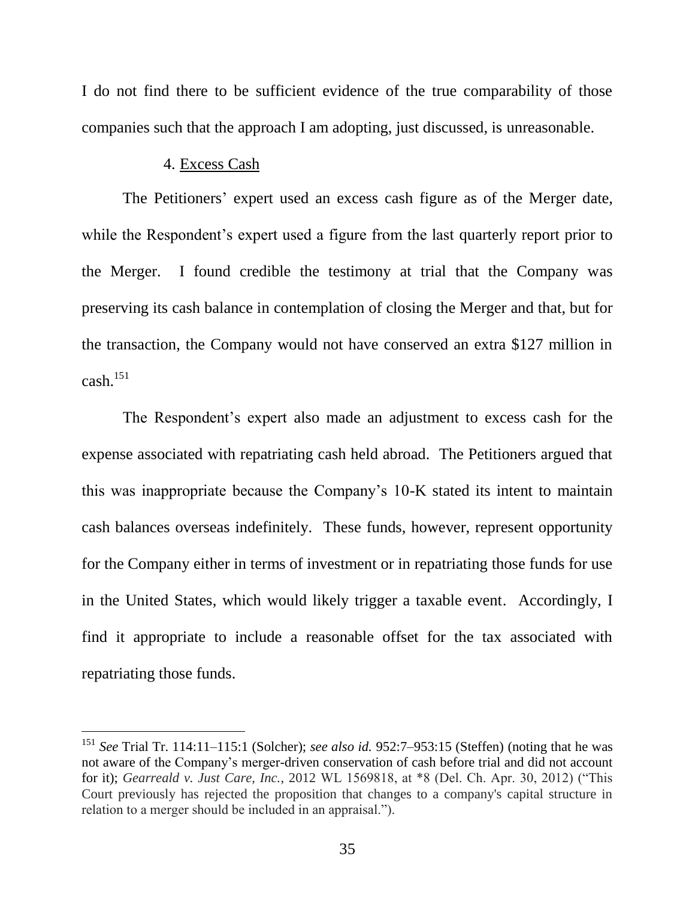I do not find there to be sufficient evidence of the true comparability of those companies such that the approach I am adopting, just discussed, is unreasonable.

4. Excess Cash

The Petitioners' expert used an excess cash figure as of the Merger date, while the Respondent's expert used a figure from the last quarterly report prior to the Merger. I found credible the testimony at trial that the Company was preserving its cash balance in contemplation of closing the Merger and that, but for the transaction, the Company would not have conserved an extra $127 million in cash.[151]

The Respondent's expert also made an adjustment to excess cash for the expense associated with repatriating cash held abroad. The Petitioners argued that this was inappropriate because the Company's 10-K stated its intent to maintain cash balances overseas indefinitely. These funds, however, represent opportunity for the Company either in terms of investment or in repatriating those funds for use in the United States, which would likely trigger a taxable event. Accordingly, I find it appropriate to include a reasonable offset for the tax associated with repatriating those funds.

---

[151] *See* Trial Tr. 114:11–115:1 (Solcher); *see also id.* 952:7–953:15 (Steffen) (noting that he was not aware of the Company's merger-driven conservation of cash before trial and did not account for it); *Gearreald v. Just Care, Inc.*, 2012 WL 1569818, at *8 (Del. Ch. Apr. 30, 2012) ("This Court previously has rejected the proposition that changes to a company's capital structure in relation to a merger should be included in an appraisal.").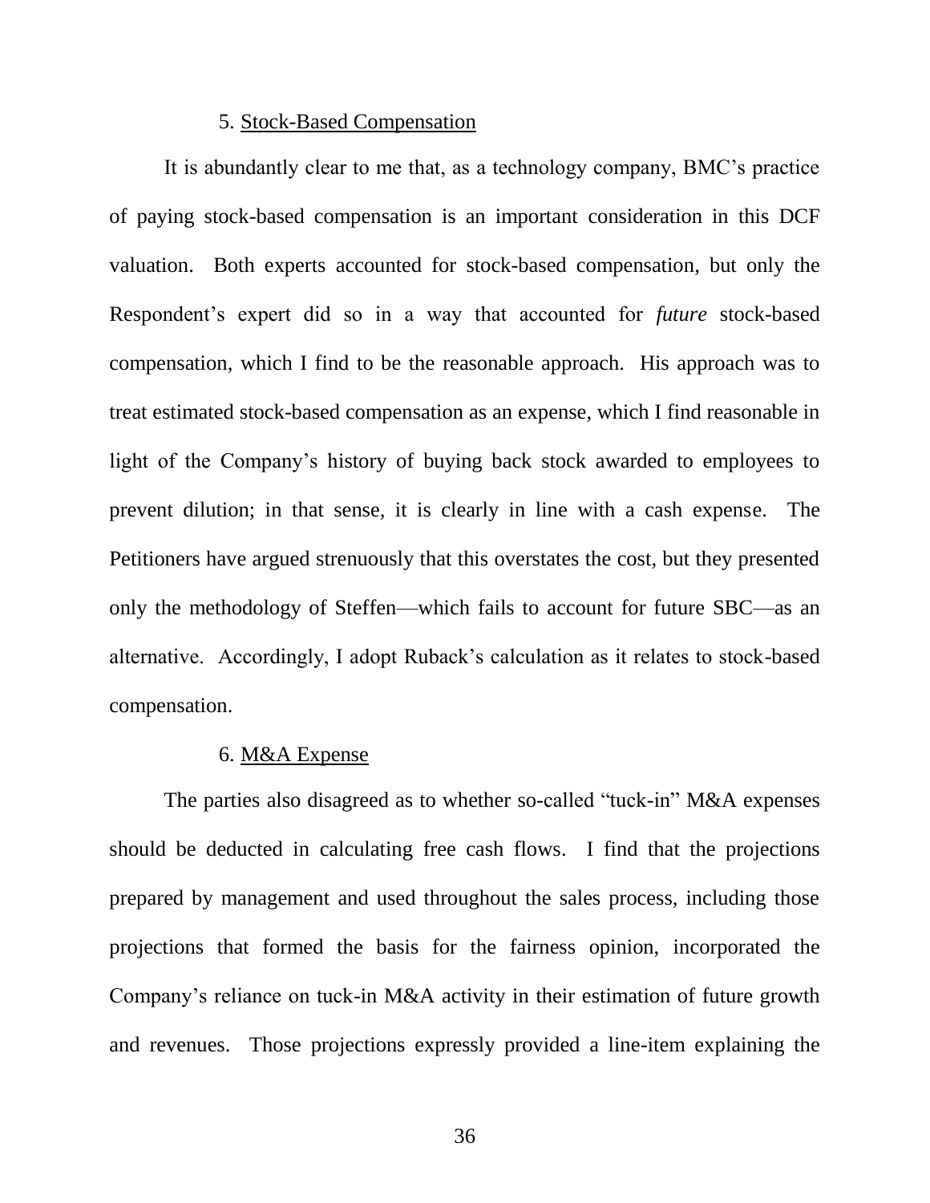### 5. Stock-Based Compensation

It is abundantly clear to me that, as a technology company, BMC's practice of paying stock-based compensation is an important consideration in this DCF valuation. Both experts accounted for stock-based compensation, but only the Respondent's expert did so in a way that accounted for *future* stock-based compensation, which I find to be the reasonable approach. His approach was to treat estimated stock-based compensation as an expense, which I find reasonable in light of the Company's history of buying back stock awarded to employees to prevent dilution; in that sense, it is clearly in line with a cash expense. The Petitioners have argued strenuously that this overstates the cost, but they presented only the methodology of Steffen—which fails to account for future SBC—as an alternative. Accordingly, I adopt Ruback's calculation as it relates to stock-based compensation.

### 6. M&A Expense

The parties also disagreed as to whether so-called "tuck-in" M&A expenses should be deducted in calculating free cash flows. I find that the projections prepared by management and used throughout the sales process, including those projections that formed the basis for the fairness opinion, incorporated the Company's reliance on tuck-in M&A activity in their estimation of future growth and revenues. Those projections expressly provided a line-item explaining the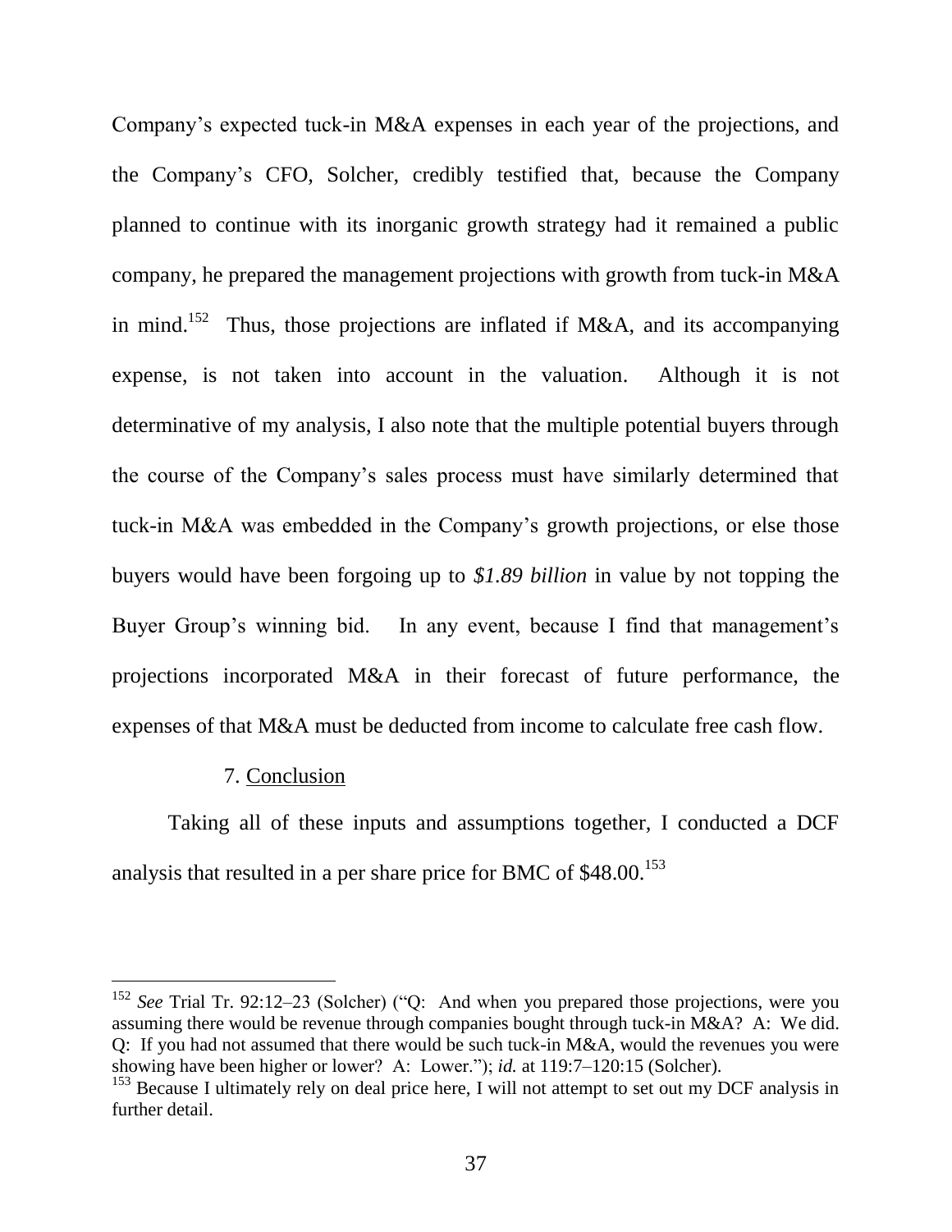Company's expected tuck-in M&A expenses in each year of the projections, and the Company's CFO, Solcher, credibly testified that, because the Company planned to continue with its inorganic growth strategy had it remained a public company, he prepared the management projections with growth from tuck-in M&A in mind.[152] Thus, those projections are inflated if M&A, and its accompanying expense, is not taken into account in the valuation. Although it is not determinative of my analysis, I also note that the multiple potential buyers through the course of the Company's sales process must have similarly determined that tuck-in M&A was embedded in the Company's growth projections, or else those buyers would have been forgoing up to *$1.89 billion* in value by not topping the Buyer Group's winning bid. In any event, because I find that management's projections incorporated M&A in their forecast of future performance, the expenses of that M&A must be deducted from income to calculate free cash flow.

7. Conclusion

Taking all of these inputs and assumptions together, I conducted a DCF analysis that resulted in a per share price for BMC of $48.00.[153]

---

[152] *See* Trial Tr. 92:12–23 (Solcher) ("Q: And when you prepared those projections, were you assuming there would be revenue through companies bought through tuck-in M&A? A: We did. Q: If you had not assumed that there would be such tuck-in M&A, would the revenues you were showing have been higher or lower? A: Lower."); *id.* at 119:7–120:15 (Solcher).

[153] Because I ultimately rely on deal price here, I will not attempt to set out my DCF analysis in further detail.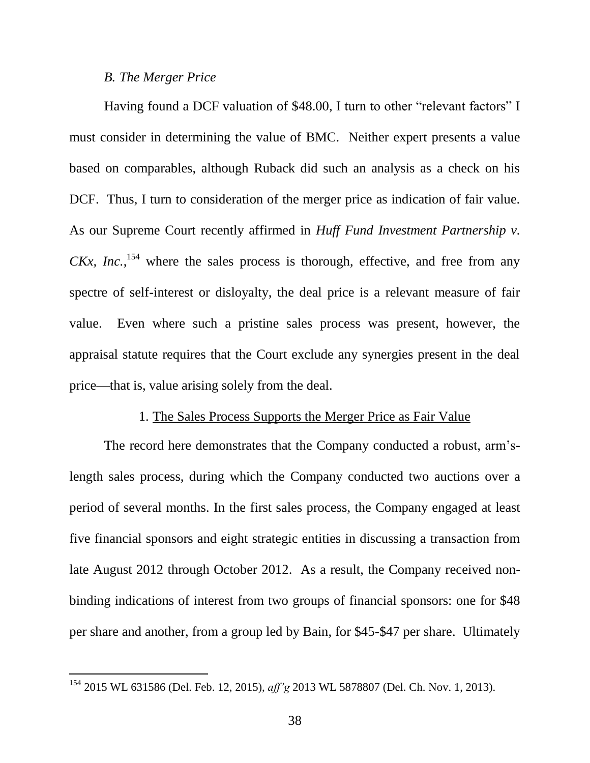### *B. The Merger Price*

Having found a DCF valuation of $48.00, I turn to other "relevant factors" I must consider in determining the value of BMC. Neither expert presents a value based on comparables, although Ruback did such an analysis as a check on his DCF. Thus, I turn to consideration of the merger price as indication of fair value. As our Supreme Court recently affirmed in *Huff Fund Investment Partnership v. CKx, Inc.*,[154] where the sales process is thorough, effective, and free from any spectre of self-interest or disloyalty, the deal price is a relevant measure of fair value. Even where such a pristine sales process was present, however, the appraisal statute requires that the Court exclude any synergies present in the deal price—that is, value arising solely from the deal.

#### 1. <u>The Sales Process Supports the Merger Price as Fair Value</u>

The record here demonstrates that the Company conducted a robust, arm's-length sales process, during which the Company conducted two auctions over a period of several months. In the first sales process, the Company engaged at least five financial sponsors and eight strategic entities in discussing a transaction from late August 2012 through October 2012. As a result, the Company received non-binding indications of interest from two groups of financial sponsors: one for $48 per share and another, from a group led by Bain, for $45-$47 per share. Ultimately

---

[154] 2015 WL 631586 (Del. Feb. 12, 2015), *aff'g* 2013 WL 5878807 (Del. Ch. Nov. 1, 2013).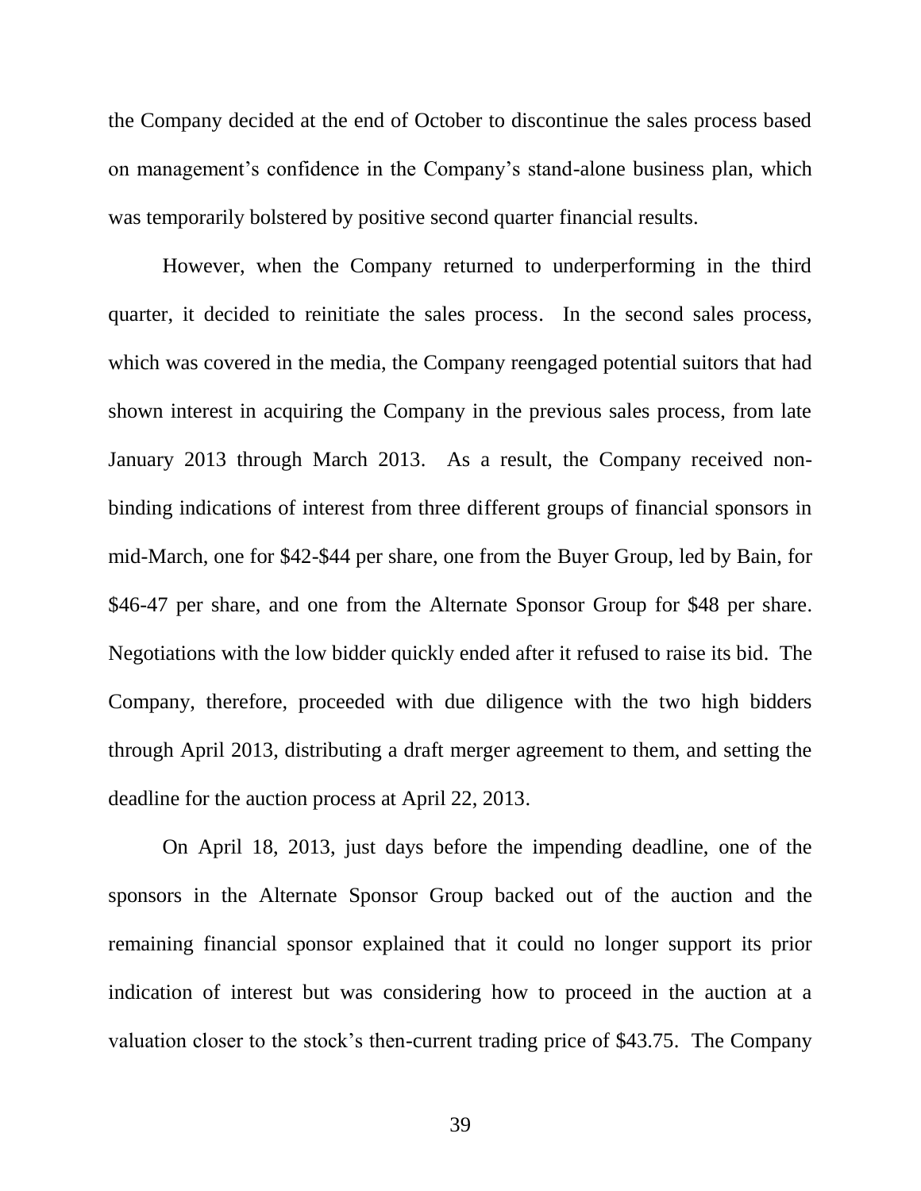the Company decided at the end of October to discontinue the sales process based on management's confidence in the Company's stand-alone business plan, which was temporarily bolstered by positive second quarter financial results.

However, when the Company returned to underperforming in the third quarter, it decided to reinitiate the sales process. In the second sales process, which was covered in the media, the Company reengaged potential suitors that had shown interest in acquiring the Company in the previous sales process, from late January 2013 through March 2013. As a result, the Company received non-binding indications of interest from three different groups of financial sponsors in mid-March, one for $42-$44 per share, one from the Buyer Group, led by Bain, for $46-47 per share, and one from the Alternate Sponsor Group for $48 per share. Negotiations with the low bidder quickly ended after it refused to raise its bid. The Company, therefore, proceeded with due diligence with the two high bidders through April 2013, distributing a draft merger agreement to them, and setting the deadline for the auction process at April 22, 2013.

On April 18, 2013, just days before the impending deadline, one of the sponsors in the Alternate Sponsor Group backed out of the auction and the remaining financial sponsor explained that it could no longer support its prior indication of interest but was considering how to proceed in the auction at a valuation closer to the stock's then-current trading price of $43.75. The Company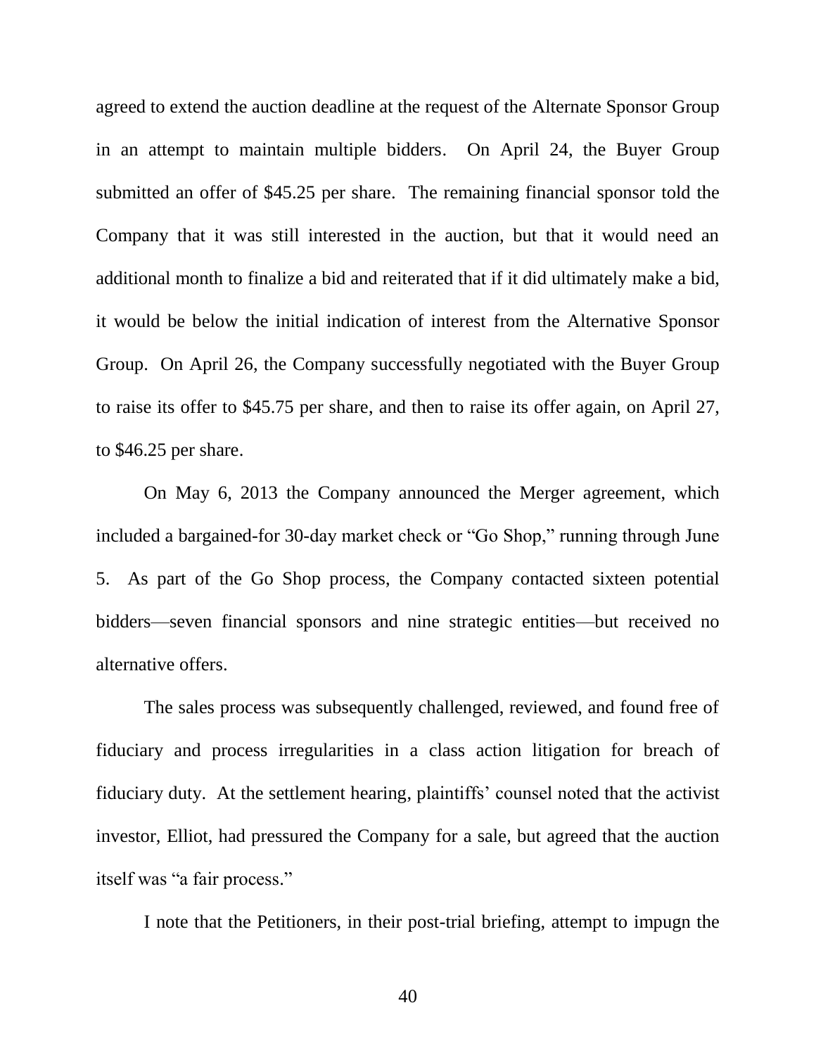agreed to extend the auction deadline at the request of the Alternate Sponsor Group in an attempt to maintain multiple bidders. On April 24, the Buyer Group submitted an offer of $45.25 per share. The remaining financial sponsor told the Company that it was still interested in the auction, but that it would need an additional month to finalize a bid and reiterated that if it did ultimately make a bid, it would be below the initial indication of interest from the Alternative Sponsor Group. On April 26, the Company successfully negotiated with the Buyer Group to raise its offer to $45.75 per share, and then to raise its offer again, on April 27, to $46.25 per share.

On May 6, 2013 the Company announced the Merger agreement, which included a bargained-for 30-day market check or "Go Shop," running through June 5. As part of the Go Shop process, the Company contacted sixteen potential bidders—seven financial sponsors and nine strategic entities—but received no alternative offers.

The sales process was subsequently challenged, reviewed, and found free of fiduciary and process irregularities in a class action litigation for breach of fiduciary duty. At the settlement hearing, plaintiffs' counsel noted that the activist investor, Elliot, had pressured the Company for a sale, but agreed that the auction itself was "a fair process."

I note that the Petitioners, in their post-trial briefing, attempt to impugn the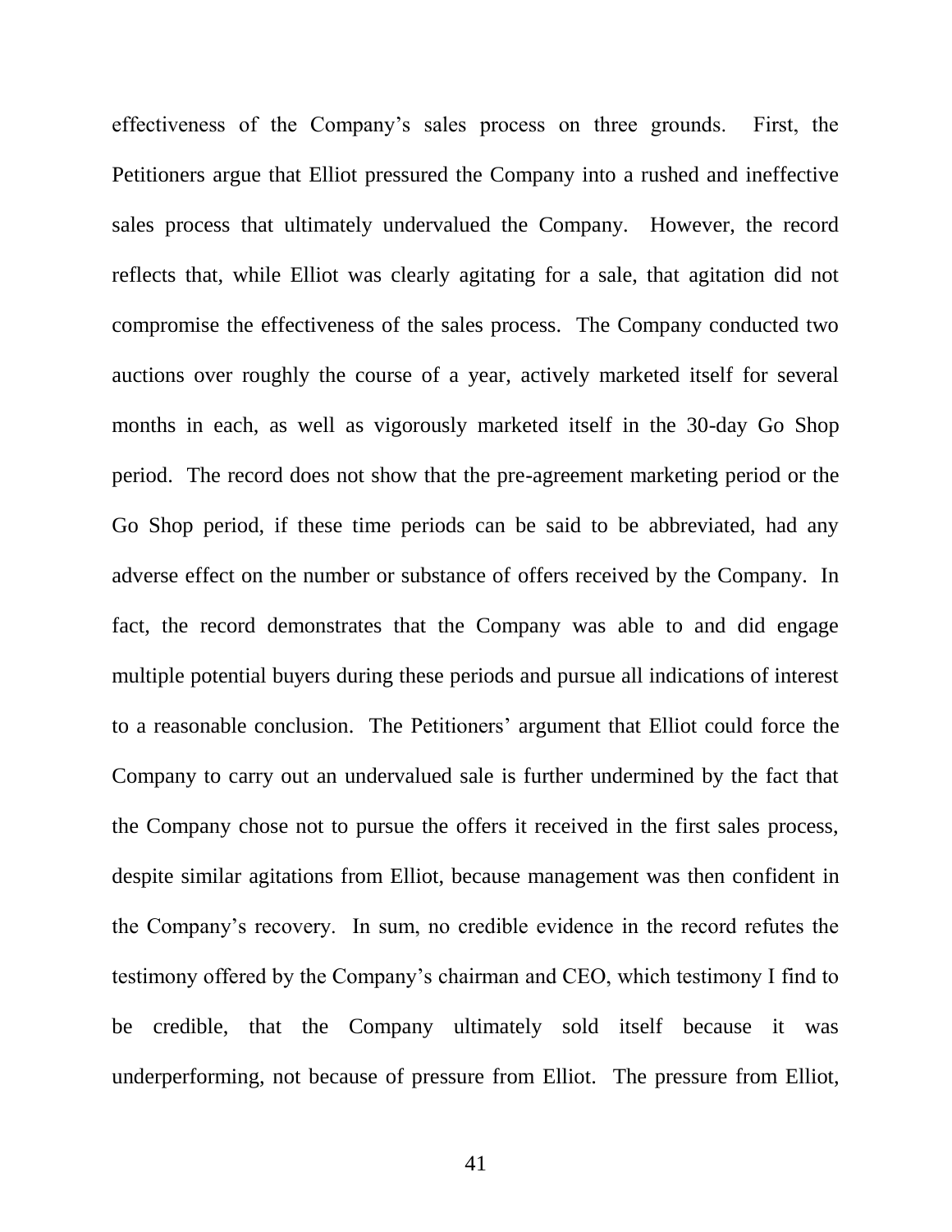effectiveness of the Company's sales process on three grounds. First, the Petitioners argue that Elliot pressured the Company into a rushed and ineffective sales process that ultimately undervalued the Company. However, the record reflects that, while Elliot was clearly agitating for a sale, that agitation did not compromise the effectiveness of the sales process. The Company conducted two auctions over roughly the course of a year, actively marketed itself for several months in each, as well as vigorously marketed itself in the 30-day Go Shop period. The record does not show that the pre-agreement marketing period or the Go Shop period, if these time periods can be said to be abbreviated, had any adverse effect on the number or substance of offers received by the Company. In fact, the record demonstrates that the Company was able to and did engage multiple potential buyers during these periods and pursue all indications of interest to a reasonable conclusion. The Petitioners' argument that Elliot could force the Company to carry out an undervalued sale is further undermined by the fact that the Company chose not to pursue the offers it received in the first sales process, despite similar agitations from Elliot, because management was then confident in the Company's recovery. In sum, no credible evidence in the record refutes the testimony offered by the Company's chairman and CEO, which testimony I find to be credible, that the Company ultimately sold itself because it was underperforming, not because of pressure from Elliot. The pressure from Elliot,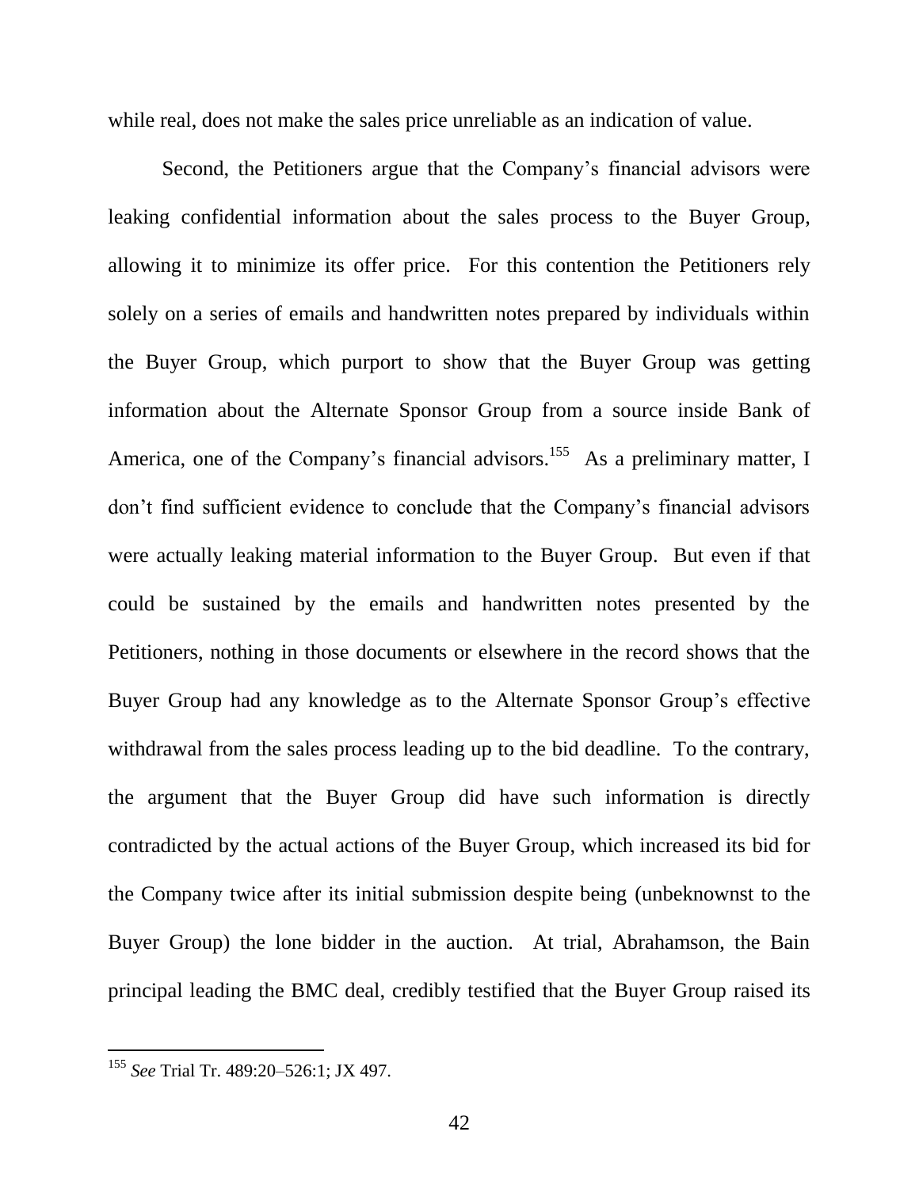while real, does not make the sales price unreliable as an indication of value.

Second, the Petitioners argue that the Company's financial advisors were leaking confidential information about the sales process to the Buyer Group, allowing it to minimize its offer price. For this contention the Petitioners rely solely on a series of emails and handwritten notes prepared by individuals within the Buyer Group, which purport to show that the Buyer Group was getting information about the Alternate Sponsor Group from a source inside Bank of America, one of the Company's financial advisors.[155] As a preliminary matter, I don't find sufficient evidence to conclude that the Company's financial advisors were actually leaking material information to the Buyer Group. But even if that could be sustained by the emails and handwritten notes presented by the Petitioners, nothing in those documents or elsewhere in the record shows that the Buyer Group had any knowledge as to the Alternate Sponsor Group's effective withdrawal from the sales process leading up to the bid deadline. To the contrary, the argument that the Buyer Group did have such information is directly contradicted by the actual actions of the Buyer Group, which increased its bid for the Company twice after its initial submission despite being (unbeknownst to the Buyer Group) the lone bidder in the auction. At trial, Abrahamson, the Bain principal leading the BMC deal, credibly testified that the Buyer Group raised its

---

[155] *See* Trial Tr. 489:20–526:1; JX 497.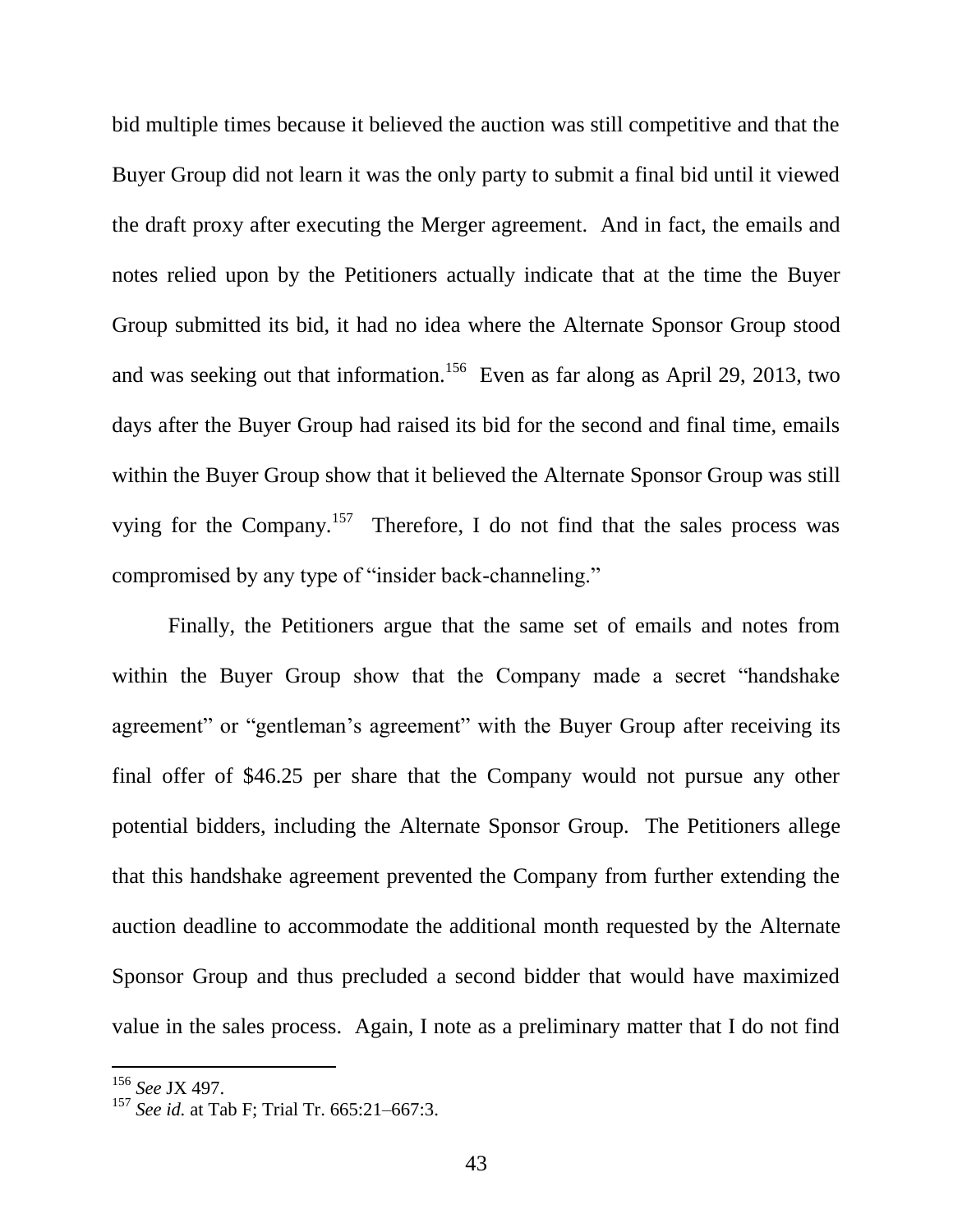bid multiple times because it believed the auction was still competitive and that the Buyer Group did not learn it was the only party to submit a final bid until it viewed the draft proxy after executing the Merger agreement. And in fact, the emails and notes relied upon by the Petitioners actually indicate that at the time the Buyer Group submitted its bid, it had no idea where the Alternate Sponsor Group stood and was seeking out that information.[156] Even as far along as April 29, 2013, two days after the Buyer Group had raised its bid for the second and final time, emails within the Buyer Group show that it believed the Alternate Sponsor Group was still vying for the Company.[157] Therefore, I do not find that the sales process was compromised by any type of "insider back-channeling."

Finally, the Petitioners argue that the same set of emails and notes from within the Buyer Group show that the Company made a secret "handshake agreement" or "gentleman's agreement" with the Buyer Group after receiving its final offer of $46.25 per share that the Company would not pursue any other potential bidders, including the Alternate Sponsor Group. The Petitioners allege that this handshake agreement prevented the Company from further extending the auction deadline to accommodate the additional month requested by the Alternate Sponsor Group and thus precluded a second bidder that would have maximized value in the sales process. Again, I note as a preliminary matter that I do not find

---

[156] *See* JX 497.

[157] *See id.* at Tab F; Trial Tr. 665:21–667:3.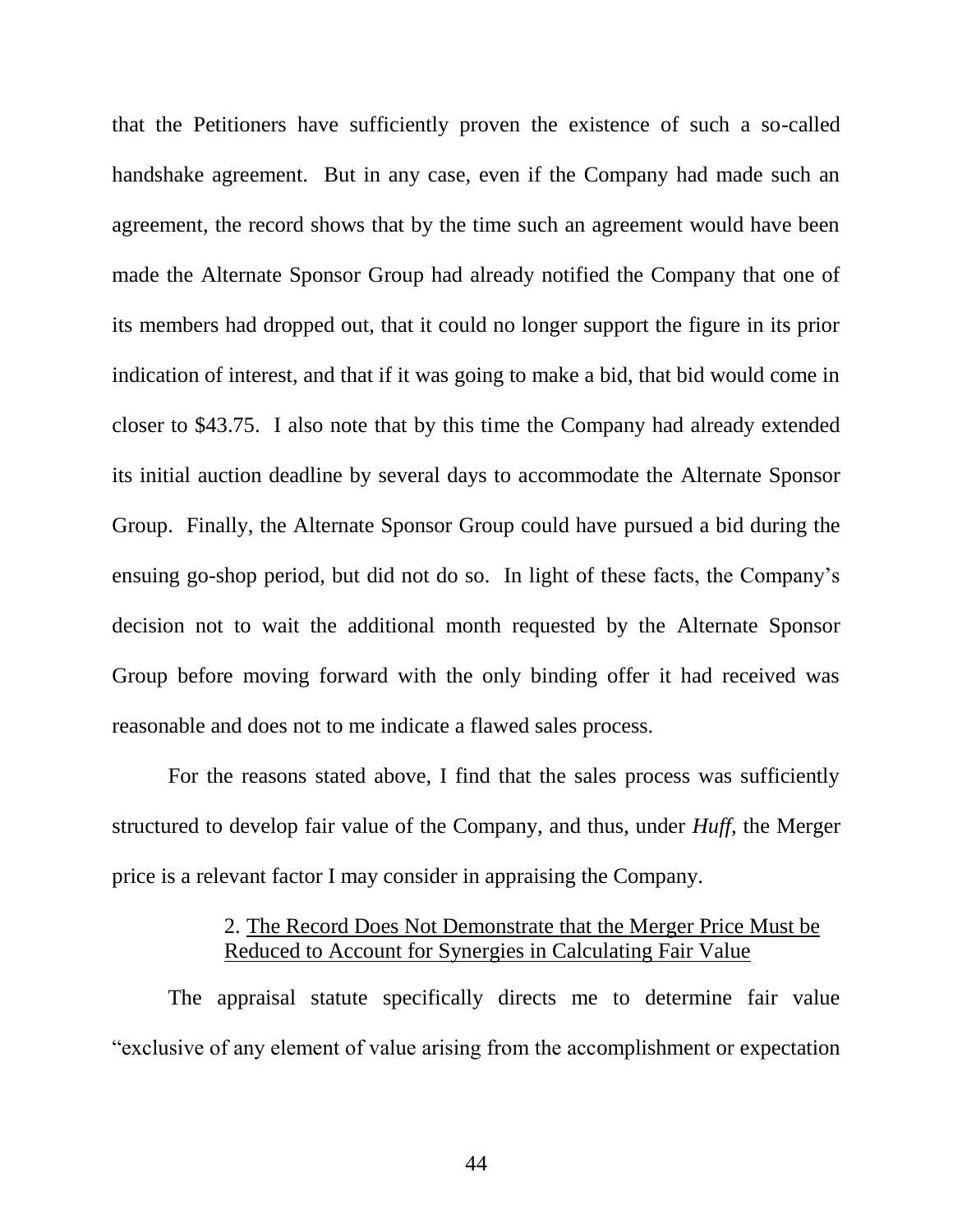that the Petitioners have sufficiently proven the existence of such a so-called handshake agreement. But in any case, even if the Company had made such an agreement, the record shows that by the time such an agreement would have been made the Alternate Sponsor Group had already notified the Company that one of its members had dropped out, that it could no longer support the figure in its prior indication of interest, and that if it was going to make a bid, that bid would come in closer to $43.75. I also note that by this time the Company had already extended its initial auction deadline by several days to accommodate the Alternate Sponsor Group. Finally, the Alternate Sponsor Group could have pursued a bid during the ensuing go-shop period, but did not do so. In light of these facts, the Company's decision not to wait the additional month requested by the Alternate Sponsor Group before moving forward with the only binding offer it had received was reasonable and does not to me indicate a flawed sales process.

For the reasons stated above, I find that the sales process was sufficiently structured to develop fair value of the Company, and thus, under *Huff*, the Merger price is a relevant factor I may consider in appraising the Company.

2. <u>The Record Does Not Demonstrate that the Merger Price Must be Reduced to Account for Synergies in Calculating Fair Value</u>

The appraisal statute specifically directs me to determine fair value "exclusive of any element of value arising from the accomplishment or expectation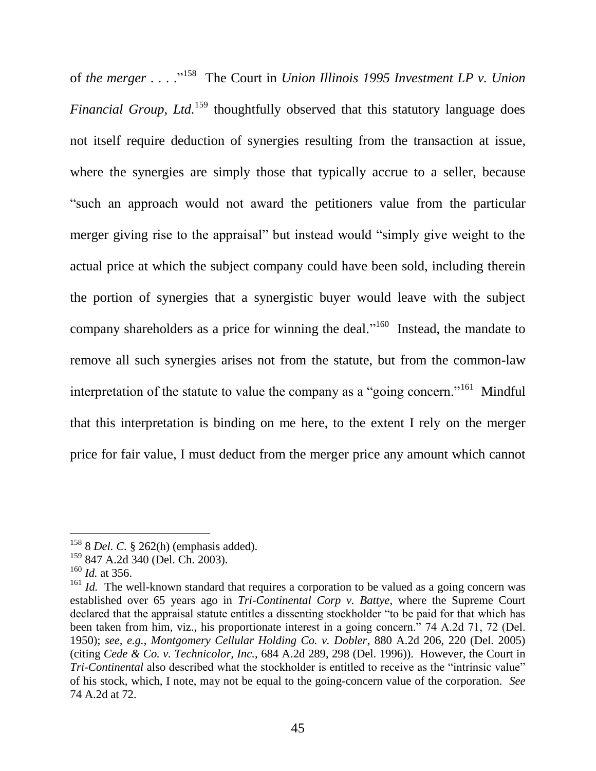of *the merger* . . . ."[158] The Court in *Union Illinois 1995 Investment LP v. Union Financial Group, Ltd.*[159] thoughtfully observed that this statutory language does not itself require deduction of synergies resulting from the transaction at issue, where the synergies are simply those that typically accrue to a seller, because "such an approach would not award the petitioners value from the particular merger giving rise to the appraisal" but instead would "simply give weight to the actual price at which the subject company could have been sold, including therein the portion of synergies that a synergistic buyer would leave with the subject company shareholders as a price for winning the deal."[160] Instead, the mandate to remove all such synergies arises not from the statute, but from the common-law interpretation of the statute to value the company as a "going concern."[161] Mindful that this interpretation is binding on me here, to the extent I rely on the merger price for fair value, I must deduct from the merger price any amount which cannot

---

[158] 8 *Del. C.* § 262(h) (emphasis added).

[159] 847 A.2d 340 (Del. Ch. 2003).

[160] *Id.* at 356.

[161] *Id.* The well-known standard that requires a corporation to be valued as a going concern was established over 65 years ago in *Tri-Continental Corp v. Battye*, where the Supreme Court declared that the appraisal statute entitles a dissenting stockholder "to be paid for that which has been taken from him, viz., his proportionate interest in a going concern." 74 A.2d 71, 72 (Del. 1950); *see, e.g.*, *Montgomery Cellular Holding Co. v. Dobler*, 880 A.2d 206, 220 (Del. 2005) (citing *Cede & Co. v. Technicolor, Inc.*, 684 A.2d 289, 298 (Del. 1996)). However, the Court in *Tri-Continental* also described what the stockholder is entitled to receive as the "intrinsic value" of his stock, which, I note, may not be equal to the going-concern value of the corporation. *See* 74 A.2d at 72.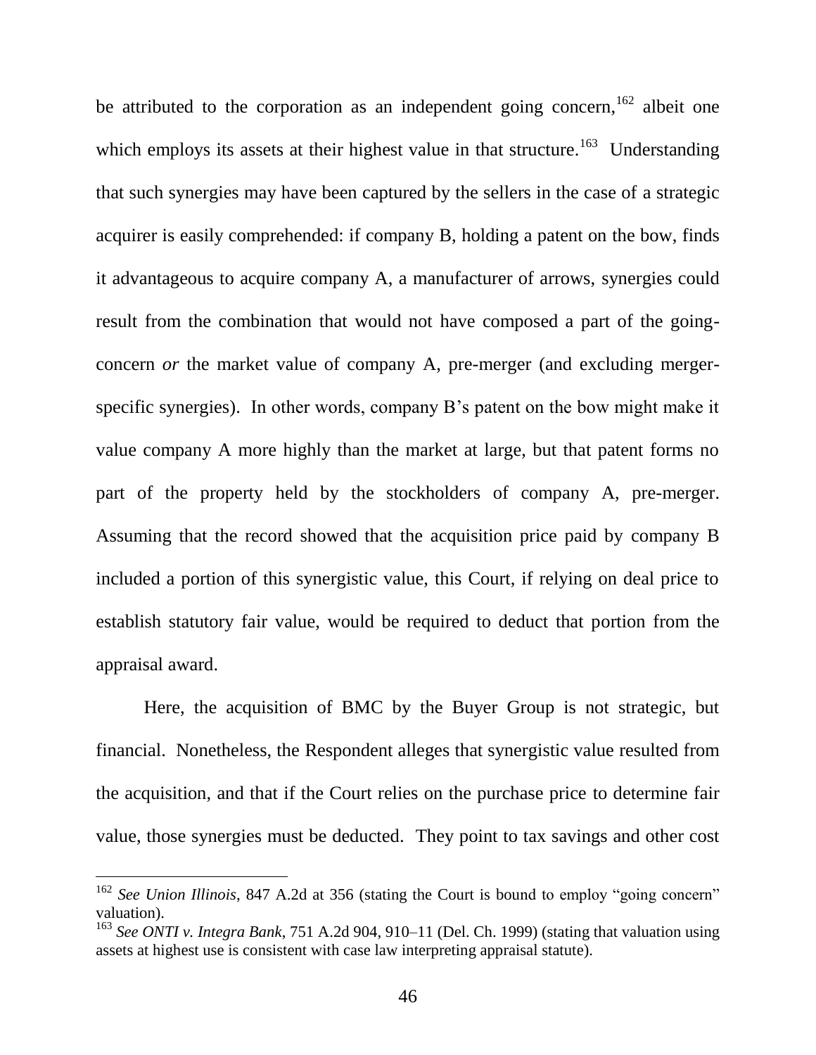be attributed to the corporation as an independent going concern,[162] albeit one which employs its assets at their highest value in that structure.[163] Understanding that such synergies may have been captured by the sellers in the case of a strategic acquirer is easily comprehended: if company B, holding a patent on the bow, finds it advantageous to acquire company A, a manufacturer of arrows, synergies could result from the combination that would not have composed a part of the going-concern *or* the market value of company A, pre-merger (and excluding merger-specific synergies). In other words, company B's patent on the bow might make it value company A more highly than the market at large, but that patent forms no part of the property held by the stockholders of company A, pre-merger. Assuming that the record showed that the acquisition price paid by company B included a portion of this synergistic value, this Court, if relying on deal price to establish statutory fair value, would be required to deduct that portion from the appraisal award.

Here, the acquisition of BMC by the Buyer Group is not strategic, but financial. Nonetheless, the Respondent alleges that synergistic value resulted from the acquisition, and that if the Court relies on the purchase price to determine fair value, those synergies must be deducted. They point to tax savings and other cost

---

[162] *See Union Illinois*, 847 A.2d at 356 (stating the Court is bound to employ "going concern" valuation).

[163] *See ONTI v. Integra Bank*, 751 A.2d 904, 910–11 (Del. Ch. 1999) (stating that valuation using assets at highest use is consistent with case law interpreting appraisal statute).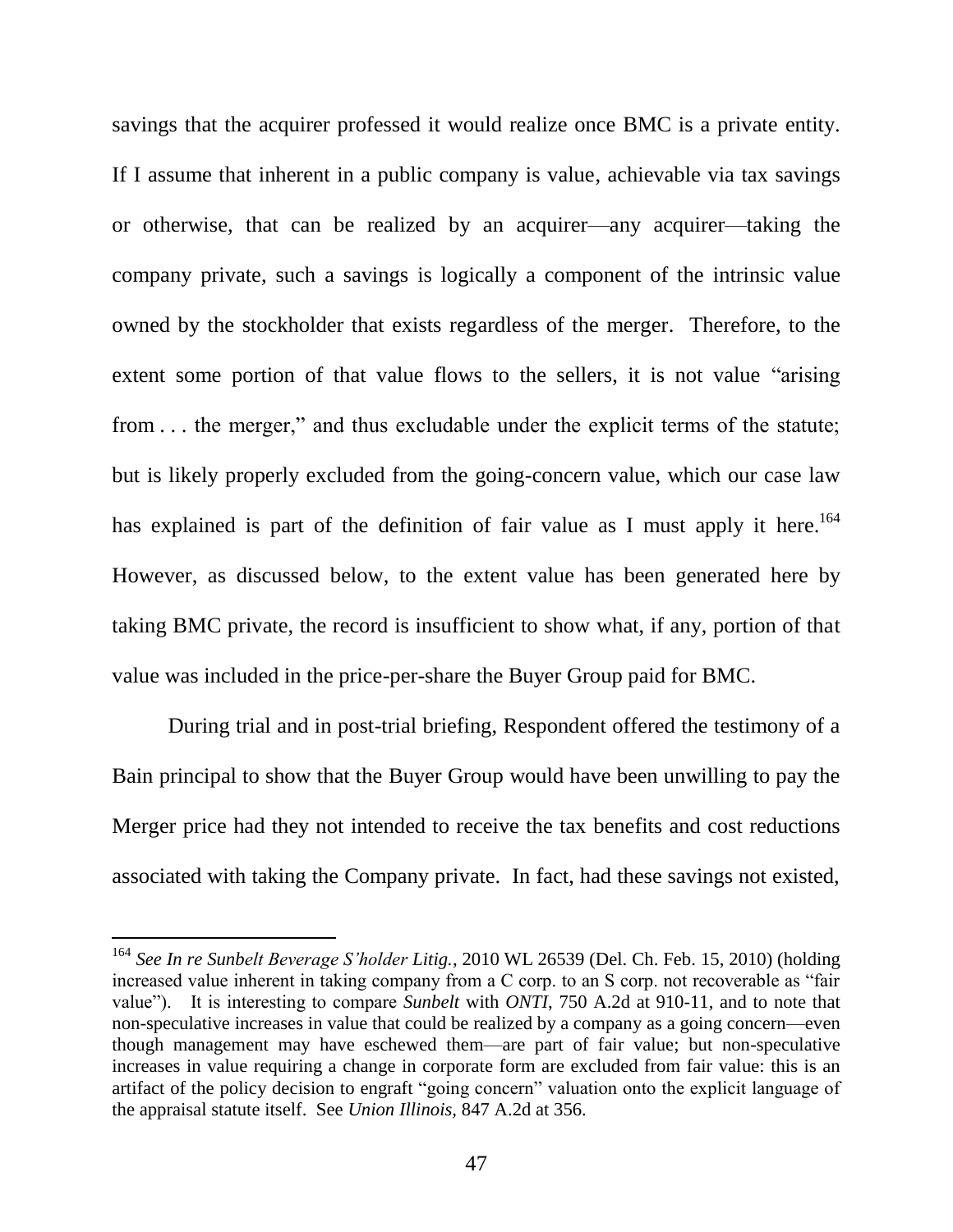savings that the acquirer professed it would realize once BMC is a private entity. If I assume that inherent in a public company is value, achievable via tax savings or otherwise, that can be realized by an acquirer—any acquirer—taking the company private, such a savings is logically a component of the intrinsic value owned by the stockholder that exists regardless of the merger. Therefore, to the extent some portion of that value flows to the sellers, it is not value "arising from . . . the merger," and thus excludable under the explicit terms of the statute; but is likely properly excluded from the going-concern value, which our case law has explained is part of the definition of fair value as I must apply it here.[164] However, as discussed below, to the extent value has been generated here by taking BMC private, the record is insufficient to show what, if any, portion of that value was included in the price-per-share the Buyer Group paid for BMC.

During trial and in post-trial briefing, Respondent offered the testimony of a Bain principal to show that the Buyer Group would have been unwilling to pay the Merger price had they not intended to receive the tax benefits and cost reductions associated with taking the Company private. In fact, had these savings not existed,

---

[164] *See In re Sunbelt Beverage S'holder Litig.*, 2010 WL 26539 (Del. Ch. Feb. 15, 2010) (holding increased value inherent in taking company from a C corp. to an S corp. not recoverable as "fair value"). It is interesting to compare *Sunbelt* with *ONTI*, 750 A.2d at 910-11, and to note that non-speculative increases in value that could be realized by a company as a going concern—even though management may have eschewed them—are part of fair value; but non-speculative increases in value requiring a change in corporate form are excluded from fair value: this is an artifact of the policy decision to engraft "going concern" valuation onto the explicit language of the appraisal statute itself. See *Union Illinois*, 847 A.2d at 356.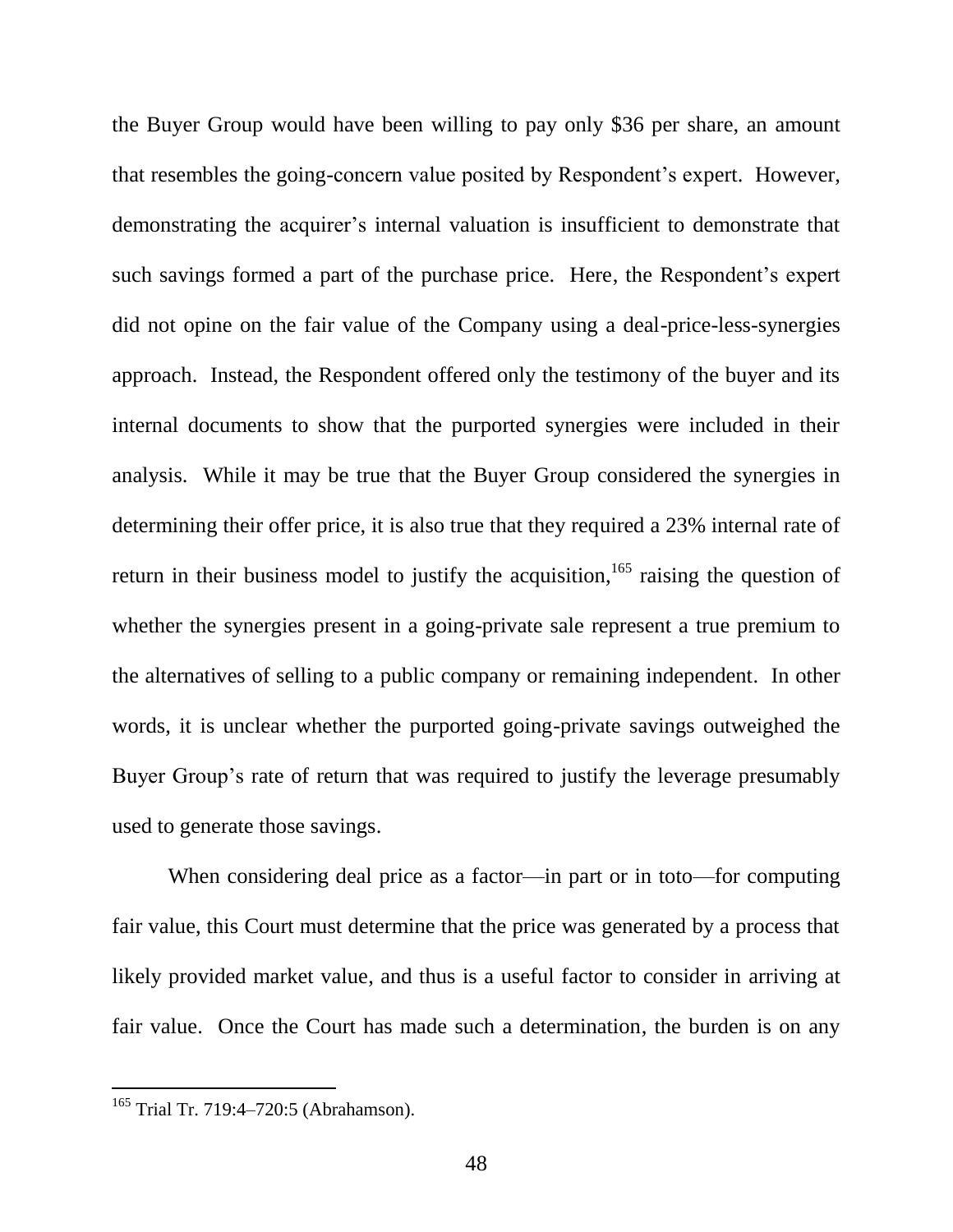the Buyer Group would have been willing to pay only $36 per share, an amount that resembles the going-concern value posited by Respondent's expert. However, demonstrating the acquirer's internal valuation is insufficient to demonstrate that such savings formed a part of the purchase price. Here, the Respondent's expert did not opine on the fair value of the Company using a deal-price-less-synergies approach. Instead, the Respondent offered only the testimony of the buyer and its internal documents to show that the purported synergies were included in their analysis. While it may be true that the Buyer Group considered the synergies in determining their offer price, it is also true that they required a 23% internal rate of return in their business model to justify the acquisition,[165] raising the question of whether the synergies present in a going-private sale represent a true premium to the alternatives of selling to a public company or remaining independent. In other words, it is unclear whether the purported going-private savings outweighed the Buyer Group's rate of return that was required to justify the leverage presumably used to generate those savings.

When considering deal price as a factor—in part or in toto—for computing fair value, this Court must determine that the price was generated by a process that likely provided market value, and thus is a useful factor to consider in arriving at fair value. Once the Court has made such a determination, the burden is on any

---

[165] Trial Tr. 719:4–720:5 (Abrahamson).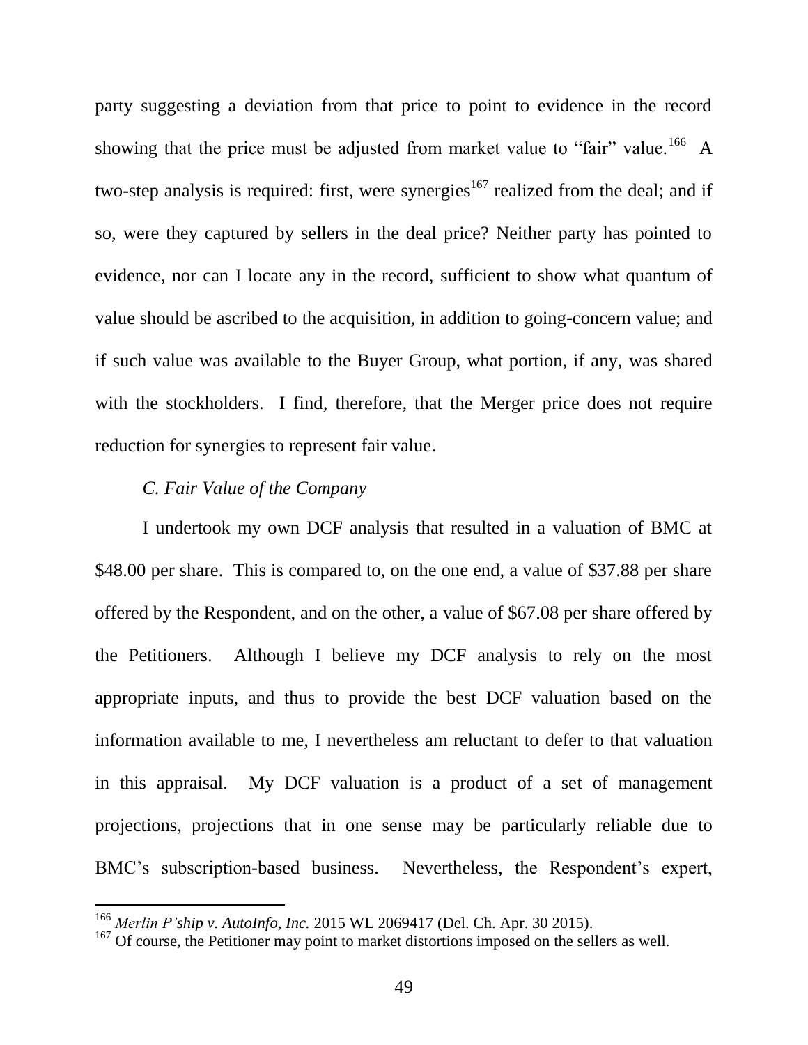party suggesting a deviation from that price to point to evidence in the record showing that the price must be adjusted from market value to "fair" value.[166] A two-step analysis is required: first, were synergies[167] realized from the deal; and if so, were they captured by sellers in the deal price? Neither party has pointed to evidence, nor can I locate any in the record, sufficient to show what quantum of value should be ascribed to the acquisition, in addition to going-concern value; and if such value was available to the Buyer Group, what portion, if any, was shared with the stockholders. I find, therefore, that the Merger price does not require reduction for synergies to represent fair value.

*C. Fair Value of the Company*

I undertook my own DCF analysis that resulted in a valuation of BMC at $48.00 per share. This is compared to, on the one end, a value of $37.88 per share offered by the Respondent, and on the other, a value of $67.08 per share offered by the Petitioners. Although I believe my DCF analysis to rely on the most appropriate inputs, and thus to provide the best DCF valuation based on the information available to me, I nevertheless am reluctant to defer to that valuation in this appraisal. My DCF valuation is a product of a set of management projections, projections that in one sense may be particularly reliable due to BMC's subscription-based business. Nevertheless, the Respondent's expert,

---

[166] *Merlin P'ship v. AutoInfo, Inc.* 2015 WL 2069417 (Del. Ch. Apr. 30 2015).

[167] Of course, the Petitioner may point to market distortions imposed on the sellers as well.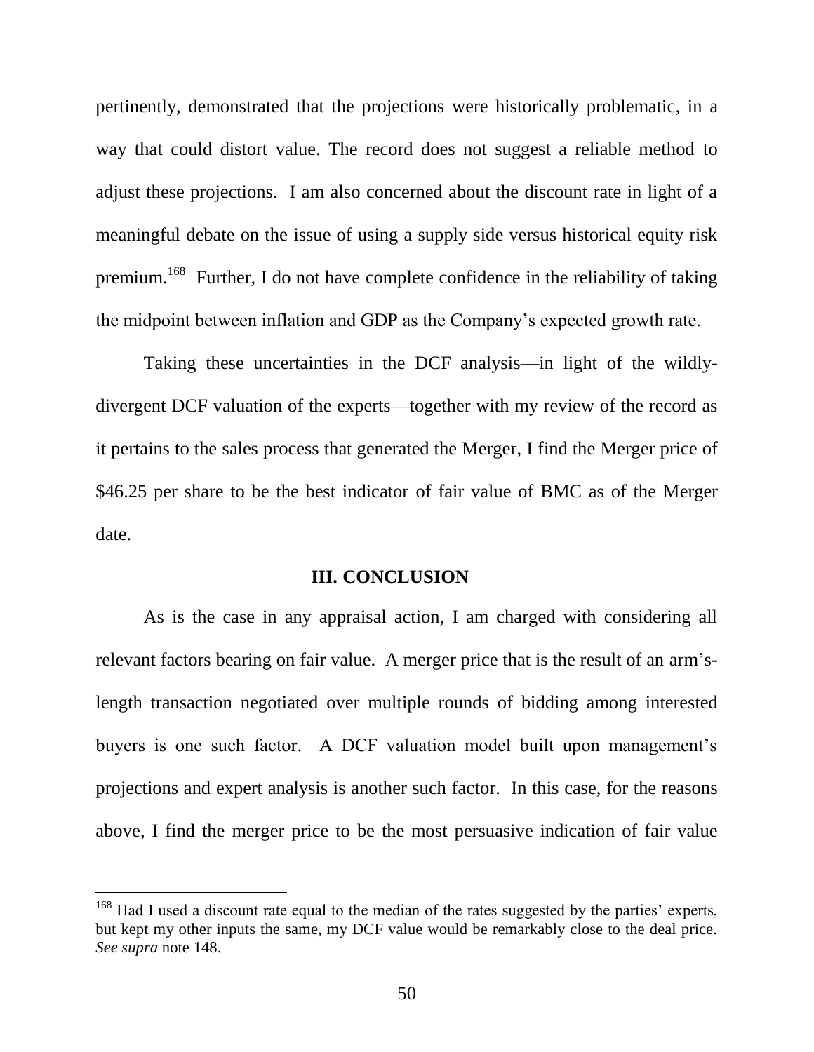pertinently, demonstrated that the projections were historically problematic, in a way that could distort value. The record does not suggest a reliable method to adjust these projections. I am also concerned about the discount rate in light of a meaningful debate on the issue of using a supply side versus historical equity risk premium.[168] Further, I do not have complete confidence in the reliability of taking the midpoint between inflation and GDP as the Company's expected growth rate.

Taking these uncertainties in the DCF analysis—in light of the wildly-divergent DCF valuation of the experts—together with my review of the record as it pertains to the sales process that generated the Merger, I find the Merger price of $46.25 per share to be the best indicator of fair value of BMC as of the Merger date.

## III. CONCLUSION

As is the case in any appraisal action, I am charged with considering all relevant factors bearing on fair value. A merger price that is the result of an arm's-length transaction negotiated over multiple rounds of bidding among interested buyers is one such factor. A DCF valuation model built upon management's projections and expert analysis is another such factor. In this case, for the reasons above, I find the merger price to be the most persuasive indication of fair value

---

[168] Had I used a discount rate equal to the median of the rates suggested by the parties' experts, but kept my other inputs the same, my DCF value would be remarkably close to the deal price. *See supra* note 148.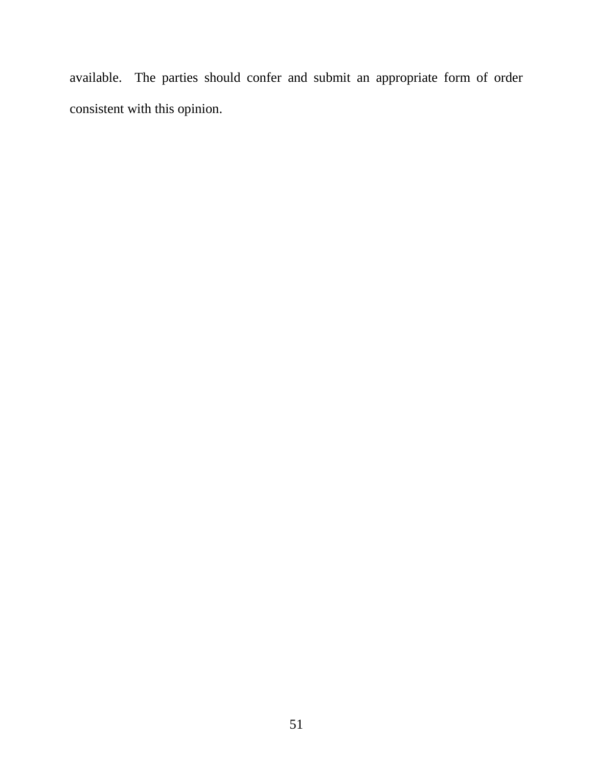available. The parties should confer and submit an appropriate form of order consistent with this opinion.